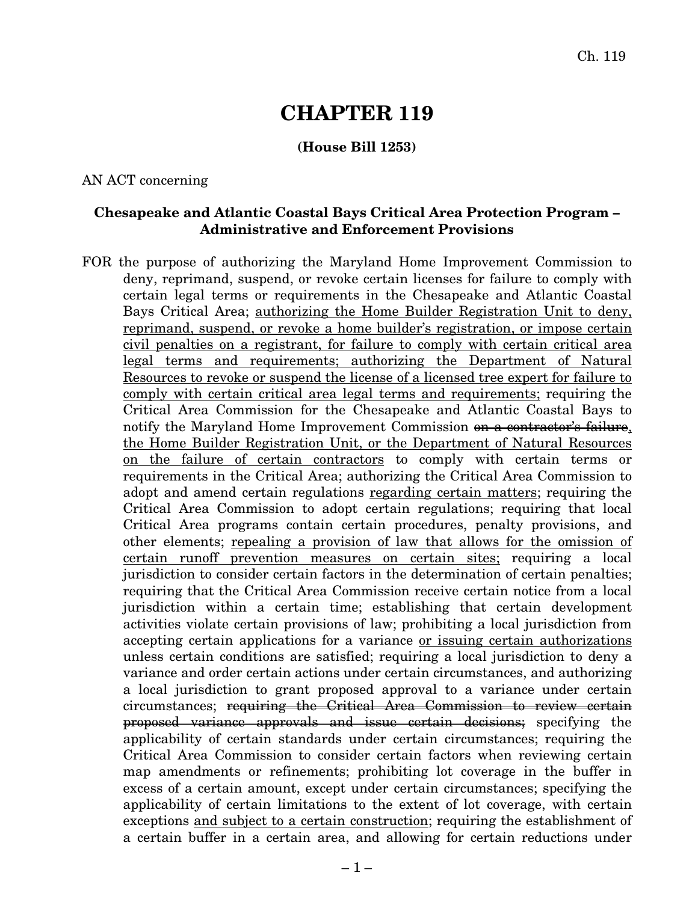# CHAPTER 119

**(House Bill 1253)**

AN ACT concerning

**Chesapeake and Atlantic Coastal Bays Critical Area Protection Program – Administrative and Enforcement Provisions**

FOR the purpose of authorizing the Maryland Home Improvement Commission to deny, reprimand, suspend, or revoke certain licenses for failure to comply with certain legal terms or requirements in the Chesapeake and Atlantic Coastal Bays Critical Area; <u>authorizing the Home Builder Registration Unit to deny, reprimand, suspend, or revoke a home builder's registration, or impose certain civil penalties on a registrant, for failure to comply with certain critical area legal terms and requirements; authorizing the Department of Natural Resources to revoke or suspend the license of a licensed tree expert for failure to comply with certain critical area legal terms and requirements;</u> requiring the Critical Area Commission for the Chesapeake and Atlantic Coastal Bays to notify the Maryland Home Improvement Commission ~~on a contractor's failure~~<u>, the Home Builder Registration Unit, or the Department of Natural Resources on the failure of certain contractors</u> to comply with certain terms or requirements in the Critical Area; authorizing the Critical Area Commission to adopt and amend certain regulations <u>regarding certain matters</u>; requiring the Critical Area Commission to adopt certain regulations; requiring that local Critical Area programs contain certain procedures, penalty provisions, and other elements; <u>repealing a provision of law that allows for the omission of certain runoff prevention measures on certain sites;</u> requiring a local jurisdiction to consider certain factors in the determination of certain penalties; requiring that the Critical Area Commission receive certain notice from a local jurisdiction within a certain time; establishing that certain development activities violate certain provisions of law; prohibiting a local jurisdiction from accepting certain applications for a variance <u>or issuing certain authorizations</u> unless certain conditions are satisfied; requiring a local jurisdiction to deny a variance and order certain actions under certain circumstances, and authorizing a local jurisdiction to grant proposed approval to a variance under certain circumstances; ~~requiring the Critical Area Commission to review certain proposed variance approvals and issue certain decisions;~~ specifying the applicability of certain standards under certain circumstances; requiring the Critical Area Commission to consider certain factors when reviewing certain map amendments or refinements; prohibiting lot coverage in the buffer in excess of a certain amount, except under certain circumstances; specifying the applicability of certain limitations to the extent of lot coverage, with certain exceptions <u>and subject to a certain construction</u>; requiring the establishment of a certain buffer in a certain area, and allowing for certain reductions under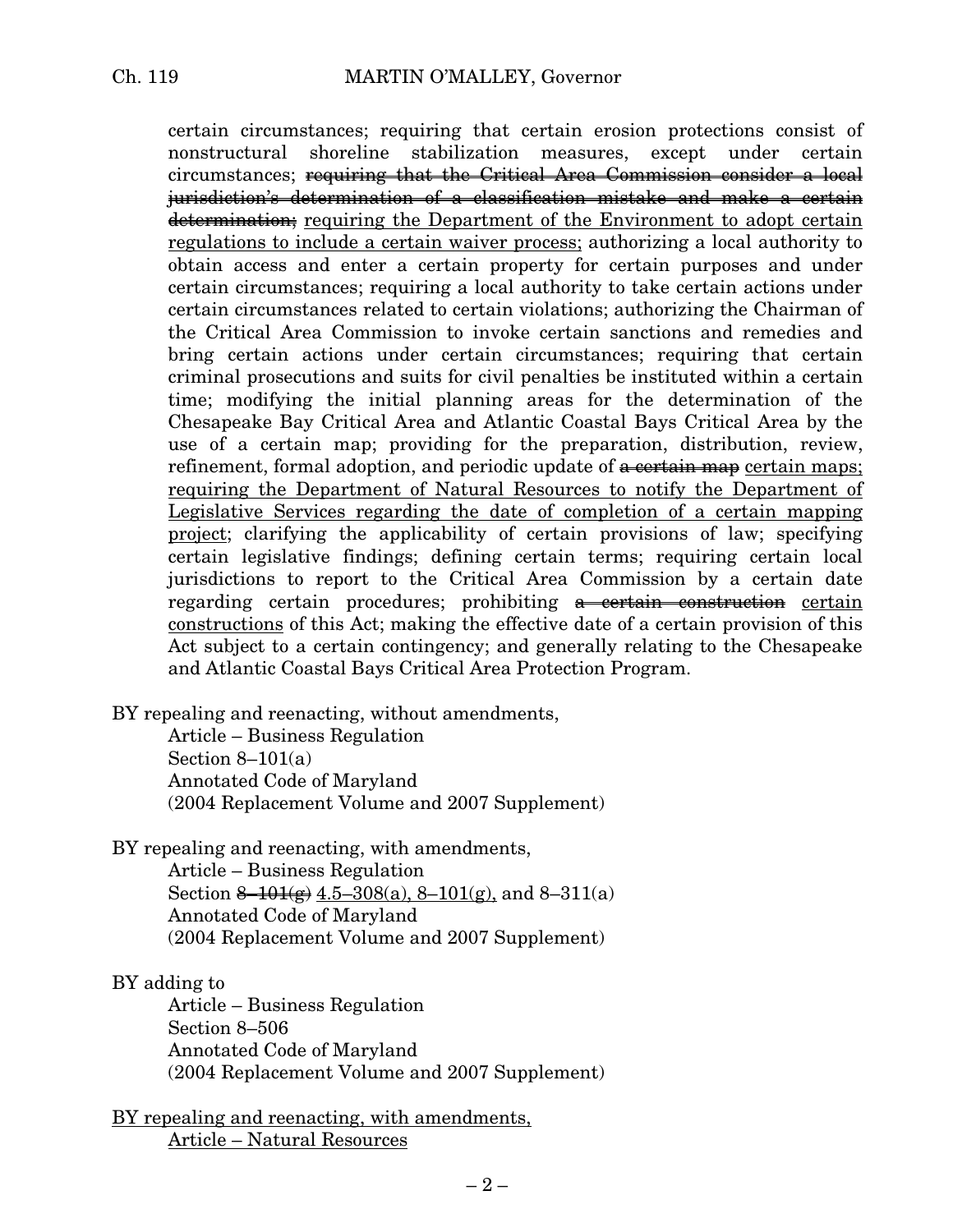certain circumstances; requiring that certain erosion protections consist of nonstructural shoreline stabilization measures, except under certain circumstances; ~~requiring that the Critical Area Commission consider a local jurisdiction's determination of a classification mistake and make a certain determination;~~ <u>requiring the Department of the Environment to adopt certain regulations to include a certain waiver process;</u> authorizing a local authority to obtain access and enter a certain property for certain purposes and under certain circumstances; requiring a local authority to take certain actions under certain circumstances related to certain violations; authorizing the Chairman of the Critical Area Commission to invoke certain sanctions and remedies and bring certain actions under certain circumstances; requiring that certain criminal prosecutions and suits for civil penalties be instituted within a certain time; modifying the initial planning areas for the determination of the Chesapeake Bay Critical Area and Atlantic Coastal Bays Critical Area by the use of a certain map; providing for the preparation, distribution, review, refinement, formal adoption, and periodic update of ~~a certain map~~ <u>certain maps; requiring the Department of Natural Resources to notify the Department of Legislative Services regarding the date of completion of a certain mapping project</u>; clarifying the applicability of certain provisions of law; specifying certain legislative findings; defining certain terms; requiring certain local jurisdictions to report to the Critical Area Commission by a certain date regarding certain procedures; prohibiting ~~a certain construction~~ <u>certain constructions</u> of this Act; making the effective date of a certain provision of this Act subject to a certain contingency; and generally relating to the Chesapeake and Atlantic Coastal Bays Critical Area Protection Program.

BY repealing and reenacting, without amendments,
Article – Business Regulation
Section 8–101(a)
Annotated Code of Maryland
(2004 Replacement Volume and 2007 Supplement)

BY repealing and reenacting, with amendments,
Article – Business Regulation
Section ~~8–101(g)~~ <u>4.5–308(a), 8–101(g),</u> and 8–311(a)
Annotated Code of Maryland
(2004 Replacement Volume and 2007 Supplement)

BY adding to
Article – Business Regulation
Section 8–506
Annotated Code of Maryland
(2004 Replacement Volume and 2007 Supplement)

<u>BY repealing and reenacting, with amendments,</u>
<u>Article – Natural Resources</u>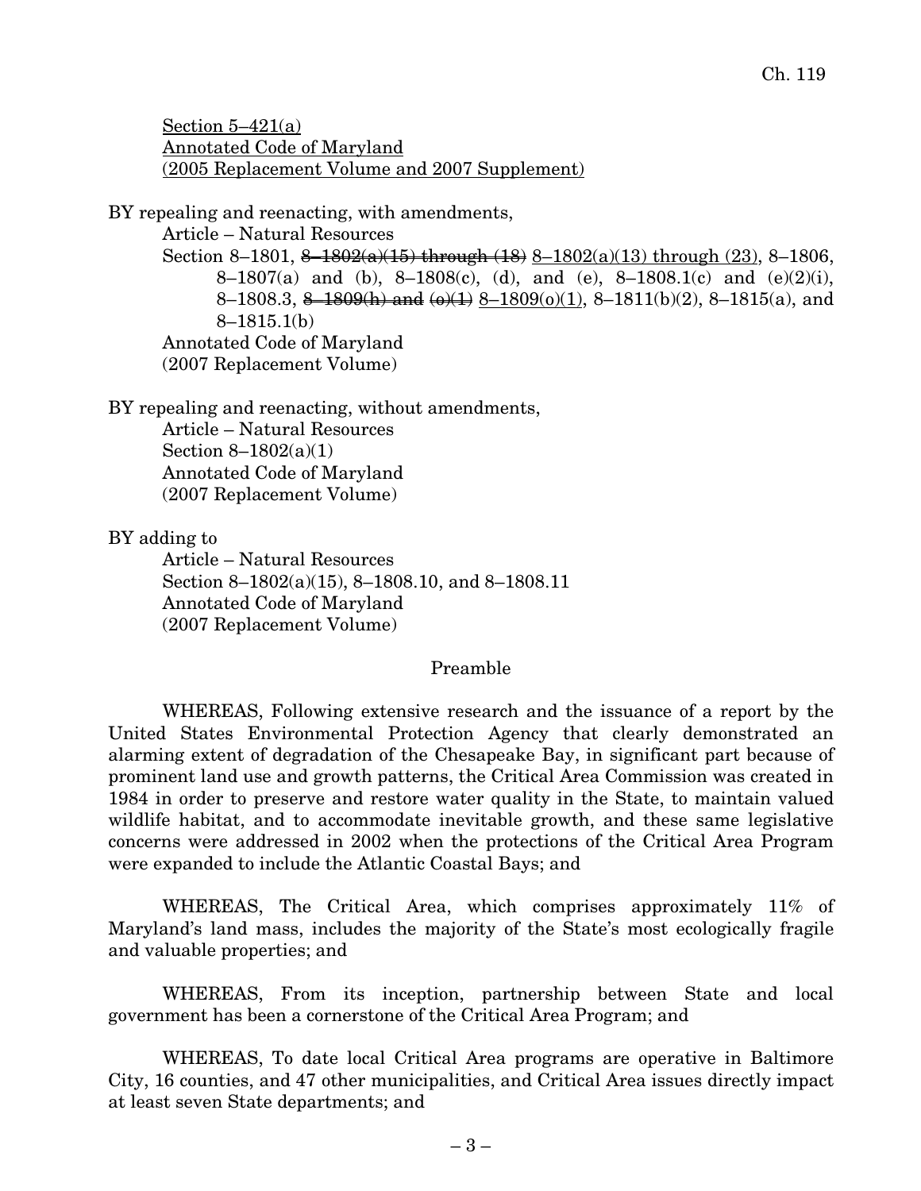Section 5–421(a)
Annotated Code of Maryland
(2005 Replacement Volume and 2007 Supplement)

BY repealing and reenacting, with amendments,

Article – Natural Resources
Section 8–1801, ~~8–1802(a)(15) through (18)~~ 8–1802(a)(13) through (23), 8–1806, 8–1807(a) and (b), 8–1808(c), (d), and (e), 8–1808.1(c) and (e)(2)(i), 8–1808.3, ~~8–1809(h) and (o)(1)~~ 8–1809(o)(1), 8–1811(b)(2), 8–1815(a), and 8–1815.1(b)
Annotated Code of Maryland
(2007 Replacement Volume)

BY repealing and reenacting, without amendments,

Article – Natural Resources
Section 8–1802(a)(1)
Annotated Code of Maryland
(2007 Replacement Volume)

BY adding to

Article – Natural Resources
Section 8–1802(a)(15), 8–1808.10, and 8–1808.11
Annotated Code of Maryland
(2007 Replacement Volume)

Preamble

WHEREAS, Following extensive research and the issuance of a report by the United States Environmental Protection Agency that clearly demonstrated an alarming extent of degradation of the Chesapeake Bay, in significant part because of prominent land use and growth patterns, the Critical Area Commission was created in 1984 in order to preserve and restore water quality in the State, to maintain valued wildlife habitat, and to accommodate inevitable growth, and these same legislative concerns were addressed in 2002 when the protections of the Critical Area Program were expanded to include the Atlantic Coastal Bays; and

WHEREAS, The Critical Area, which comprises approximately 11% of Maryland's land mass, includes the majority of the State's most ecologically fragile and valuable properties; and

WHEREAS, From its inception, partnership between State and local government has been a cornerstone of the Critical Area Program; and

WHEREAS, To date local Critical Area programs are operative in Baltimore City, 16 counties, and 47 other municipalities, and Critical Area issues directly impact at least seven State departments; and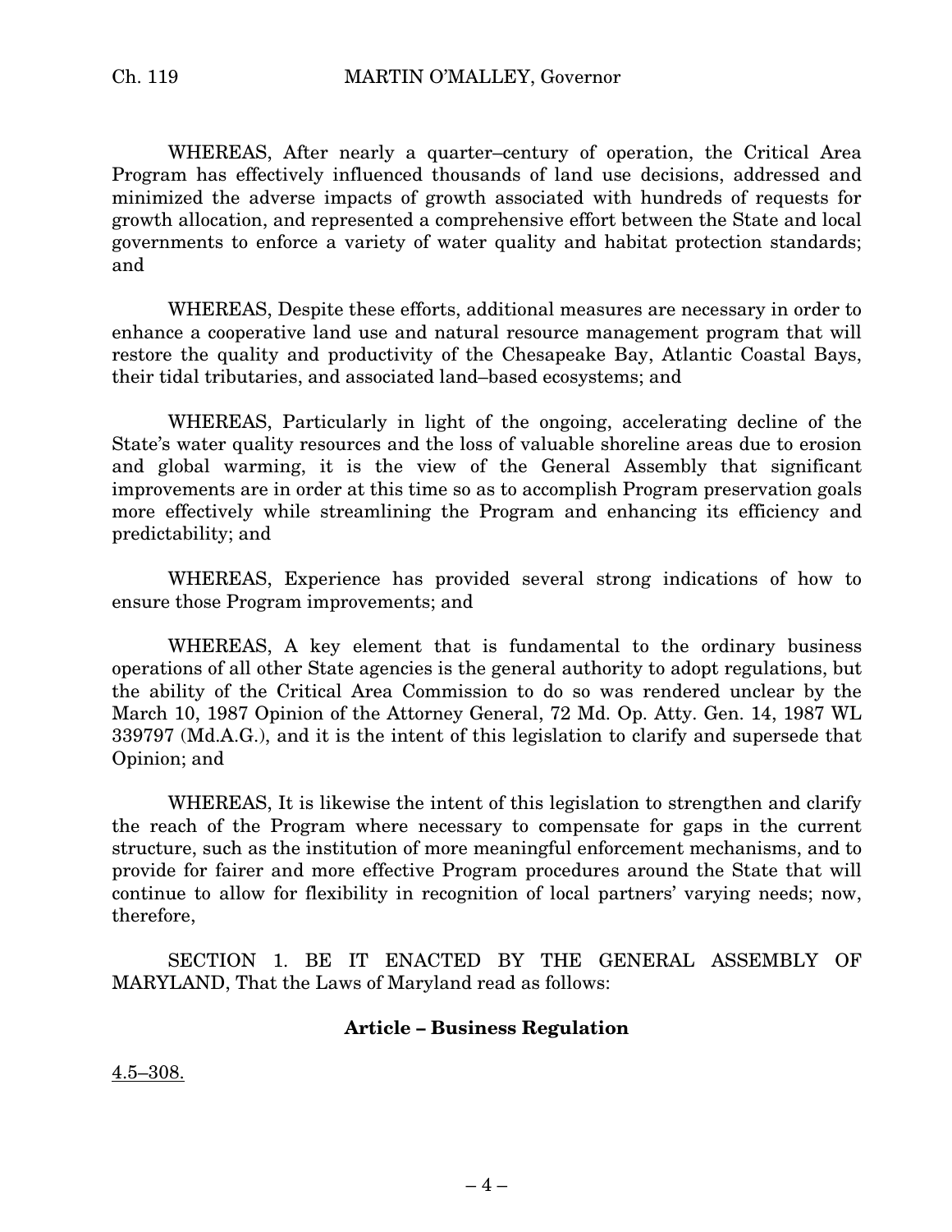WHEREAS, After nearly a quarter–century of operation, the Critical Area Program has effectively influenced thousands of land use decisions, addressed and minimized the adverse impacts of growth associated with hundreds of requests for growth allocation, and represented a comprehensive effort between the State and local governments to enforce a variety of water quality and habitat protection standards; and

WHEREAS, Despite these efforts, additional measures are necessary in order to enhance a cooperative land use and natural resource management program that will restore the quality and productivity of the Chesapeake Bay, Atlantic Coastal Bays, their tidal tributaries, and associated land–based ecosystems; and

WHEREAS, Particularly in light of the ongoing, accelerating decline of the State's water quality resources and the loss of valuable shoreline areas due to erosion and global warming, it is the view of the General Assembly that significant improvements are in order at this time so as to accomplish Program preservation goals more effectively while streamlining the Program and enhancing its efficiency and predictability; and

WHEREAS, Experience has provided several strong indications of how to ensure those Program improvements; and

WHEREAS, A key element that is fundamental to the ordinary business operations of all other State agencies is the general authority to adopt regulations, but the ability of the Critical Area Commission to do so was rendered unclear by the March 10, 1987 Opinion of the Attorney General, 72 Md. Op. Atty. Gen. 14, 1987 WL 339797 (Md.A.G.), and it is the intent of this legislation to clarify and supersede that Opinion; and

WHEREAS, It is likewise the intent of this legislation to strengthen and clarify the reach of the Program where necessary to compensate for gaps in the current structure, such as the institution of more meaningful enforcement mechanisms, and to provide for fairer and more effective Program procedures around the State that will continue to allow for flexibility in recognition of local partners' varying needs; now, therefore,

SECTION 1. BE IT ENACTED BY THE GENERAL ASSEMBLY OF MARYLAND, That the Laws of Maryland read as follows:

**Article – Business Regulation**

4.5–308.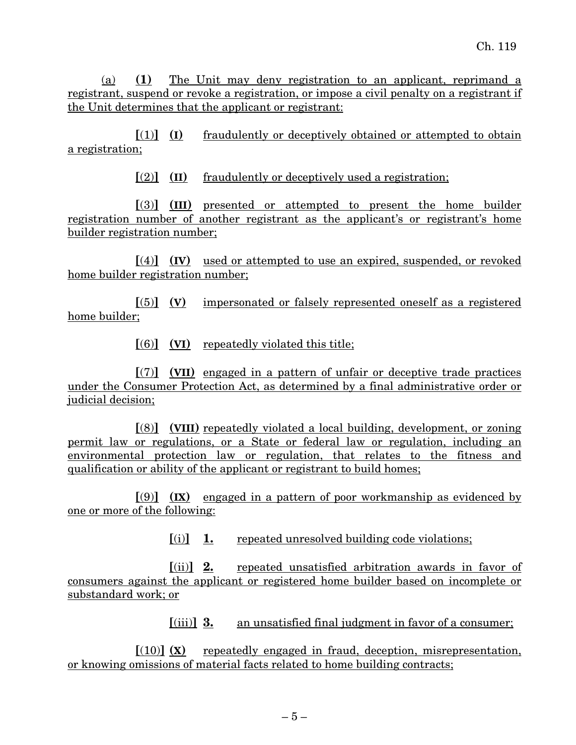(a) **(1)** The Unit may deny registration to an applicant, reprimand a registrant, suspend or revoke a registration, or impose a civil penalty on a registrant if the Unit determines that the applicant or registrant:

**[**(1)**]** **(I)** fraudulently or deceptively obtained or attempted to obtain a registration;

**[**(2)**]** **(II)** fraudulently or deceptively used a registration;

**[**(3)**]** **(III)** presented or attempted to present the home builder registration number of another registrant as the applicant's or registrant's home builder registration number;

**[**(4)**]** **(IV)** used or attempted to use an expired, suspended, or revoked home builder registration number;

**[**(5)**]** **(V)** impersonated or falsely represented oneself as a registered home builder;

**[**(6)**]** **(VI)** repeatedly violated this title;

**[**(7)**]** **(VII)** engaged in a pattern of unfair or deceptive trade practices under the Consumer Protection Act, as determined by a final administrative order or judicial decision;

**[**(8)**]** **(VIII)** repeatedly violated a local building, development, or zoning permit law or regulations, or a State or federal law or regulation, including an environmental protection law or regulation, that relates to the fitness and qualification or ability of the applicant or registrant to build homes;

**[**(9)**]** **(IX)** engaged in a pattern of poor workmanship as evidenced by one or more of the following:

**[**(i)**]** **1.** repeated unresolved building code violations;

**[**(ii)**]** **2.** repeated unsatisfied arbitration awards in favor of consumers against the applicant or registered home builder based on incomplete or substandard work; or

**[**(iii)**]** **3.** an unsatisfied final judgment in favor of a consumer;

**[**(10)**]** **(X)** repeatedly engaged in fraud, deception, misrepresentation, or knowing omissions of material facts related to home building contracts;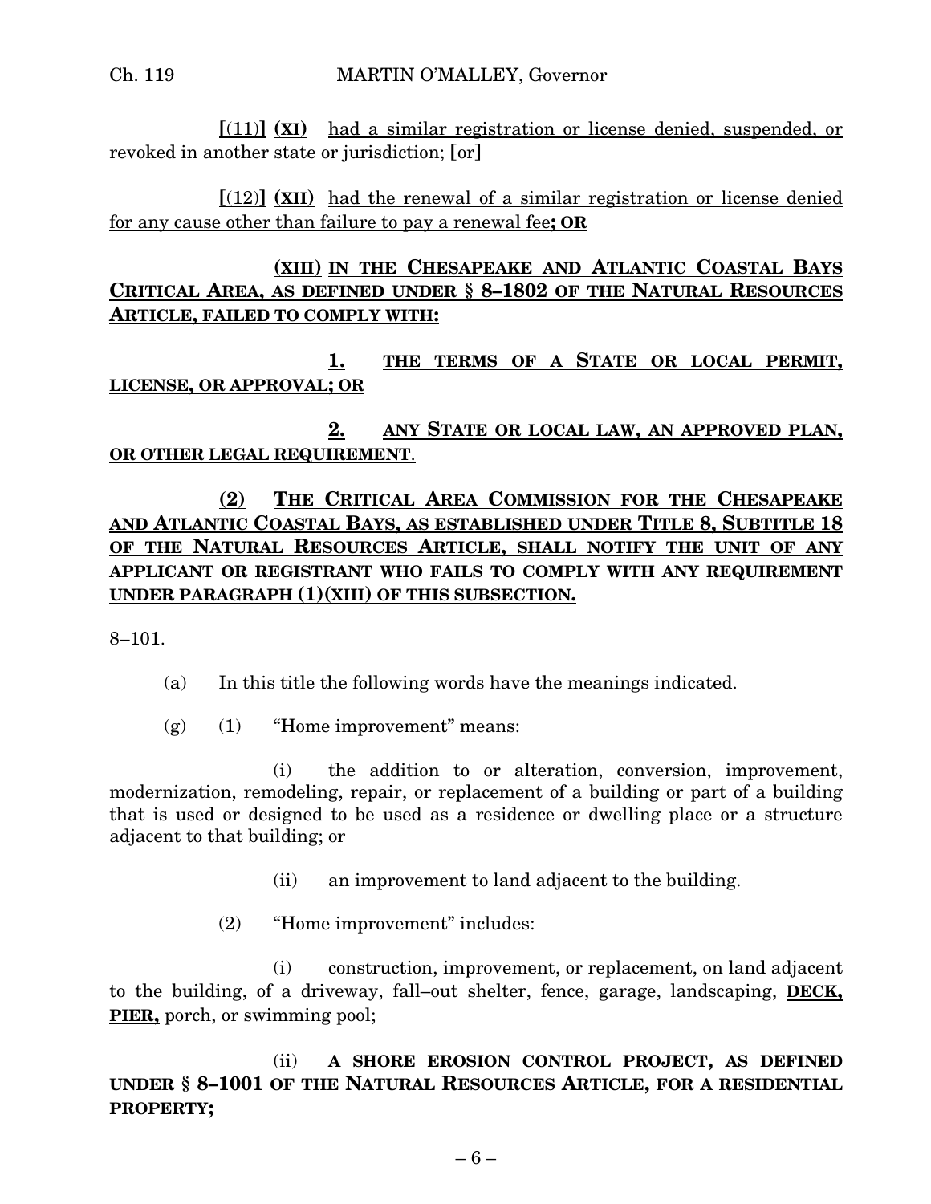**[**(11)**]** **(XI)** had a similar registration or license denied, suspended, or revoked in another state or jurisdiction; **[**or**]**

**[**(12)**]** **(XII)** had the renewal of a similar registration or license denied for any cause other than failure to pay a renewal fee**; OR**

**(XIII) IN THE CHESAPEAKE AND ATLANTIC COASTAL BAYS CRITICAL AREA, AS DEFINED UNDER § 8–1802 OF THE NATURAL RESOURCES ARTICLE, FAILED TO COMPLY WITH:**

**1. THE TERMS OF A STATE OR LOCAL PERMIT, LICENSE, OR APPROVAL; OR**

**2. ANY STATE OR LOCAL LAW, AN APPROVED PLAN, OR OTHER LEGAL REQUIREMENT**.

**(2) THE CRITICAL AREA COMMISSION FOR THE CHESAPEAKE AND ATLANTIC COASTAL BAYS, AS ESTABLISHED UNDER TITLE 8, SUBTITLE 18 OF THE NATURAL RESOURCES ARTICLE, SHALL NOTIFY THE UNIT OF ANY APPLICANT OR REGISTRANT WHO FAILS TO COMPLY WITH ANY REQUIREMENT UNDER PARAGRAPH (1)(XIII) OF THIS SUBSECTION.**

8–101.

(a) In this title the following words have the meanings indicated.

(g) (1) "Home improvement" means:

(i) the addition to or alteration, conversion, improvement, modernization, remodeling, repair, or replacement of a building or part of a building that is used or designed to be used as a residence or dwelling place or a structure adjacent to that building; or

(ii) an improvement to land adjacent to the building.

(2) "Home improvement" includes:

(i) construction, improvement, or replacement, on land adjacent to the building, of a driveway, fall–out shelter, fence, garage, landscaping, **DECK, PIER,** porch, or swimming pool;

(ii) **A SHORE EROSION CONTROL PROJECT, AS DEFINED UNDER § 8–1001 OF THE NATURAL RESOURCES ARTICLE, FOR A RESIDENTIAL PROPERTY;**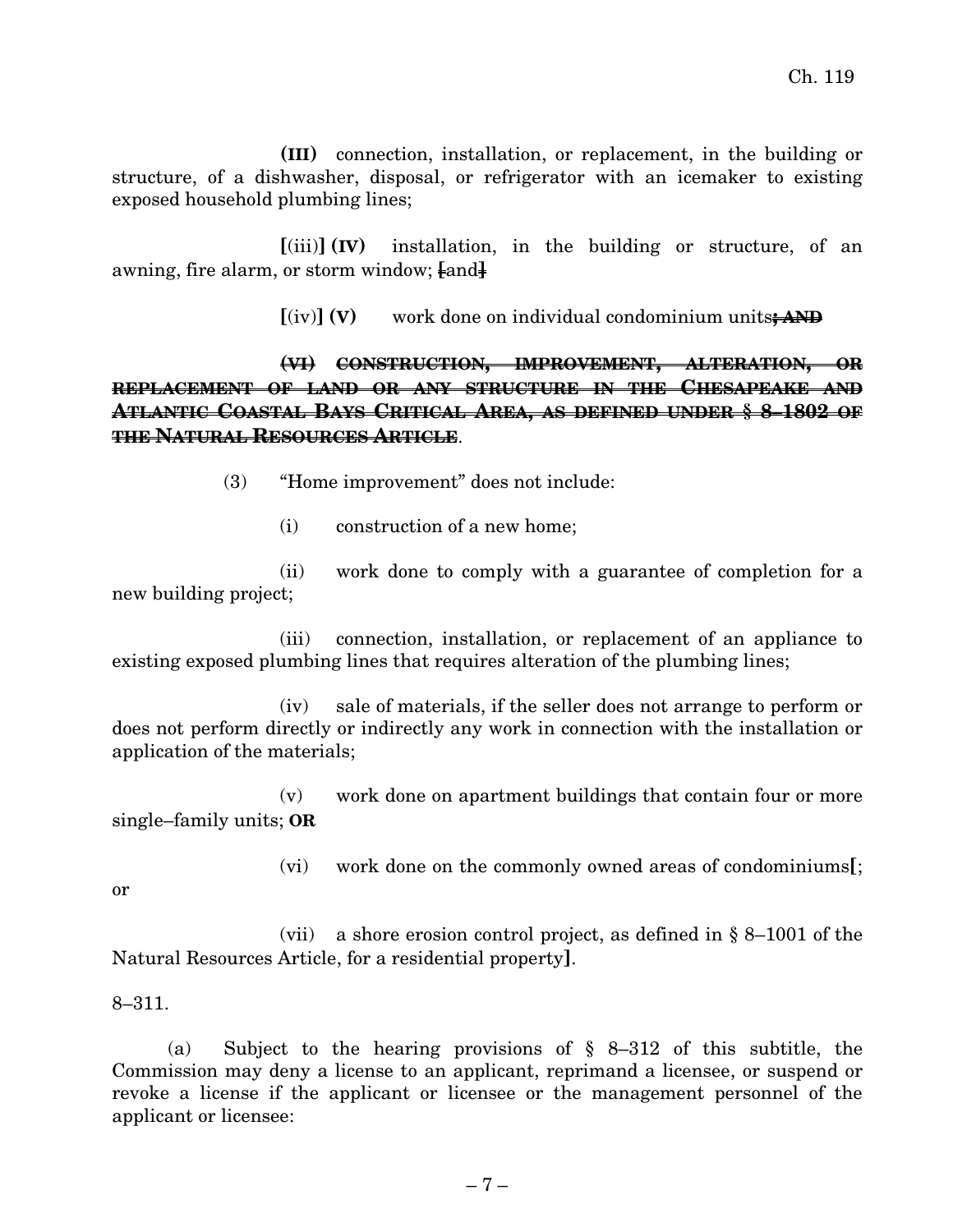(III) connection, installation, or replacement, in the building or structure, of a dishwasher, disposal, or refrigerator with an icemaker to existing exposed household plumbing lines;

[(iii)] **(IV)** installation, in the building or structure, of an awning, fire alarm, or storm window; ~~[and]~~

[(iv)] **(V)** work done on individual condominium units~~; AND~~

~~(VI) CONSTRUCTION, IMPROVEMENT, ALTERATION, OR REPLACEMENT OF LAND OR ANY STRUCTURE IN THE CHESAPEAKE AND ATLANTIC COASTAL BAYS CRITICAL AREA, AS DEFINED UNDER § 8–1802 OF THE NATURAL RESOURCES ARTICLE~~.

(3) "Home improvement" does not include:

(i) construction of a new home;

(ii) work done to comply with a guarantee of completion for a new building project;

(iii) connection, installation, or replacement of an appliance to existing exposed plumbing lines that requires alteration of the plumbing lines;

(iv) sale of materials, if the seller does not arrange to perform or does not perform directly or indirectly any work in connection with the installation or application of the materials;

(v) work done on apartment buildings that contain four or more single–family units; **OR**

(vi) work done on the commonly owned areas of condominiums[; or

(vii) a shore erosion control project, as defined in § 8–1001 of the Natural Resources Article, for a residential property].

8–311.

(a) Subject to the hearing provisions of § 8–312 of this subtitle, the Commission may deny a license to an applicant, reprimand a licensee, or suspend or revoke a license if the applicant or licensee or the management personnel of the applicant or licensee: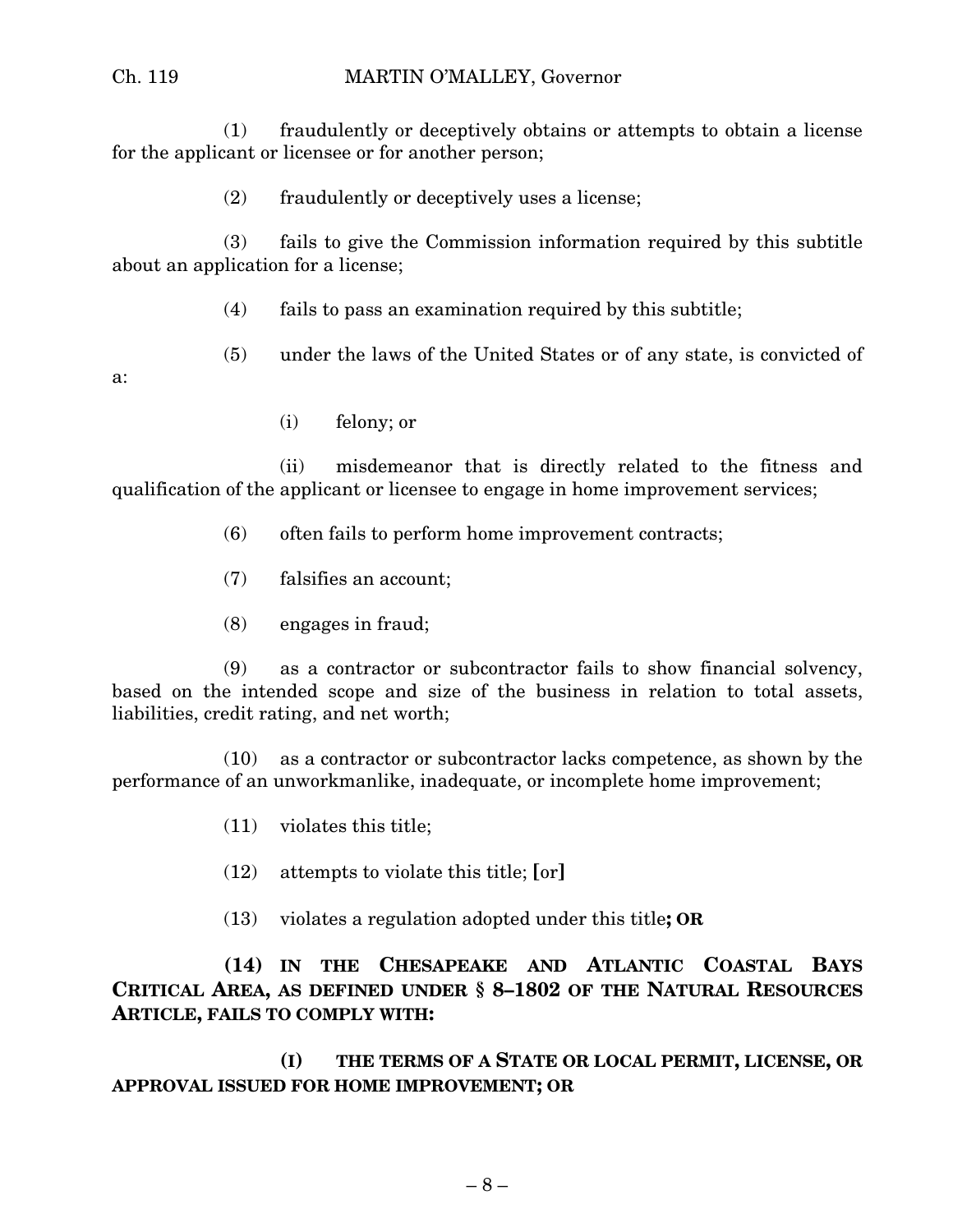(1) fraudulently or deceptively obtains or attempts to obtain a license for the applicant or licensee or for another person;

(2) fraudulently or deceptively uses a license;

(3) fails to give the Commission information required by this subtitle about an application for a license;

(4) fails to pass an examination required by this subtitle;

(5) under the laws of the United States or of any state, is convicted of a:

(i) felony; or

(ii) misdemeanor that is directly related to the fitness and qualification of the applicant or licensee to engage in home improvement services;

(6) often fails to perform home improvement contracts;

(7) falsifies an account;

(8) engages in fraud;

(9) as a contractor or subcontractor fails to show financial solvency, based on the intended scope and size of the business in relation to total assets, liabilities, credit rating, and net worth;

(10) as a contractor or subcontractor lacks competence, as shown by the performance of an unworkmanlike, inadequate, or incomplete home improvement;

(11) violates this title;

(12) attempts to violate this title; [or]

(13) violates a regulation adopted under this title**; OR**

**(14) IN THE CHESAPEAKE AND ATLANTIC COASTAL BAYS CRITICAL AREA, AS DEFINED UNDER § 8–1802 OF THE NATURAL RESOURCES ARTICLE, FAILS TO COMPLY WITH:**

**(I) THE TERMS OF A STATE OR LOCAL PERMIT, LICENSE, OR APPROVAL ISSUED FOR HOME IMPROVEMENT; OR**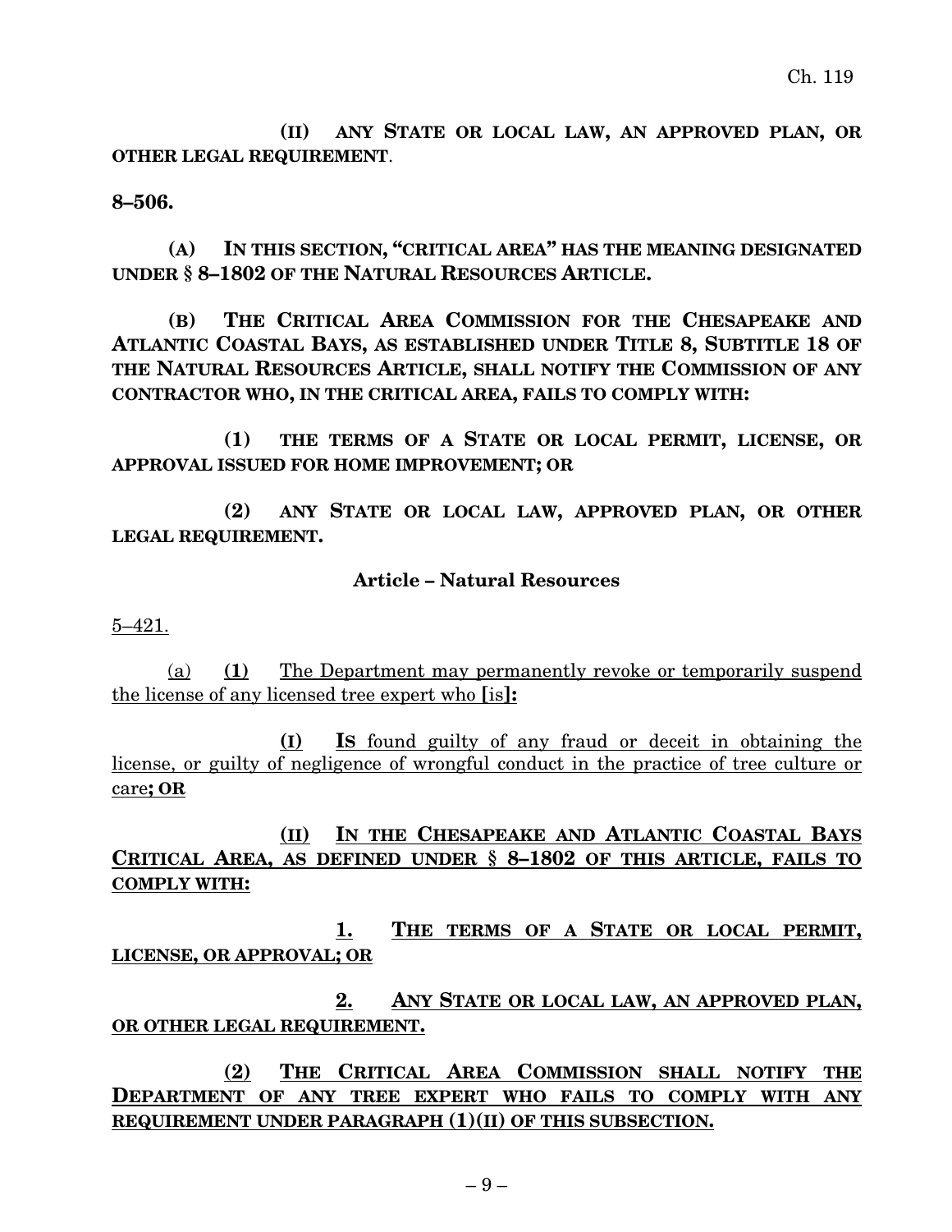**(II) ANY STATE OR LOCAL LAW, AN APPROVED PLAN, OR OTHER LEGAL REQUIREMENT**.

**8–506.**

**(A) IN THIS SECTION, "CRITICAL AREA" HAS THE MEANING DESIGNATED UNDER § 8–1802 OF THE NATURAL RESOURCES ARTICLE.**

**(B) THE CRITICAL AREA COMMISSION FOR THE CHESAPEAKE AND ATLANTIC COASTAL BAYS, AS ESTABLISHED UNDER TITLE 8, SUBTITLE 18 OF THE NATURAL RESOURCES ARTICLE, SHALL NOTIFY THE COMMISSION OF ANY CONTRACTOR WHO, IN THE CRITICAL AREA, FAILS TO COMPLY WITH:**

**(1) THE TERMS OF A STATE OR LOCAL PERMIT, LICENSE, OR APPROVAL ISSUED FOR HOME IMPROVEMENT; OR**

**(2) ANY STATE OR LOCAL LAW, APPROVED PLAN, OR OTHER LEGAL REQUIREMENT.**

**Article – Natural Resources**

5–421.

(a) **(1)** The Department may permanently revoke or temporarily suspend the license of any licensed tree expert who **[**is**]:**

**(I) IS** found guilty of any fraud or deceit in obtaining the license, or guilty of negligence of wrongful conduct in the practice of tree culture or care**; OR**

**(II) IN THE CHESAPEAKE AND ATLANTIC COASTAL BAYS CRITICAL AREA, AS DEFINED UNDER § 8–1802 OF THIS ARTICLE, FAILS TO COMPLY WITH:**

**1. THE TERMS OF A STATE OR LOCAL PERMIT, LICENSE, OR APPROVAL; OR**

**2. ANY STATE OR LOCAL LAW, AN APPROVED PLAN, OR OTHER LEGAL REQUIREMENT.**

**(2) THE CRITICAL AREA COMMISSION SHALL NOTIFY THE DEPARTMENT OF ANY TREE EXPERT WHO FAILS TO COMPLY WITH ANY REQUIREMENT UNDER PARAGRAPH (1)(II) OF THIS SUBSECTION.**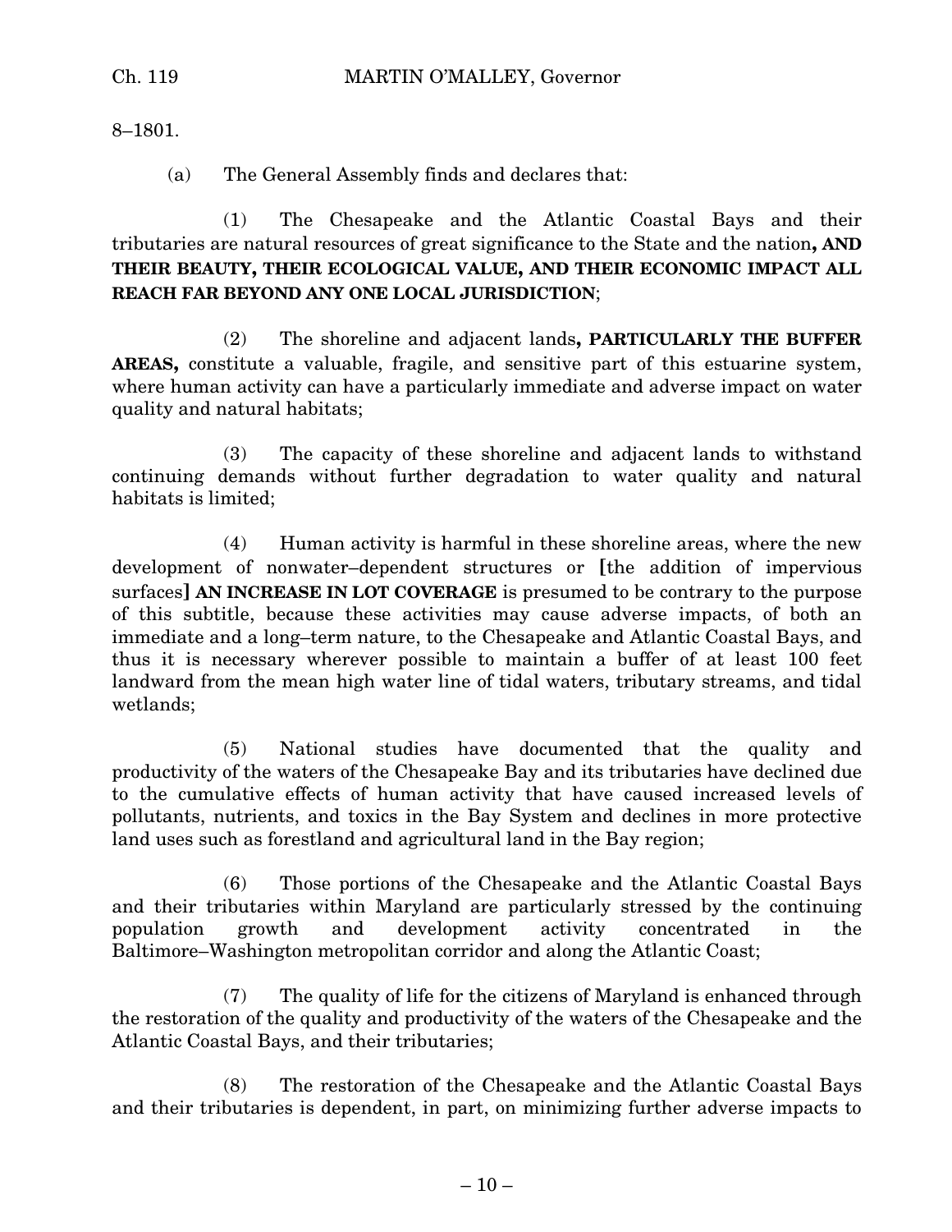8–1801.

(a) The General Assembly finds and declares that:

(1) The Chesapeake and the Atlantic Coastal Bays and their tributaries are natural resources of great significance to the State and the nation**, AND THEIR BEAUTY, THEIR ECOLOGICAL VALUE, AND THEIR ECONOMIC IMPACT ALL REACH FAR BEYOND ANY ONE LOCAL JURISDICTION**;

(2) The shoreline and adjacent lands**, PARTICULARLY THE BUFFER AREAS,** constitute a valuable, fragile, and sensitive part of this estuarine system, where human activity can have a particularly immediate and adverse impact on water quality and natural habitats;

(3) The capacity of these shoreline and adjacent lands to withstand continuing demands without further degradation to water quality and natural habitats is limited;

(4) Human activity is harmful in these shoreline areas, where the new development of nonwater–dependent structures or **[**the addition of impervious surfaces**] AN INCREASE IN LOT COVERAGE** is presumed to be contrary to the purpose of this subtitle, because these activities may cause adverse impacts, of both an immediate and a long–term nature, to the Chesapeake and Atlantic Coastal Bays, and thus it is necessary wherever possible to maintain a buffer of at least 100 feet landward from the mean high water line of tidal waters, tributary streams, and tidal wetlands;

(5) National studies have documented that the quality and productivity of the waters of the Chesapeake Bay and its tributaries have declined due to the cumulative effects of human activity that have caused increased levels of pollutants, nutrients, and toxics in the Bay System and declines in more protective land uses such as forestland and agricultural land in the Bay region;

(6) Those portions of the Chesapeake and the Atlantic Coastal Bays and their tributaries within Maryland are particularly stressed by the continuing population growth and development activity concentrated in the Baltimore–Washington metropolitan corridor and along the Atlantic Coast;

(7) The quality of life for the citizens of Maryland is enhanced through the restoration of the quality and productivity of the waters of the Chesapeake and the Atlantic Coastal Bays, and their tributaries;

(8) The restoration of the Chesapeake and the Atlantic Coastal Bays and their tributaries is dependent, in part, on minimizing further adverse impacts to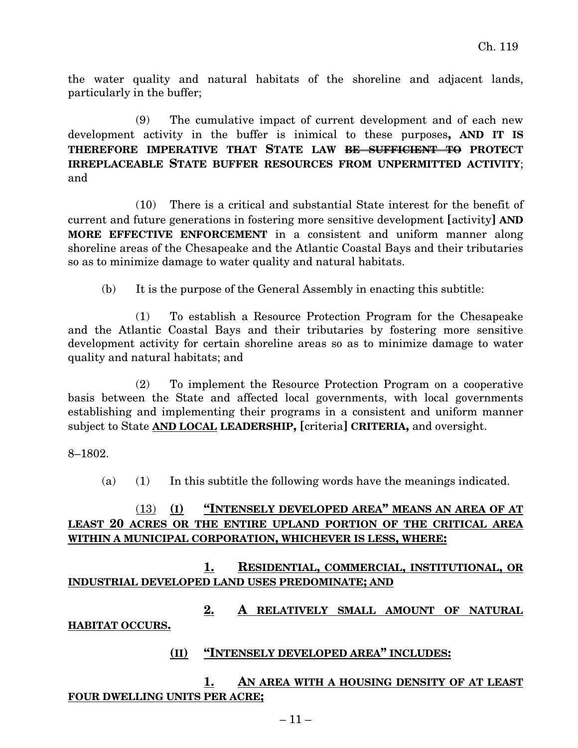the water quality and natural habitats of the shoreline and adjacent lands, particularly in the buffer;

(9) The cumulative impact of current development and of each new development activity in the buffer is inimical to these purposes**, AND IT IS THEREFORE IMPERATIVE THAT STATE LAW** ~~**BE SUFFICIENT TO**~~ **PROTECT IRREPLACEABLE STATE BUFFER RESOURCES FROM UNPERMITTED ACTIVITY**; and

(10) There is a critical and substantial State interest for the benefit of current and future generations in fostering more sensitive development **[**activity**] AND MORE EFFECTIVE ENFORCEMENT** in a consistent and uniform manner along shoreline areas of the Chesapeake and the Atlantic Coastal Bays and their tributaries so as to minimize damage to water quality and natural habitats.

(b) It is the purpose of the General Assembly in enacting this subtitle:

(1) To establish a Resource Protection Program for the Chesapeake and the Atlantic Coastal Bays and their tributaries by fostering more sensitive development activity for certain shoreline areas so as to minimize damage to water quality and natural habitats; and

(2) To implement the Resource Protection Program on a cooperative basis between the State and affected local governments, with local governments establishing and implementing their programs in a consistent and uniform manner subject to State <u>**AND LOCAL**</u> **LEADERSHIP, [**criteria**] CRITERIA,** and oversight.

8–1802.

(a) (1) In this subtitle the following words have the meanings indicated.

<u>(13)</u> <u>**(I) "INTENSELY DEVELOPED AREA" MEANS AN AREA OF AT LEAST 20 ACRES OR THE ENTIRE UPLAND PORTION OF THE CRITICAL AREA WITHIN A MUNICIPAL CORPORATION, WHICHEVER IS LESS, WHERE:**</u>

<u>**1. RESIDENTIAL, COMMERCIAL, INSTITUTIONAL, OR INDUSTRIAL DEVELOPED LAND USES PREDOMINATE; AND**</u>

<u>**2. A RELATIVELY SMALL AMOUNT OF NATURAL HABITAT OCCURS.**</u>

<u>**(II) "INTENSELY DEVELOPED AREA" INCLUDES:**</u>

<u>**1. AN AREA WITH A HOUSING DENSITY OF AT LEAST FOUR DWELLING UNITS PER ACRE;**</u>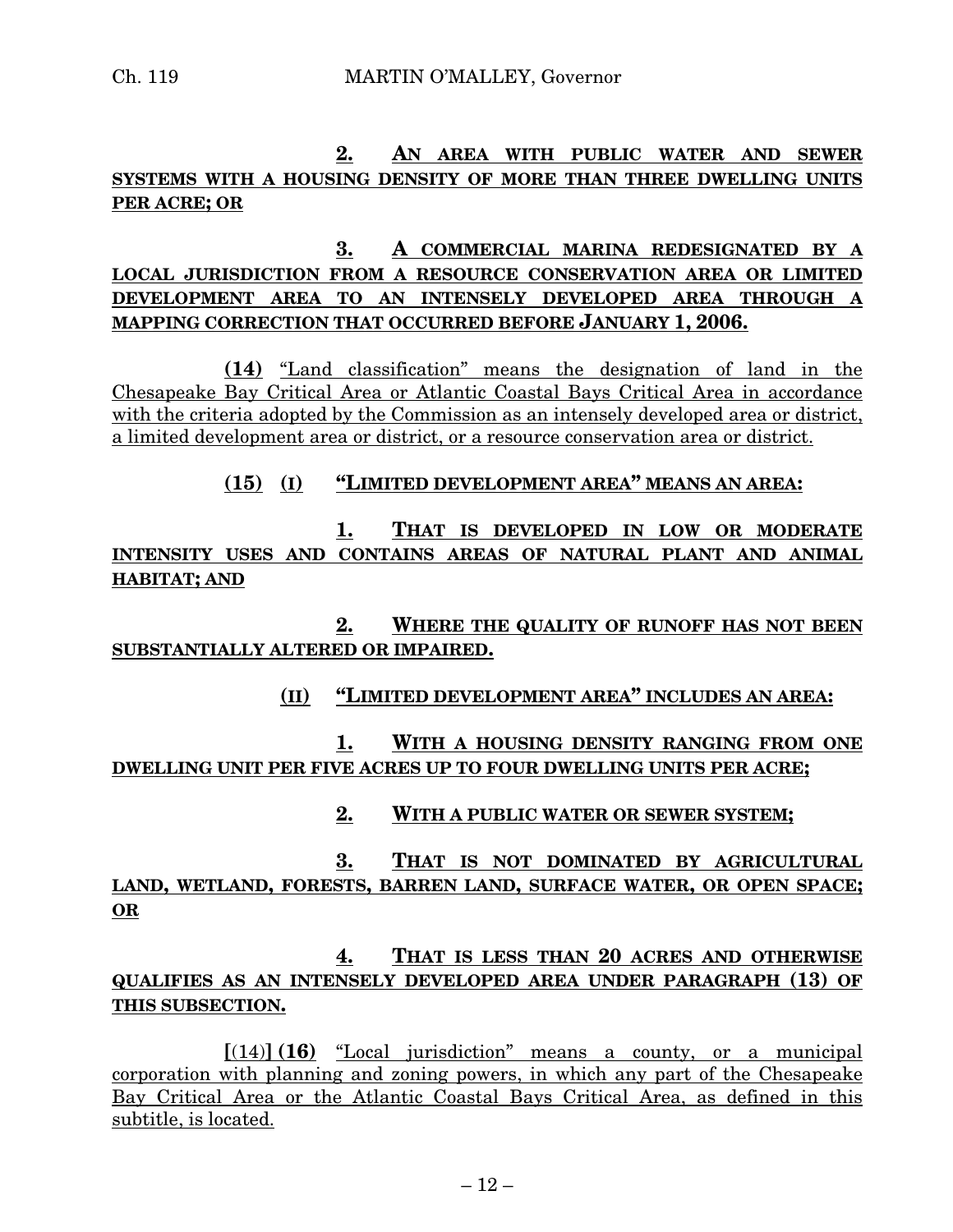**2. AN AREA WITH PUBLIC WATER AND SEWER SYSTEMS WITH A HOUSING DENSITY OF MORE THAN THREE DWELLING UNITS PER ACRE; OR**

**3. A COMMERCIAL MARINA REDESIGNATED BY A LOCAL JURISDICTION FROM A RESOURCE CONSERVATION AREA OR LIMITED DEVELOPMENT AREA TO AN INTENSELY DEVELOPED AREA THROUGH A MAPPING CORRECTION THAT OCCURRED BEFORE JANUARY 1, 2006.**

**(14)** "Land classification" means the designation of land in the Chesapeake Bay Critical Area or Atlantic Coastal Bays Critical Area in accordance with the criteria adopted by the Commission as an intensely developed area or district, a limited development area or district, or a resource conservation area or district.

**(15) (I) "LIMITED DEVELOPMENT AREA" MEANS AN AREA:**

**1. THAT IS DEVELOPED IN LOW OR MODERATE INTENSITY USES AND CONTAINS AREAS OF NATURAL PLANT AND ANIMAL HABITAT; AND**

**2. WHERE THE QUALITY OF RUNOFF HAS NOT BEEN SUBSTANTIALLY ALTERED OR IMPAIRED.**

**(II) "LIMITED DEVELOPMENT AREA" INCLUDES AN AREA:**

**1. WITH A HOUSING DENSITY RANGING FROM ONE DWELLING UNIT PER FIVE ACRES UP TO FOUR DWELLING UNITS PER ACRE;**

**2. WITH A PUBLIC WATER OR SEWER SYSTEM;**

**3. THAT IS NOT DOMINATED BY AGRICULTURAL LAND, WETLAND, FORESTS, BARREN LAND, SURFACE WATER, OR OPEN SPACE; OR**

**4. THAT IS LESS THAN 20 ACRES AND OTHERWISE QUALIFIES AS AN INTENSELY DEVELOPED AREA UNDER PARAGRAPH (13) OF THIS SUBSECTION.**

[(14)] **(16)** "Local jurisdiction" means a county, or a municipal corporation with planning and zoning powers, in which any part of the Chesapeake Bay Critical Area or the Atlantic Coastal Bays Critical Area, as defined in this subtitle, is located.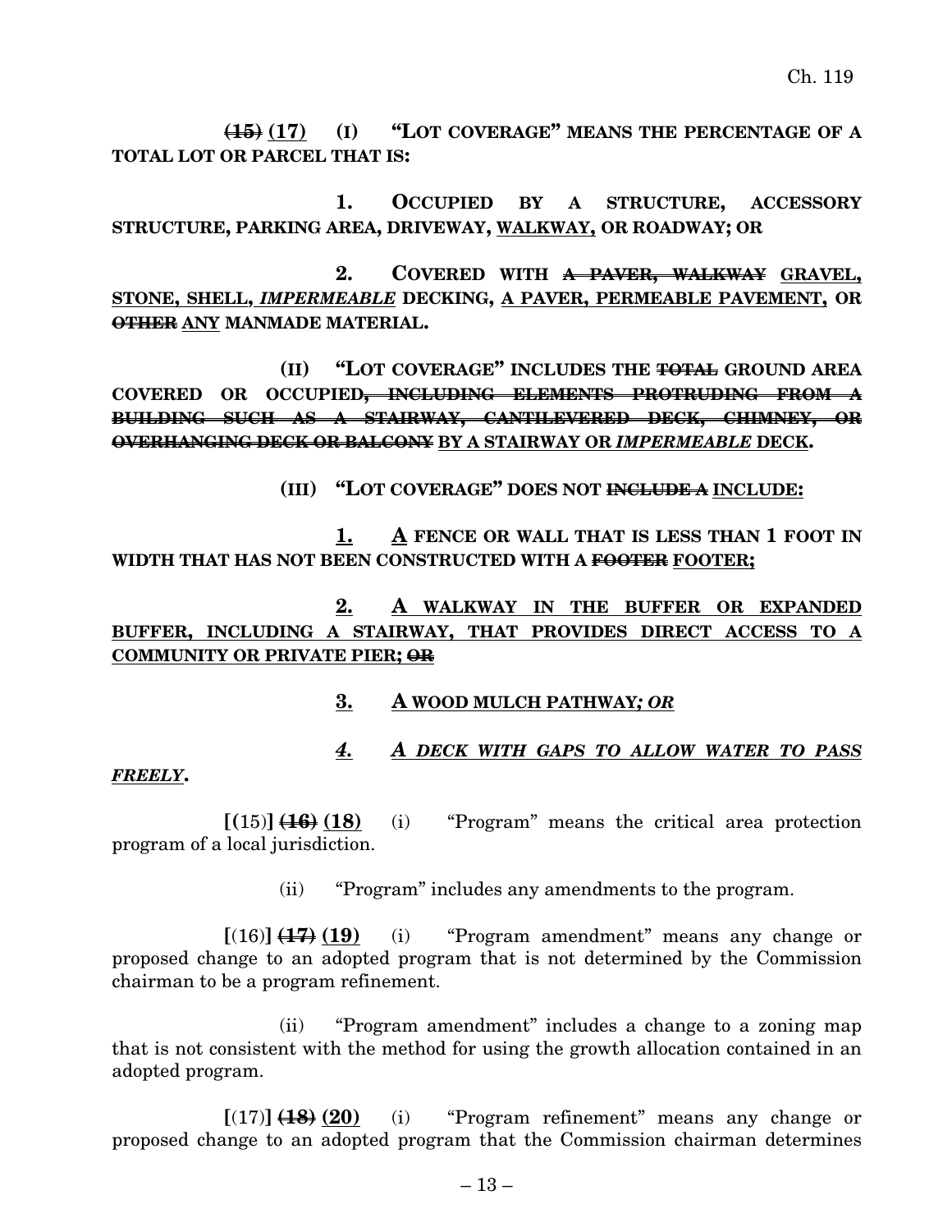~~(15)~~ **(17)** **(I) "LOT COVERAGE" MEANS THE PERCENTAGE OF A TOTAL LOT OR PARCEL THAT IS:**

**1. OCCUPIED BY A STRUCTURE, ACCESSORY STRUCTURE, PARKING AREA, DRIVEWAY, <u>WALKWAY,</u> OR ROADWAY; OR**

**2. COVERED WITH ~~A PAVER, WALKWAY~~ <u>GRAVEL, STONE, SHELL,</u> <u>*IMPERMEABLE*</u> DECKING, <u>A PAVER, PERMEABLE PAVEMENT,</u> OR ~~OTHER~~ <u>ANY</u> MANMADE MATERIAL.**

**(II) "LOT COVERAGE" INCLUDES THE ~~TOTAL~~ GROUND AREA COVERED OR OCCUPIED~~, INCLUDING ELEMENTS PROTRUDING FROM A BUILDING SUCH AS A STAIRWAY, CANTILEVERED DECK, CHIMNEY, OR OVERHANGING DECK OR BALCONY~~ <u>BY A STAIRWAY OR *IMPERMEABLE* DECK</u>.**

**(III) "LOT COVERAGE" DOES NOT ~~INCLUDE A~~ <u>INCLUDE:</u>**

**<u>1.</u> <u>A</u> FENCE OR WALL THAT IS LESS THAN 1 FOOT IN WIDTH THAT HAS NOT BEEN CONSTRUCTED WITH A ~~FOOTER~~ <u>FOOTER;</u>**

**<u>2. A WALKWAY IN THE BUFFER OR EXPANDED BUFFER, INCLUDING A STAIRWAY, THAT PROVIDES DIRECT ACCESS TO A COMMUNITY OR PRIVATE PIER;</u> ~~OR~~**

**<u>3. A WOOD MULCH PATHWAY</u><u>*; OR*</u>**

***<u>4. A DECK WITH GAPS TO ALLOW WATER TO PASS FREELY</u>*.**

**[**(15)**]** ~~**(16)**~~ **<u>(18)</u>** (i) "Program" means the critical area protection program of a local jurisdiction.

(ii) "Program" includes any amendments to the program.

**[**(16)**]** ~~**(17)**~~ **<u>(19)</u>** (i) "Program amendment" means any change or proposed change to an adopted program that is not determined by the Commission chairman to be a program refinement.

(ii) "Program amendment" includes a change to a zoning map that is not consistent with the method for using the growth allocation contained in an adopted program.

**[**(17)**]** ~~**(18)**~~ **<u>(20)</u>** (i) "Program refinement" means any change or proposed change to an adopted program that the Commission chairman determines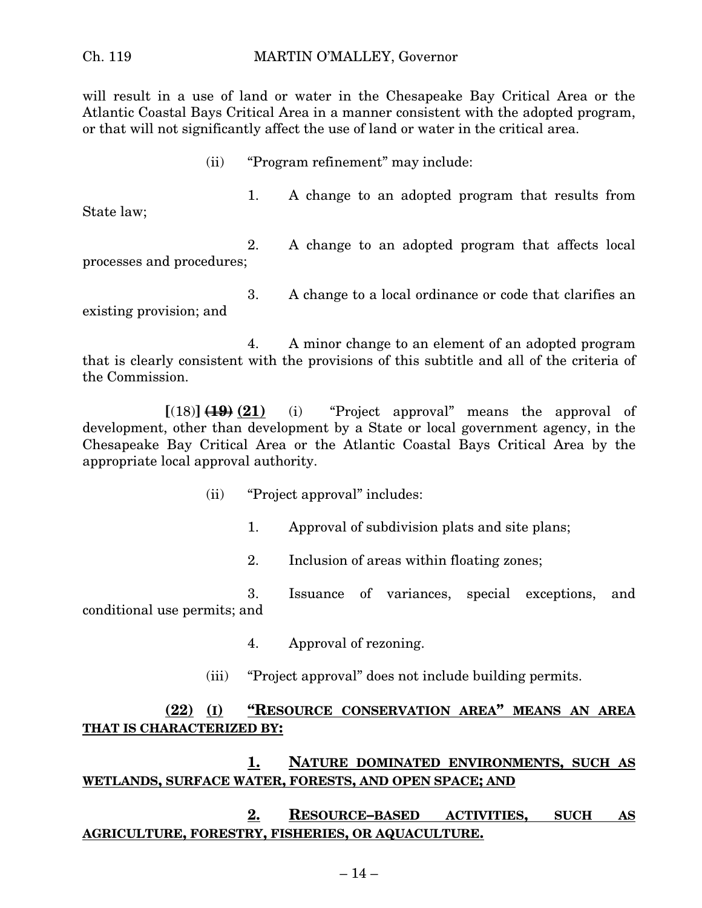will result in a use of land or water in the Chesapeake Bay Critical Area or the Atlantic Coastal Bays Critical Area in a manner consistent with the adopted program, or that will not significantly affect the use of land or water in the critical area.

(ii) "Program refinement" may include:

1. A change to an adopted program that results from State law;

2. A change to an adopted program that affects local processes and procedures;

3. A change to a local ordinance or code that clarifies an existing provision; and

4. A minor change to an element of an adopted program that is clearly consistent with the provisions of this subtitle and all of the criteria of the Commission.

**[**(18)**]** ~~(19)~~ **(21)** (i) "Project approval" means the approval of development, other than development by a State or local government agency, in the Chesapeake Bay Critical Area or the Atlantic Coastal Bays Critical Area by the appropriate local approval authority.

(ii) "Project approval" includes:

1. Approval of subdivision plats and site plans;

2. Inclusion of areas within floating zones;

3. Issuance of variances, special exceptions, and conditional use permits; and

4. Approval of rezoning.

(iii) "Project approval" does not include building permits.

**(22) (I) "RESOURCE CONSERVATION AREA" MEANS AN AREA THAT IS CHARACTERIZED BY:**

**1. NATURE DOMINATED ENVIRONMENTS, SUCH AS WETLANDS, SURFACE WATER, FORESTS, AND OPEN SPACE; AND**

**2. RESOURCE–BASED ACTIVITIES, SUCH AS AGRICULTURE, FORESTRY, FISHERIES, OR AQUACULTURE.**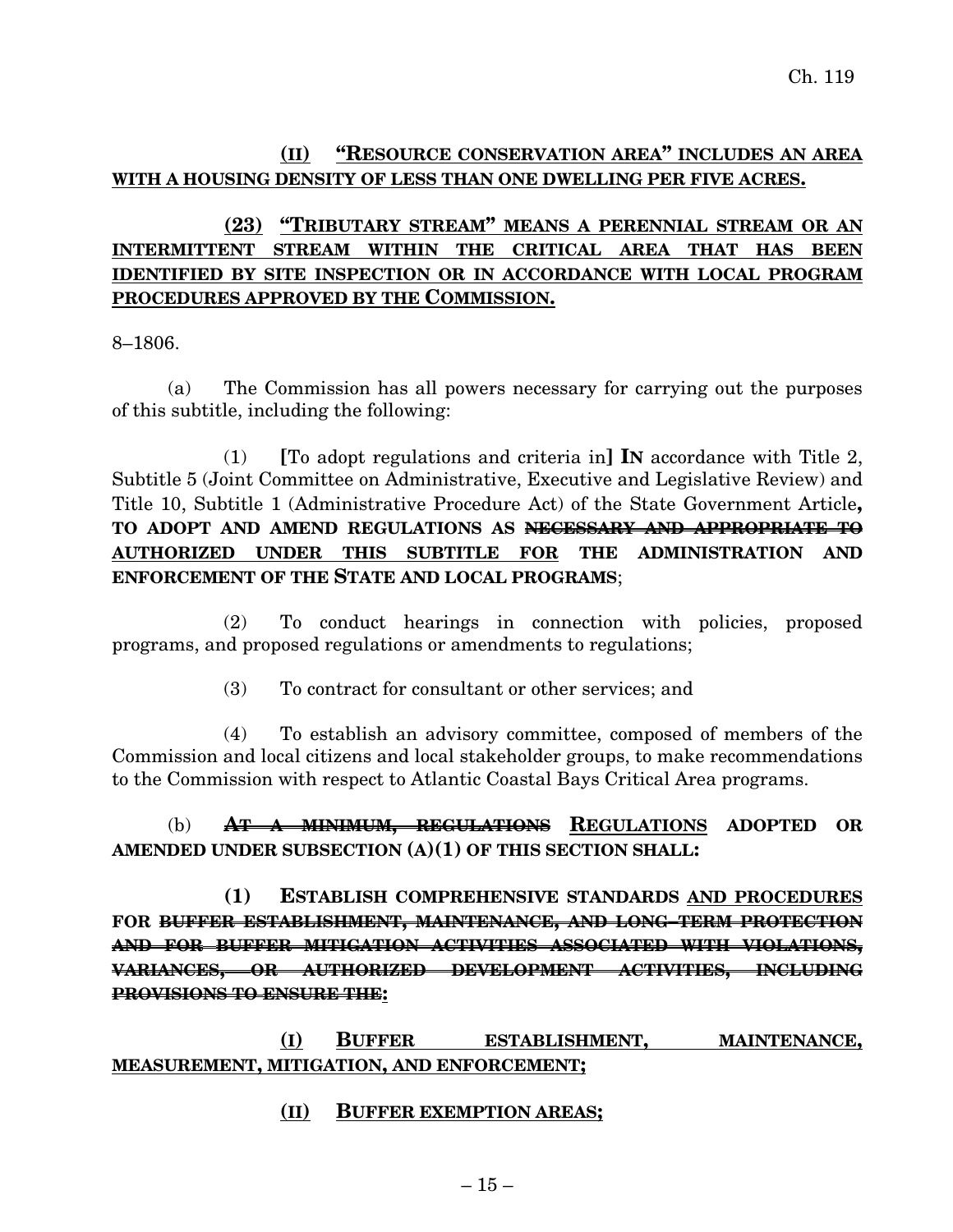**(II) "RESOURCE CONSERVATION AREA" INCLUDES AN AREA WITH A HOUSING DENSITY OF LESS THAN ONE DWELLING PER FIVE ACRES.**

**(23) "TRIBUTARY STREAM" MEANS A PERENNIAL STREAM OR AN INTERMITTENT STREAM WITHIN THE CRITICAL AREA THAT HAS BEEN IDENTIFIED BY SITE INSPECTION OR IN ACCORDANCE WITH LOCAL PROGRAM PROCEDURES APPROVED BY THE COMMISSION.**

8–1806.

(a) The Commission has all powers necessary for carrying out the purposes of this subtitle, including the following:

(1) **[**To adopt regulations and criteria in**] IN** accordance with Title 2, Subtitle 5 (Joint Committee on Administrative, Executive and Legislative Review) and Title 10, Subtitle 1 (Administrative Procedure Act) of the State Government Article**, TO ADOPT AND AMEND REGULATIONS AS ~~NECESSARY AND APPROPRIATE TO~~ AUTHORIZED UNDER THIS SUBTITLE FOR THE ADMINISTRATION AND ENFORCEMENT OF THE STATE AND LOCAL PROGRAMS**;

(2) To conduct hearings in connection with policies, proposed programs, and proposed regulations or amendments to regulations;

(3) To contract for consultant or other services; and

(4) To establish an advisory committee, composed of members of the Commission and local citizens and local stakeholder groups, to make recommendations to the Commission with respect to Atlantic Coastal Bays Critical Area programs.

(b) **~~AT A MINIMUM, REGULATIONS~~ REGULATIONS ADOPTED OR AMENDED UNDER SUBSECTION (A)(1) OF THIS SECTION SHALL:**

**(1) ESTABLISH COMPREHENSIVE STANDARDS AND PROCEDURES FOR ~~BUFFER ESTABLISHMENT, MAINTENANCE, AND LONG–TERM PROTECTION AND FOR BUFFER MITIGATION ACTIVITIES ASSOCIATED WITH VIOLATIONS, VARIANCES, OR AUTHORIZED DEVELOPMENT ACTIVITIES, INCLUDING PROVISIONS TO ENSURE THE~~:**

**(I) BUFFER ESTABLISHMENT, MAINTENANCE, MEASUREMENT, MITIGATION, AND ENFORCEMENT;**

**(II) BUFFER EXEMPTION AREAS;**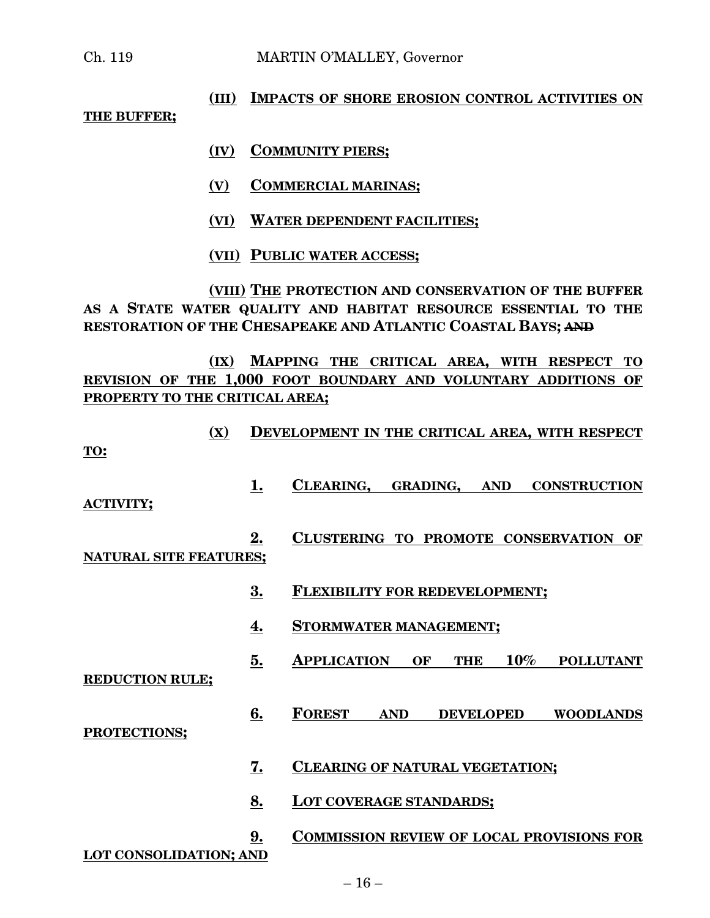(III) IMPACTS OF SHORE EROSION CONTROL ACTIVITIES ON THE BUFFER;

(IV) COMMUNITY PIERS;

(V) COMMERCIAL MARINAS;

(VI) WATER DEPENDENT FACILITIES;

(VII) PUBLIC WATER ACCESS;

(VIII) THE PROTECTION AND CONSERVATION OF THE BUFFER AS A STATE WATER QUALITY AND HABITAT RESOURCE ESSENTIAL TO THE RESTORATION OF THE CHESAPEAKE AND ATLANTIC COASTAL BAYS; ~~AND~~

(IX) MAPPING THE CRITICAL AREA, WITH RESPECT TO REVISION OF THE 1,000 FOOT BOUNDARY AND VOLUNTARY ADDITIONS OF PROPERTY TO THE CRITICAL AREA;

(X) DEVELOPMENT IN THE CRITICAL AREA, WITH RESPECT TO:

1. CLEARING, GRADING, AND CONSTRUCTION ACTIVITY;

2. CLUSTERING TO PROMOTE CONSERVATION OF NATURAL SITE FEATURES;

3. FLEXIBILITY FOR REDEVELOPMENT;

4. STORMWATER MANAGEMENT;

5. APPLICATION OF THE 10% POLLUTANT REDUCTION RULE;

6. FOREST AND DEVELOPED WOODLANDS PROTECTIONS;

7. CLEARING OF NATURAL VEGETATION;

8. LOT COVERAGE STANDARDS;

9. COMMISSION REVIEW OF LOCAL PROVISIONS FOR LOT CONSOLIDATION; AND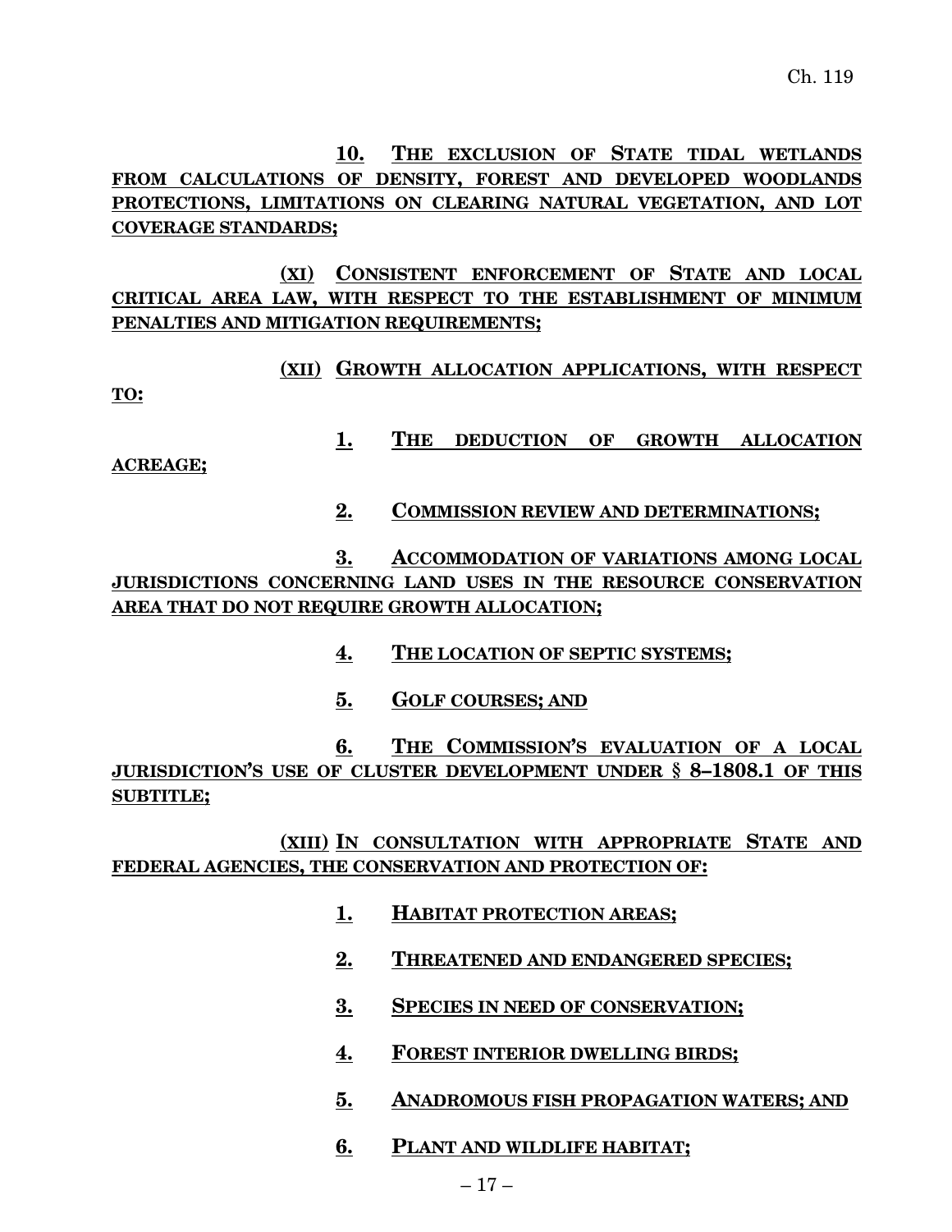**10. THE EXCLUSION OF STATE TIDAL WETLANDS FROM CALCULATIONS OF DENSITY, FOREST AND DEVELOPED WOODLANDS PROTECTIONS, LIMITATIONS ON CLEARING NATURAL VEGETATION, AND LOT COVERAGE STANDARDS;**

**(XI) CONSISTENT ENFORCEMENT OF STATE AND LOCAL CRITICAL AREA LAW, WITH RESPECT TO THE ESTABLISHMENT OF MINIMUM PENALTIES AND MITIGATION REQUIREMENTS;**

**(XII) GROWTH ALLOCATION APPLICATIONS, WITH RESPECT TO:**

**1. THE DEDUCTION OF GROWTH ALLOCATION ACREAGE;**

**2. COMMISSION REVIEW AND DETERMINATIONS;**

**3. ACCOMMODATION OF VARIATIONS AMONG LOCAL JURISDICTIONS CONCERNING LAND USES IN THE RESOURCE CONSERVATION AREA THAT DO NOT REQUIRE GROWTH ALLOCATION;**

**4. THE LOCATION OF SEPTIC SYSTEMS;**

**5. GOLF COURSES; AND**

**6. THE COMMISSION'S EVALUATION OF A LOCAL JURISDICTION'S USE OF CLUSTER DEVELOPMENT UNDER § 8–1808.1 OF THIS SUBTITLE;**

**(XIII) IN CONSULTATION WITH APPROPRIATE STATE AND FEDERAL AGENCIES, THE CONSERVATION AND PROTECTION OF:**

**1. HABITAT PROTECTION AREAS;**

**2. THREATENED AND ENDANGERED SPECIES;**

**3. SPECIES IN NEED OF CONSERVATION;**

**4. FOREST INTERIOR DWELLING BIRDS;**

**5. ANADROMOUS FISH PROPAGATION WATERS; AND**

**6. PLANT AND WILDLIFE HABITAT;**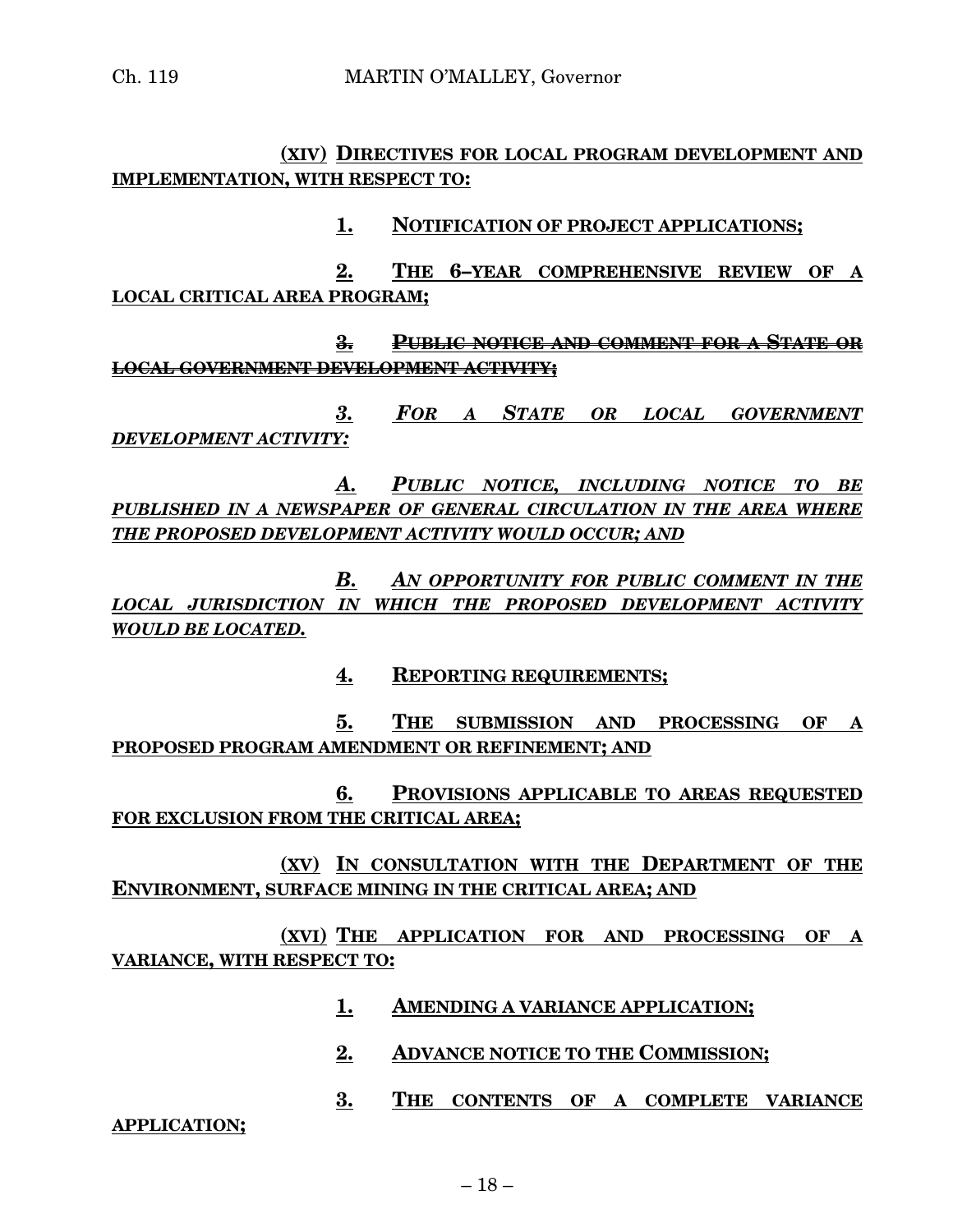(XIV) DIRECTIVES FOR LOCAL PROGRAM DEVELOPMENT AND IMPLEMENTATION, WITH RESPECT TO:

1. NOTIFICATION OF PROJECT APPLICATIONS;

2. THE 6–YEAR COMPREHENSIVE REVIEW OF A LOCAL CRITICAL AREA PROGRAM;

~~3. PUBLIC NOTICE AND COMMENT FOR A STATE OR LOCAL GOVERNMENT DEVELOPMENT ACTIVITY;~~

*3. FOR A STATE OR LOCAL GOVERNMENT DEVELOPMENT ACTIVITY:*

*A. PUBLIC NOTICE, INCLUDING NOTICE TO BE PUBLISHED IN A NEWSPAPER OF GENERAL CIRCULATION IN THE AREA WHERE THE PROPOSED DEVELOPMENT ACTIVITY WOULD OCCUR; AND*

*B. AN OPPORTUNITY FOR PUBLIC COMMENT IN THE LOCAL JURISDICTION IN WHICH THE PROPOSED DEVELOPMENT ACTIVITY WOULD BE LOCATED.*

4. REPORTING REQUIREMENTS;

5. THE SUBMISSION AND PROCESSING OF A PROPOSED PROGRAM AMENDMENT OR REFINEMENT; AND

6. PROVISIONS APPLICABLE TO AREAS REQUESTED FOR EXCLUSION FROM THE CRITICAL AREA;

(XV) IN CONSULTATION WITH THE DEPARTMENT OF THE ENVIRONMENT, SURFACE MINING IN THE CRITICAL AREA; AND

(XVI) THE APPLICATION FOR AND PROCESSING OF A VARIANCE, WITH RESPECT TO:

1. AMENDING A VARIANCE APPLICATION;

2. ADVANCE NOTICE TO THE COMMISSION;

3. THE CONTENTS OF A COMPLETE VARIANCE APPLICATION;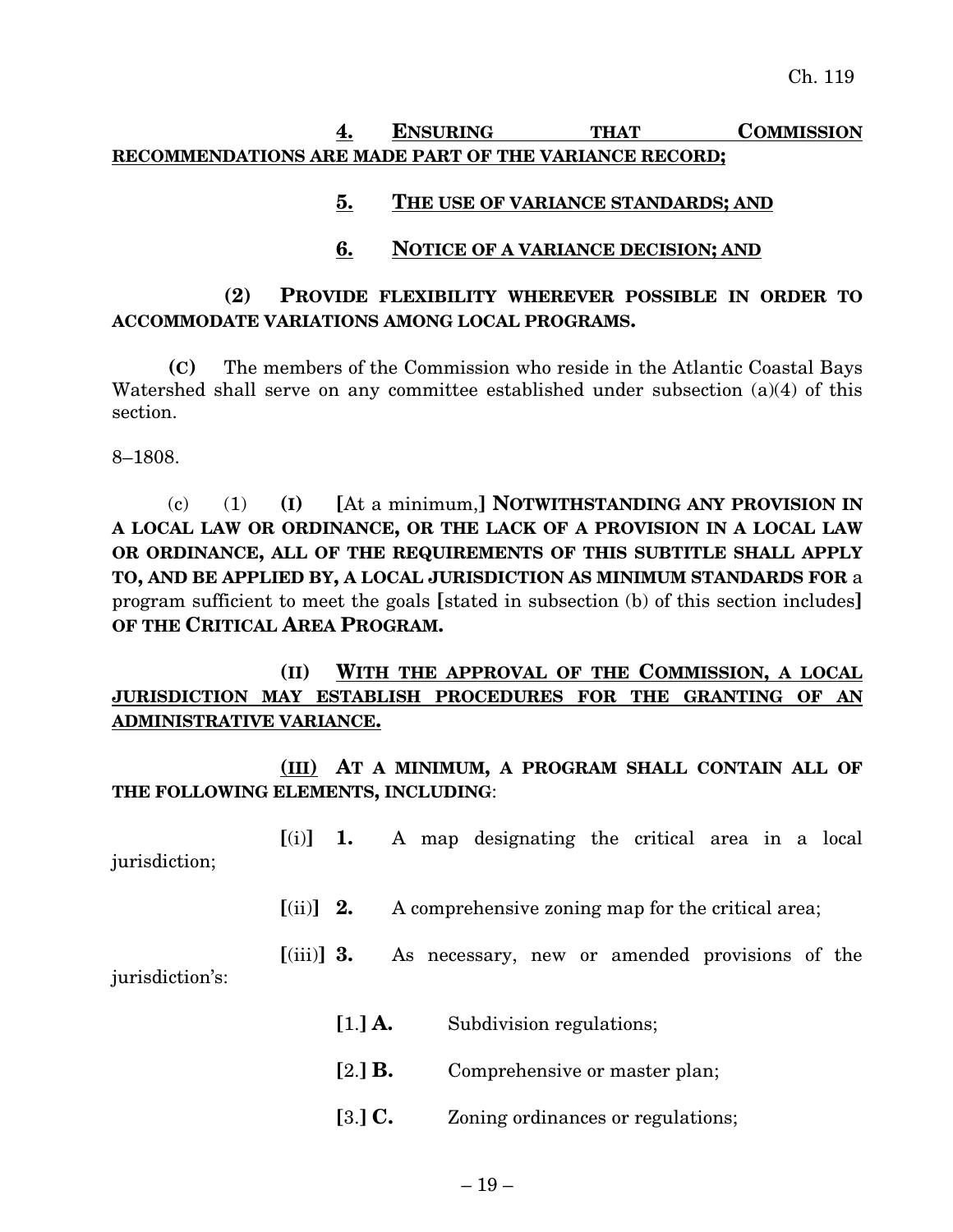**4. ENSURING THAT COMMISSION RECOMMENDATIONS ARE MADE PART OF THE VARIANCE RECORD;**

**5. THE USE OF VARIANCE STANDARDS; AND**

**6. NOTICE OF A VARIANCE DECISION; AND**

**(2) PROVIDE FLEXIBILITY WHEREVER POSSIBLE IN ORDER TO ACCOMMODATE VARIATIONS AMONG LOCAL PROGRAMS.**

**(C)** The members of the Commission who reside in the Atlantic Coastal Bays Watershed shall serve on any committee established under subsection (a)(4) of this section.

8–1808.

(c) (1) **(I)** **[**At a minimum,**]** **NOTWITHSTANDING ANY PROVISION IN A LOCAL LAW OR ORDINANCE, OR THE LACK OF A PROVISION IN A LOCAL LAW OR ORDINANCE, ALL OF THE REQUIREMENTS OF THIS SUBTITLE SHALL APPLY TO, AND BE APPLIED BY, A LOCAL JURISDICTION AS MINIMUM STANDARDS FOR** a program sufficient to meet the goals **[**stated in subsection (b) of this section includes**]** **OF THE CRITICAL AREA PROGRAM.**

**(II) WITH THE APPROVAL OF THE COMMISSION, A LOCAL JURISDICTION MAY ESTABLISH PROCEDURES FOR THE GRANTING OF AN ADMINISTRATIVE VARIANCE.**

**(III) AT A MINIMUM, A PROGRAM SHALL CONTAIN ALL OF THE FOLLOWING ELEMENTS, INCLUDING**:

**[**(i)**]** **1.** A map designating the critical area in a local jurisdiction;

**[**(ii)**]** **2.** A comprehensive zoning map for the critical area;

**[**(iii)**]** **3.** As necessary, new or amended provisions of the jurisdiction's:

**[**1.**]** **A.** Subdivision regulations;

**[**2.**]** **B.** Comprehensive or master plan;

**[**3.**]** **C.** Zoning ordinances or regulations;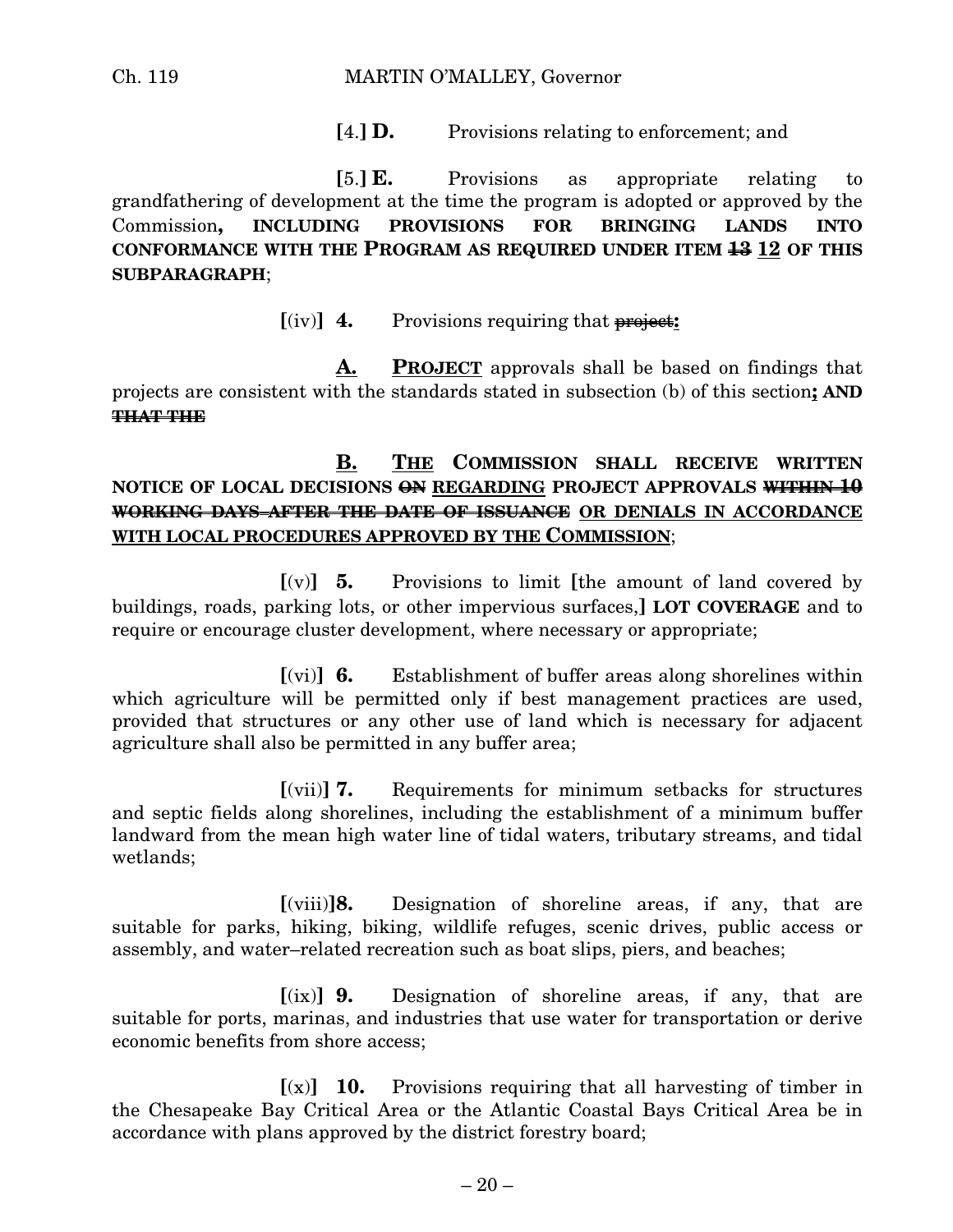**[**4.**] D.** Provisions relating to enforcement; and

**[**5.**] E.** Provisions as appropriate relating to grandfathering of development at the time the program is adopted or approved by the Commission**, INCLUDING PROVISIONS FOR BRINGING LANDS INTO CONFORMANCE WITH THE PROGRAM AS REQUIRED UNDER ITEM ~~13~~ 12 OF THIS SUBPARAGRAPH**;

**[**(iv)**] 4.** Provisions requiring that ~~project~~**:**

**A. PROJECT** approvals shall be based on findings that projects are consistent with the standards stated in subsection (b) of this section**; AND ~~THAT THE~~**

**B. THE COMMISSION SHALL RECEIVE WRITTEN NOTICE OF LOCAL DECISIONS ~~ON~~ REGARDING PROJECT APPROVALS ~~WITHIN 10 WORKING DAYS AFTER THE DATE OF ISSUANCE~~ OR DENIALS IN ACCORDANCE WITH LOCAL PROCEDURES APPROVED BY THE COMMISSION**;

**[**(v)**] 5.** Provisions to limit **[**the amount of land covered by buildings, roads, parking lots, or other impervious surfaces,**] LOT COVERAGE** and to require or encourage cluster development, where necessary or appropriate;

**[**(vi)**] 6.** Establishment of buffer areas along shorelines within which agriculture will be permitted only if best management practices are used, provided that structures or any other use of land which is necessary for adjacent agriculture shall also be permitted in any buffer area;

**[**(vii)**] 7.** Requirements for minimum setbacks for structures and septic fields along shorelines, including the establishment of a minimum buffer landward from the mean high water line of tidal waters, tributary streams, and tidal wetlands;

**[**(viii)**]8.** Designation of shoreline areas, if any, that are suitable for parks, hiking, biking, wildlife refuges, scenic drives, public access or assembly, and water–related recreation such as boat slips, piers, and beaches;

**[**(ix)**] 9.** Designation of shoreline areas, if any, that are suitable for ports, marinas, and industries that use water for transportation or derive economic benefits from shore access;

**[**(x)**] 10.** Provisions requiring that all harvesting of timber in the Chesapeake Bay Critical Area or the Atlantic Coastal Bays Critical Area be in accordance with plans approved by the district forestry board;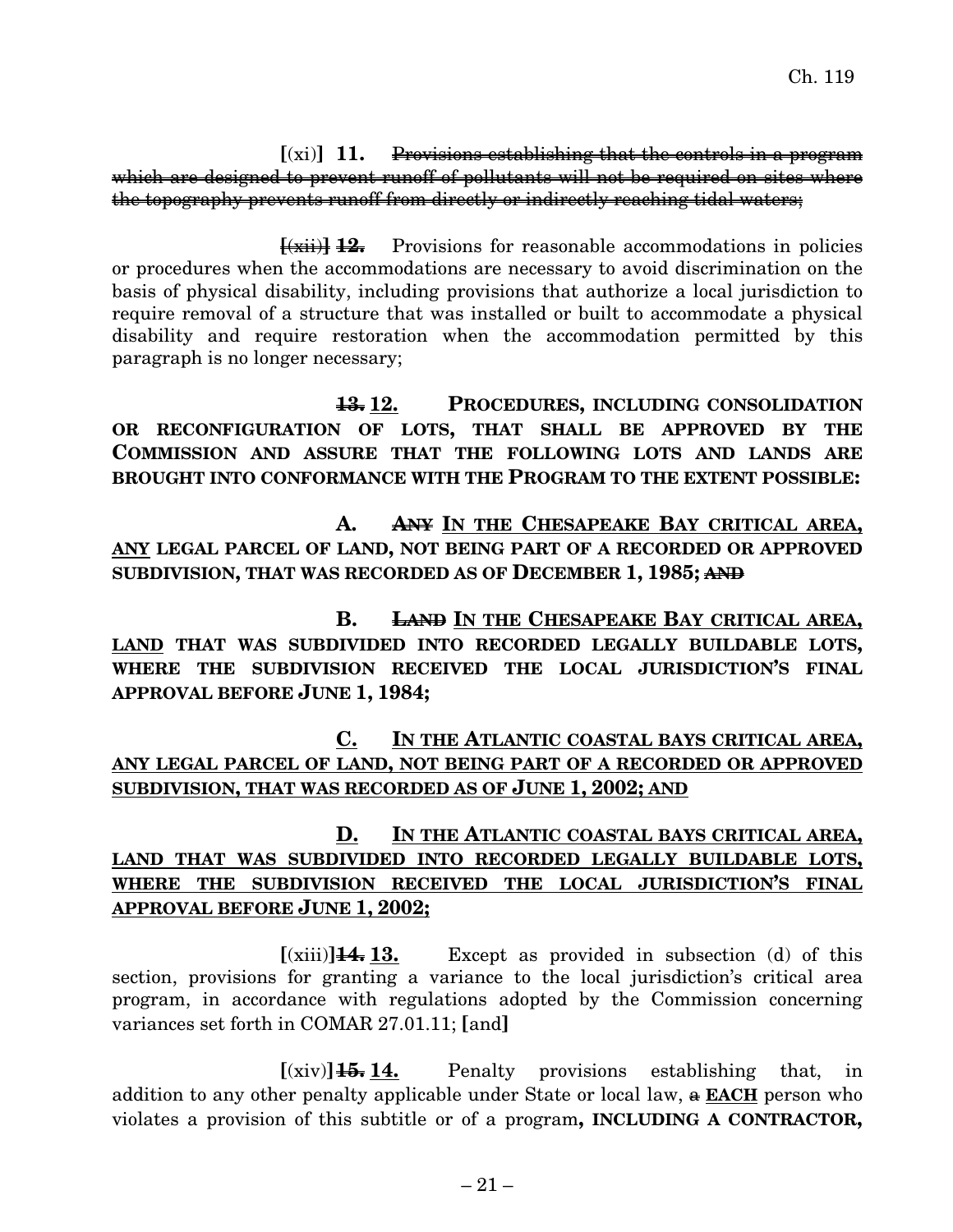[(xi)] **11.** ~~Provisions establishing that the controls in a program which are designed to prevent runoff of pollutants will not be required on sites where the topography prevents runoff from directly or indirectly reaching tidal waters;~~

~~[(xii)] 12.~~ Provisions for reasonable accommodations in policies or procedures when the accommodations are necessary to avoid discrimination on the basis of physical disability, including provisions that authorize a local jurisdiction to require removal of a structure that was installed or built to accommodate a physical disability and require restoration when the accommodation permitted by this paragraph is no longer necessary;

~~**13.**~~ <u>**12.**</u> **PROCEDURES, INCLUDING CONSOLIDATION OR RECONFIGURATION OF LOTS, THAT SHALL BE APPROVED BY THE COMMISSION AND ASSURE THAT THE FOLLOWING LOTS AND LANDS ARE BROUGHT INTO CONFORMANCE WITH THE PROGRAM TO THE EXTENT POSSIBLE:**

**A.** ~~**ANY**~~ <u>**IN THE CHESAPEAKE BAY CRITICAL AREA, ANY**</u> **LEGAL PARCEL OF LAND, NOT BEING PART OF A RECORDED OR APPROVED SUBDIVISION, THAT WAS RECORDED AS OF DECEMBER 1, 1985;** ~~**AND**~~

**B.** ~~**LAND**~~ <u>**IN THE CHESAPEAKE BAY CRITICAL AREA, LAND**</u> **THAT WAS SUBDIVIDED INTO RECORDED LEGALLY BUILDABLE LOTS, WHERE THE SUBDIVISION RECEIVED THE LOCAL JURISDICTION'S FINAL APPROVAL BEFORE JUNE 1, 1984;**

<u>**C.** **IN THE ATLANTIC COASTAL BAYS CRITICAL AREA, ANY LEGAL PARCEL OF LAND, NOT BEING PART OF A RECORDED OR APPROVED SUBDIVISION, THAT WAS RECORDED AS OF JUNE 1, 2002; AND**</u>

<u>**D.** **IN THE ATLANTIC COASTAL BAYS CRITICAL AREA, LAND THAT WAS SUBDIVIDED INTO RECORDED LEGALLY BUILDABLE LOTS, WHERE THE SUBDIVISION RECEIVED THE LOCAL JURISDICTION'S FINAL APPROVAL BEFORE JUNE 1, 2002;**</u>

[(xiii)] ~~**14.**~~ <u>**13.**</u> Except as provided in subsection (d) of this section, provisions for granting a variance to the local jurisdiction's critical area program, in accordance with regulations adopted by the Commission concerning variances set forth in COMAR 27.01.11; [and]

[(xiv)] ~~**15.**~~ <u>**14.**</u> Penalty provisions establishing that, in addition to any other penalty applicable under State or local law, ~~a~~ <u>**EACH**</u> person who violates a provision of this subtitle or of a program**, INCLUDING A CONTRACTOR,**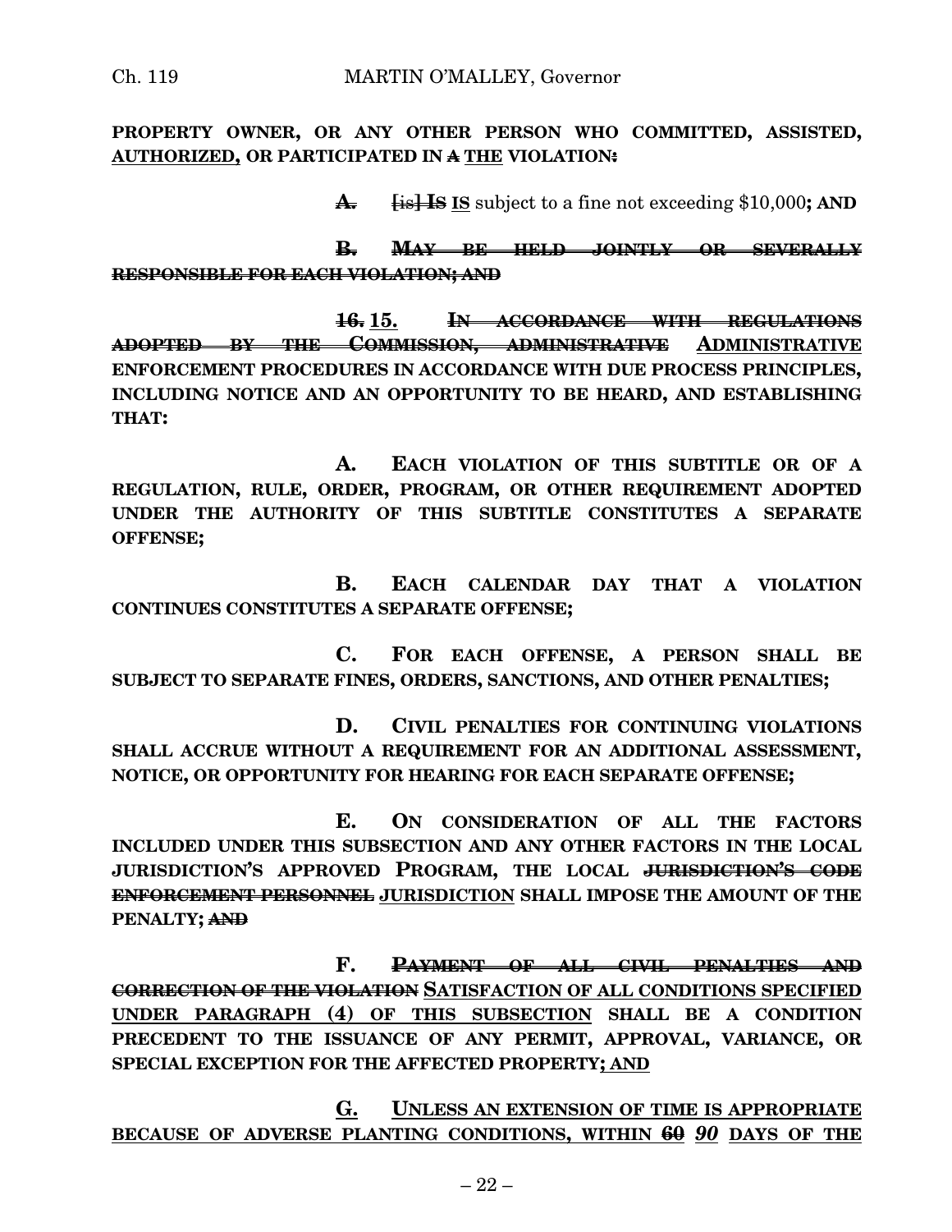**PROPERTY OWNER, OR ANY OTHER PERSON WHO COMMITTED, ASSISTED, AUTHORIZED, OR PARTICIPATED IN ~~A~~ THE VIOLATION~~:~~**

**~~A.~~** ~~[is]~~ ~~**IS**~~ **IS** subject to a fine not exceeding $10,000**; AND**

~~**B. MAY BE HELD JOINTLY OR SEVERALLY RESPONSIBLE FOR EACH VIOLATION; AND**~~

~~**16.**~~ **15.** ~~**IN ACCORDANCE WITH REGULATIONS ADOPTED BY THE COMMISSION, ADMINISTRATIVE**~~ **ADMINISTRATIVE ENFORCEMENT PROCEDURES IN ACCORDANCE WITH DUE PROCESS PRINCIPLES, INCLUDING NOTICE AND AN OPPORTUNITY TO BE HEARD, AND ESTABLISHING THAT:**

**A. EACH VIOLATION OF THIS SUBTITLE OR OF A REGULATION, RULE, ORDER, PROGRAM, OR OTHER REQUIREMENT ADOPTED UNDER THE AUTHORITY OF THIS SUBTITLE CONSTITUTES A SEPARATE OFFENSE;**

**B. EACH CALENDAR DAY THAT A VIOLATION CONTINUES CONSTITUTES A SEPARATE OFFENSE;**

**C. FOR EACH OFFENSE, A PERSON SHALL BE SUBJECT TO SEPARATE FINES, ORDERS, SANCTIONS, AND OTHER PENALTIES;**

**D. CIVIL PENALTIES FOR CONTINUING VIOLATIONS SHALL ACCRUE WITHOUT A REQUIREMENT FOR AN ADDITIONAL ASSESSMENT, NOTICE, OR OPPORTUNITY FOR HEARING FOR EACH SEPARATE OFFENSE;**

**E. ON CONSIDERATION OF ALL THE FACTORS INCLUDED UNDER THIS SUBSECTION AND ANY OTHER FACTORS IN THE LOCAL JURISDICTION'S APPROVED PROGRAM, THE LOCAL ~~JURISDICTION'S CODE ENFORCEMENT PERSONNEL~~ JURISDICTION SHALL IMPOSE THE AMOUNT OF THE PENALTY; ~~AND~~**

**F. ~~PAYMENT OF ALL CIVIL PENALTIES AND CORRECTION OF THE VIOLATION~~ SATISFACTION OF ALL CONDITIONS SPECIFIED UNDER PARAGRAPH (4) OF THIS SUBSECTION SHALL BE A CONDITION PRECEDENT TO THE ISSUANCE OF ANY PERMIT, APPROVAL, VARIANCE, OR SPECIAL EXCEPTION FOR THE AFFECTED PROPERTY; AND**

**G. UNLESS AN EXTENSION OF TIME IS APPROPRIATE BECAUSE OF ADVERSE PLANTING CONDITIONS, WITHIN ~~60~~ *90* DAYS OF THE**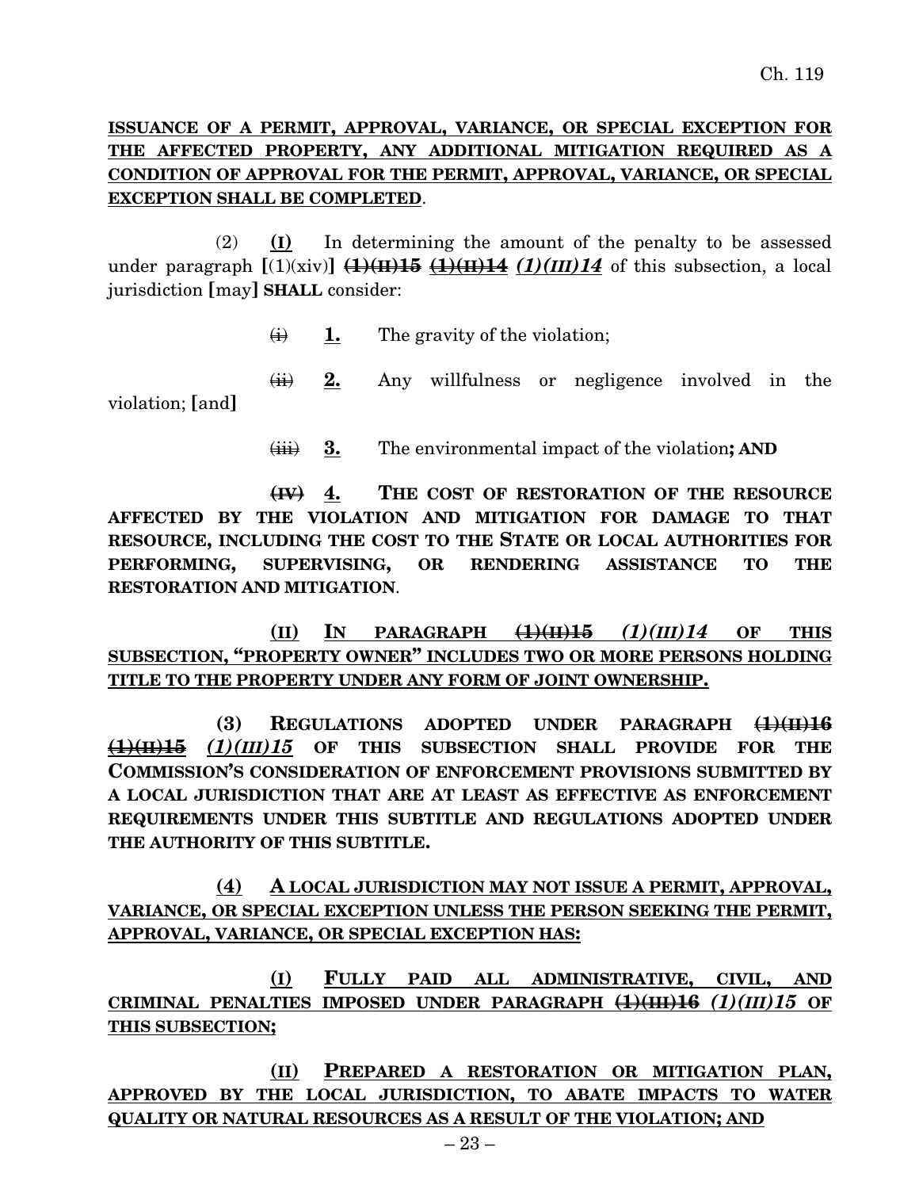**ISSUANCE OF A PERMIT, APPROVAL, VARIANCE, OR SPECIAL EXCEPTION FOR THE AFFECTED PROPERTY, ANY ADDITIONAL MITIGATION REQUIRED AS A CONDITION OF APPROVAL FOR THE PERMIT, APPROVAL, VARIANCE, OR SPECIAL EXCEPTION SHALL BE COMPLETED**.

(2) **(I)** In determining the amount of the penalty to be assessed under paragraph [(1)(xiv)] ~~**(1)(II)15**~~ ~~**(1)(II)14**~~ ***(1)(III)14*** of this subsection, a local jurisdiction [may] **SHALL** consider:

~~(i)~~ **1.** The gravity of the violation;

~~(ii)~~ **2.** Any willfulness or negligence involved in the violation; [and]

~~(iii)~~ **3.** The environmental impact of the violation**; AND**

~~**(IV)**~~ **4. THE COST OF RESTORATION OF THE RESOURCE AFFECTED BY THE VIOLATION AND MITIGATION FOR DAMAGE TO THAT RESOURCE, INCLUDING THE COST TO THE STATE OR LOCAL AUTHORITIES FOR PERFORMING, SUPERVISING, OR RENDERING ASSISTANCE TO THE RESTORATION AND MITIGATION**.

**(II) IN PARAGRAPH ~~(1)(II)15~~ *(1)(III)14* OF THIS SUBSECTION, "PROPERTY OWNER" INCLUDES TWO OR MORE PERSONS HOLDING TITLE TO THE PROPERTY UNDER ANY FORM OF JOINT OWNERSHIP.**

**(3) REGULATIONS ADOPTED UNDER PARAGRAPH ~~(1)(II)16~~ ~~(1)(II)15~~ *(1)(III)15* OF THIS SUBSECTION SHALL PROVIDE FOR THE COMMISSION'S CONSIDERATION OF ENFORCEMENT PROVISIONS SUBMITTED BY A LOCAL JURISDICTION THAT ARE AT LEAST AS EFFECTIVE AS ENFORCEMENT REQUIREMENTS UNDER THIS SUBTITLE AND REGULATIONS ADOPTED UNDER THE AUTHORITY OF THIS SUBTITLE.**

**(4) A LOCAL JURISDICTION MAY NOT ISSUE A PERMIT, APPROVAL, VARIANCE, OR SPECIAL EXCEPTION UNLESS THE PERSON SEEKING THE PERMIT, APPROVAL, VARIANCE, OR SPECIAL EXCEPTION HAS:**

**(I) FULLY PAID ALL ADMINISTRATIVE, CIVIL, AND CRIMINAL PENALTIES IMPOSED UNDER PARAGRAPH ~~(1)(III)16~~ *(1)(III)15* OF THIS SUBSECTION;**

**(II) PREPARED A RESTORATION OR MITIGATION PLAN, APPROVED BY THE LOCAL JURISDICTION, TO ABATE IMPACTS TO WATER QUALITY OR NATURAL RESOURCES AS A RESULT OF THE VIOLATION; AND**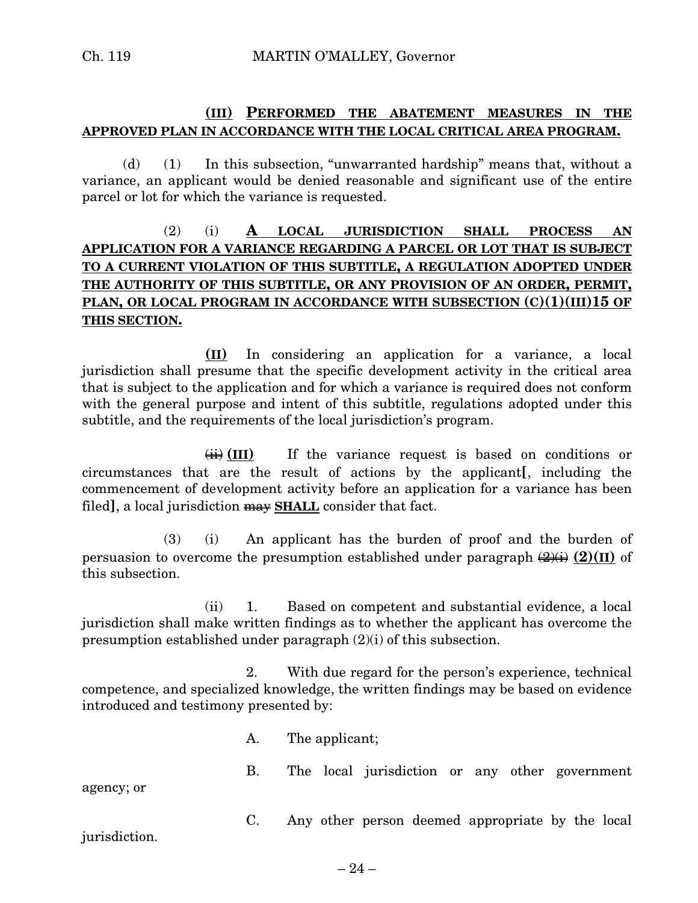**<u>(III) PERFORMED THE ABATEMENT MEASURES IN THE APPROVED PLAN IN ACCORDANCE WITH THE LOCAL CRITICAL AREA PROGRAM.</u>**

(d) (1) In this subsection, "unwarranted hardship" means that, without a variance, an applicant would be denied reasonable and significant use of the entire parcel or lot for which the variance is requested.

(2) (i) **<u>A LOCAL JURISDICTION SHALL PROCESS AN APPLICATION FOR A VARIANCE REGARDING A PARCEL OR LOT THAT IS SUBJECT TO A CURRENT VIOLATION OF THIS SUBTITLE, A REGULATION ADOPTED UNDER THE AUTHORITY OF THIS SUBTITLE, OR ANY PROVISION OF AN ORDER, PERMIT, PLAN, OR LOCAL PROGRAM IN ACCORDANCE WITH SUBSECTION (C)(1)(III)15 OF THIS SECTION.</u>**

**<u>(II)</u>** In considering an application for a variance, a local jurisdiction shall presume that the specific development activity in the critical area that is subject to the application and for which a variance is required does not conform with the general purpose and intent of this subtitle, regulations adopted under this subtitle, and the requirements of the local jurisdiction's program.

~~(ii)~~ **(III)** If the variance request is based on conditions or circumstances that are the result of actions by the applicant**[**, including the commencement of development activity before an application for a variance has been filed**]**, a local jurisdiction ~~may~~ **<u>SHALL</u>** consider that fact.

(3) (i) An applicant has the burden of proof and the burden of persuasion to overcome the presumption established under paragraph ~~(2)(i)~~ **(2)(II)** of this subsection.

(ii) 1. Based on competent and substantial evidence, a local jurisdiction shall make written findings as to whether the applicant has overcome the presumption established under paragraph (2)(i) of this subsection.

2. With due regard for the person's experience, technical competence, and specialized knowledge, the written findings may be based on evidence introduced and testimony presented by:

A. The applicant;

B. The local jurisdiction or any other government agency; or

C. Any other person deemed appropriate by the local jurisdiction.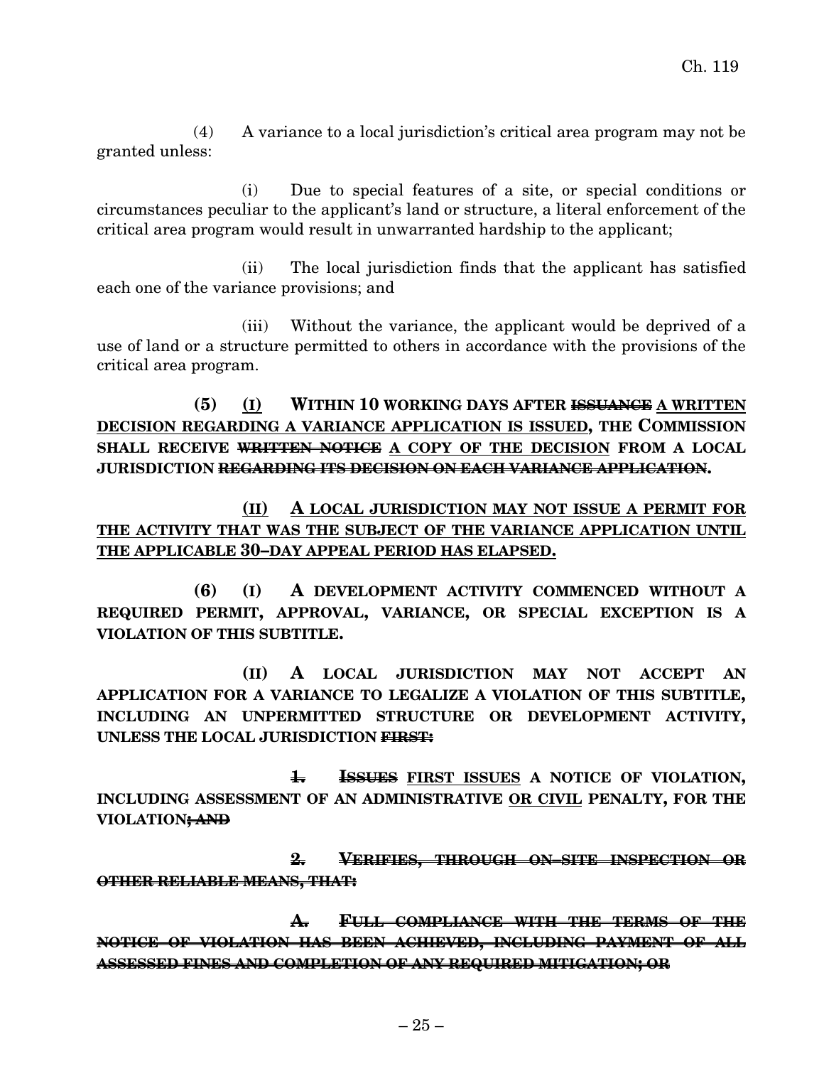(4) A variance to a local jurisdiction's critical area program may not be granted unless:

(i) Due to special features of a site, or special conditions or circumstances peculiar to the applicant's land or structure, a literal enforcement of the critical area program would result in unwarranted hardship to the applicant;

(ii) The local jurisdiction finds that the applicant has satisfied each one of the variance provisions; and

(iii) Without the variance, the applicant would be deprived of a use of land or a structure permitted to others in accordance with the provisions of the critical area program.

**(5)** <u>(I)</u> **WITHIN 10 WORKING DAYS AFTER ~~ISSUANCE~~** <u>**A WRITTEN DECISION REGARDING A VARIANCE APPLICATION IS ISSUED**</u>**, THE COMMISSION SHALL RECEIVE ~~WRITTEN NOTICE~~** <u>**A COPY OF THE DECISION**</u> **FROM A LOCAL JURISDICTION ~~REGARDING ITS DECISION ON EACH VARIANCE APPLICATION~~.**

<u>**(II) A LOCAL JURISDICTION MAY NOT ISSUE A PERMIT FOR THE ACTIVITY THAT WAS THE SUBJECT OF THE VARIANCE APPLICATION UNTIL THE APPLICABLE 30–DAY APPEAL PERIOD HAS ELAPSED.**</u>

**(6) (I) A DEVELOPMENT ACTIVITY COMMENCED WITHOUT A REQUIRED PERMIT, APPROVAL, VARIANCE, OR SPECIAL EXCEPTION IS A VIOLATION OF THIS SUBTITLE.**

**(II) A LOCAL JURISDICTION MAY NOT ACCEPT AN APPLICATION FOR A VARIANCE TO LEGALIZE A VIOLATION OF THIS SUBTITLE, INCLUDING AN UNPERMITTED STRUCTURE OR DEVELOPMENT ACTIVITY, UNLESS THE LOCAL JURISDICTION ~~FIRST:~~**

**~~1.~~ ~~ISSUES~~** <u>**FIRST ISSUES**</u> **A NOTICE OF VIOLATION, INCLUDING ASSESSMENT OF AN ADMINISTRATIVE** <u>**OR CIVIL**</u> **PENALTY, FOR THE VIOLATION~~; AND~~**

**~~2. VERIFIES, THROUGH ON–SITE INSPECTION OR OTHER RELIABLE MEANS, THAT:~~**

**~~A. FULL COMPLIANCE WITH THE TERMS OF THE NOTICE OF VIOLATION HAS BEEN ACHIEVED, INCLUDING PAYMENT OF ALL ASSESSED FINES AND COMPLETION OF ANY REQUIRED MITIGATION; OR~~**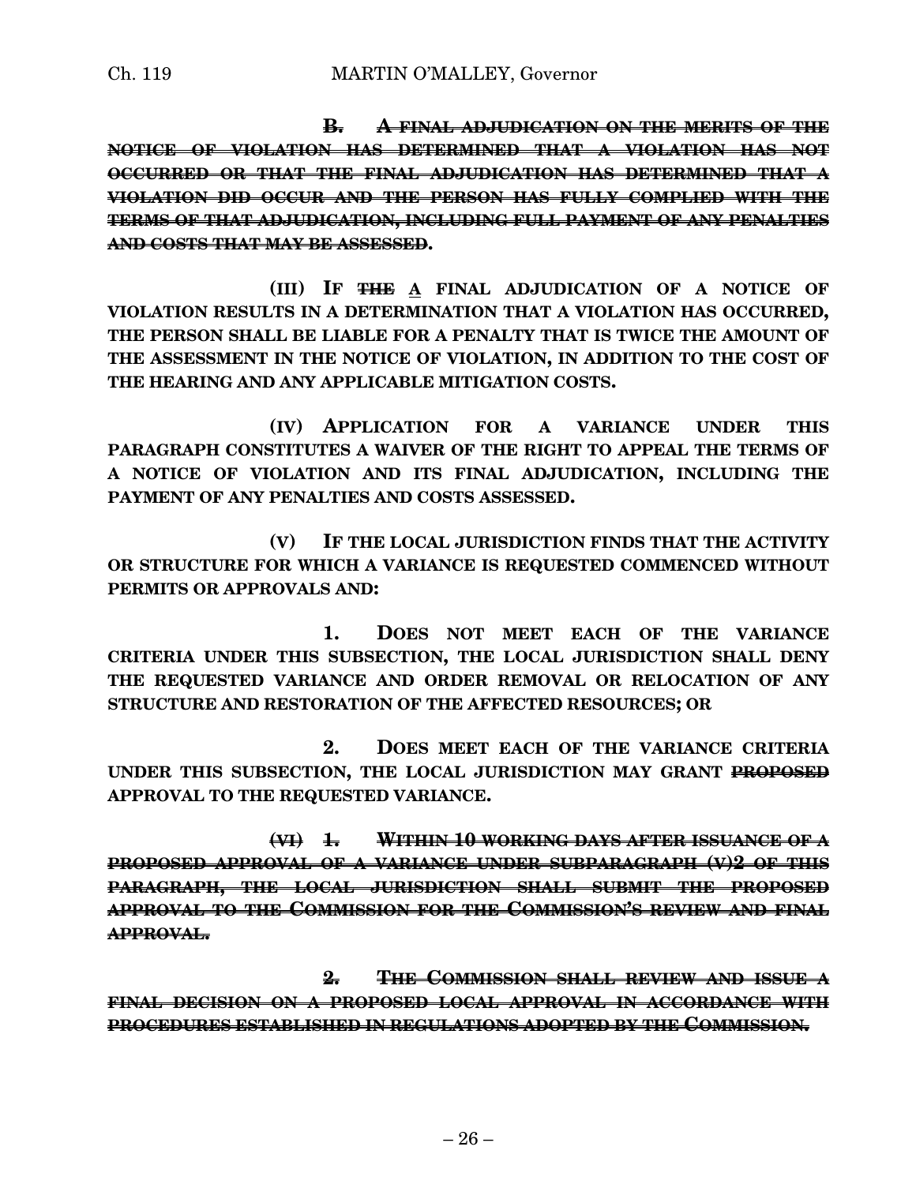**~~B. A FINAL ADJUDICATION ON THE MERITS OF THE NOTICE OF VIOLATION HAS DETERMINED THAT A VIOLATION HAS NOT OCCURRED OR THAT THE FINAL ADJUDICATION HAS DETERMINED THAT A VIOLATION DID OCCUR AND THE PERSON HAS FULLY COMPLIED WITH THE TERMS OF THAT ADJUDICATION, INCLUDING FULL PAYMENT OF ANY PENALTIES AND COSTS THAT MAY BE ASSESSED~~.**

**(III) IF ~~THE~~ <u>A</u> FINAL ADJUDICATION OF A NOTICE OF VIOLATION RESULTS IN A DETERMINATION THAT A VIOLATION HAS OCCURRED, THE PERSON SHALL BE LIABLE FOR A PENALTY THAT IS TWICE THE AMOUNT OF THE ASSESSMENT IN THE NOTICE OF VIOLATION, IN ADDITION TO THE COST OF THE HEARING AND ANY APPLICABLE MITIGATION COSTS.**

**(IV) APPLICATION FOR A VARIANCE UNDER THIS PARAGRAPH CONSTITUTES A WAIVER OF THE RIGHT TO APPEAL THE TERMS OF A NOTICE OF VIOLATION AND ITS FINAL ADJUDICATION, INCLUDING THE PAYMENT OF ANY PENALTIES AND COSTS ASSESSED.**

**(V) IF THE LOCAL JURISDICTION FINDS THAT THE ACTIVITY OR STRUCTURE FOR WHICH A VARIANCE IS REQUESTED COMMENCED WITHOUT PERMITS OR APPROVALS AND:**

**1. DOES NOT MEET EACH OF THE VARIANCE CRITERIA UNDER THIS SUBSECTION, THE LOCAL JURISDICTION SHALL DENY THE REQUESTED VARIANCE AND ORDER REMOVAL OR RELOCATION OF ANY STRUCTURE AND RESTORATION OF THE AFFECTED RESOURCES; OR**

**2. DOES MEET EACH OF THE VARIANCE CRITERIA UNDER THIS SUBSECTION, THE LOCAL JURISDICTION MAY GRANT ~~PROPOSED~~ APPROVAL TO THE REQUESTED VARIANCE.**

**~~(VI) 1. WITHIN 10 WORKING DAYS AFTER ISSUANCE OF A PROPOSED APPROVAL OF A VARIANCE UNDER SUBPARAGRAPH (V)2 OF THIS PARAGRAPH, THE LOCAL JURISDICTION SHALL SUBMIT THE PROPOSED APPROVAL TO THE COMMISSION FOR THE COMMISSION'S REVIEW AND FINAL APPROVAL.~~**

**~~2. THE COMMISSION SHALL REVIEW AND ISSUE A FINAL DECISION ON A PROPOSED LOCAL APPROVAL IN ACCORDANCE WITH PROCEDURES ESTABLISHED IN REGULATIONS ADOPTED BY THE COMMISSION.~~**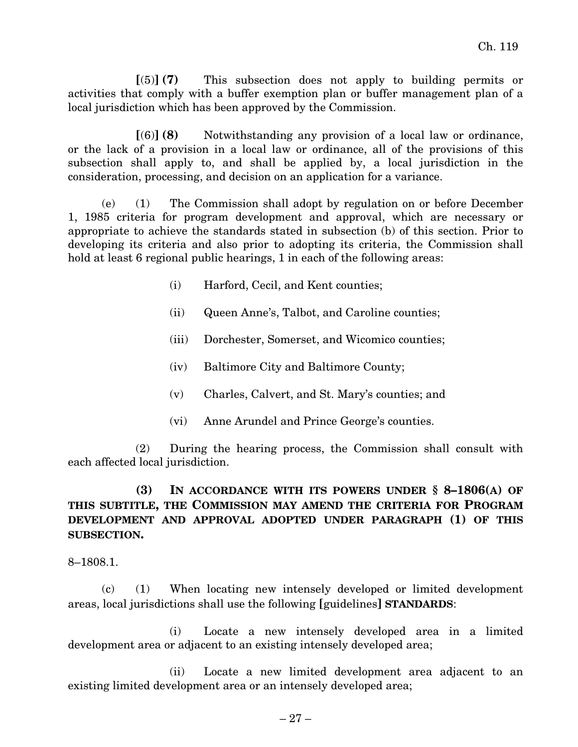**[**(5)**] (7)** This subsection does not apply to building permits or activities that comply with a buffer exemption plan or buffer management plan of a local jurisdiction which has been approved by the Commission.

**[**(6)**] (8)** Notwithstanding any provision of a local law or ordinance, or the lack of a provision in a local law or ordinance, all of the provisions of this subsection shall apply to, and shall be applied by, a local jurisdiction in the consideration, processing, and decision on an application for a variance.

(e) (1) The Commission shall adopt by regulation on or before December 1, 1985 criteria for program development and approval, which are necessary or appropriate to achieve the standards stated in subsection (b) of this section. Prior to developing its criteria and also prior to adopting its criteria, the Commission shall hold at least 6 regional public hearings, 1 in each of the following areas:

(i) Harford, Cecil, and Kent counties;

(ii) Queen Anne's, Talbot, and Caroline counties;

(iii) Dorchester, Somerset, and Wicomico counties;

(iv) Baltimore City and Baltimore County;

(v) Charles, Calvert, and St. Mary's counties; and

(vi) Anne Arundel and Prince George's counties.

(2) During the hearing process, the Commission shall consult with each affected local jurisdiction.

**(3) IN ACCORDANCE WITH ITS POWERS UNDER § 8–1806(A) OF THIS SUBTITLE, THE COMMISSION MAY AMEND THE CRITERIA FOR PROGRAM DEVELOPMENT AND APPROVAL ADOPTED UNDER PARAGRAPH (1) OF THIS SUBSECTION.**

8–1808.1.

(c) (1) When locating new intensely developed or limited development areas, local jurisdictions shall use the following **[**guidelines**] STANDARDS**:

(i) Locate a new intensely developed area in a limited development area or adjacent to an existing intensely developed area;

(ii) Locate a new limited development area adjacent to an existing limited development area or an intensely developed area;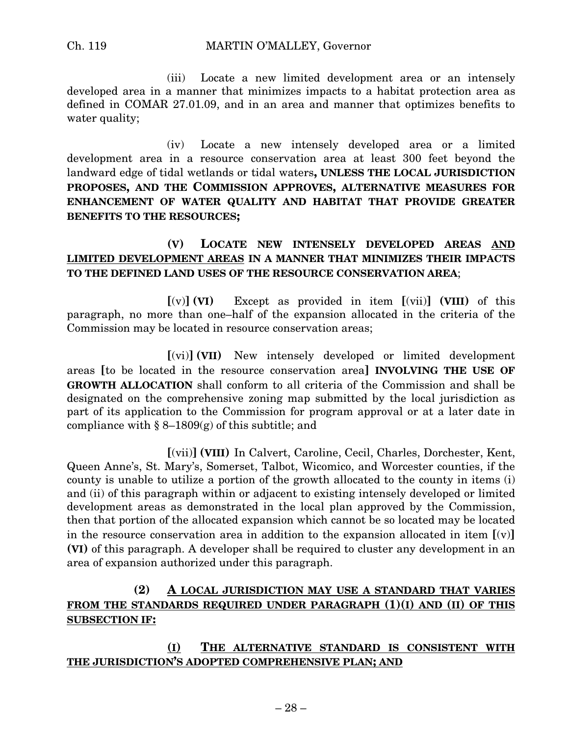(iii) Locate a new limited development area or an intensely developed area in a manner that minimizes impacts to a habitat protection area as defined in COMAR 27.01.09, and in an area and manner that optimizes benefits to water quality;

(iv) Locate a new intensely developed area or a limited development area in a resource conservation area at least 300 feet beyond the landward edge of tidal wetlands or tidal waters**, UNLESS THE LOCAL JURISDICTION PROPOSES, AND THE COMMISSION APPROVES, ALTERNATIVE MEASURES FOR ENHANCEMENT OF WATER QUALITY AND HABITAT THAT PROVIDE GREATER BENEFITS TO THE RESOURCES;**

**(V) LOCATE NEW INTENSELY DEVELOPED AREAS AND LIMITED DEVELOPMENT AREAS IN A MANNER THAT MINIMIZES THEIR IMPACTS TO THE DEFINED LAND USES OF THE RESOURCE CONSERVATION AREA**;

**[**(v)**] (VI)** Except as provided in item **[**(vii)**] (VIII)** of this paragraph, no more than one–half of the expansion allocated in the criteria of the Commission may be located in resource conservation areas;

**[**(vi)**] (VII)** New intensely developed or limited development areas **[**to be located in the resource conservation area**] INVOLVING THE USE OF GROWTH ALLOCATION** shall conform to all criteria of the Commission and shall be designated on the comprehensive zoning map submitted by the local jurisdiction as part of its application to the Commission for program approval or at a later date in compliance with § 8–1809(g) of this subtitle; and

**[**(vii)**] (VIII)** In Calvert, Caroline, Cecil, Charles, Dorchester, Kent, Queen Anne's, St. Mary's, Somerset, Talbot, Wicomico, and Worcester counties, if the county is unable to utilize a portion of the growth allocated to the county in items (i) and (ii) of this paragraph within or adjacent to existing intensely developed or limited development areas as demonstrated in the local plan approved by the Commission, then that portion of the allocated expansion which cannot be so located may be located in the resource conservation area in addition to the expansion allocated in item **[**(v)**] (VI)** of this paragraph. A developer shall be required to cluster any development in an area of expansion authorized under this paragraph.

**(2) A LOCAL JURISDICTION MAY USE A STANDARD THAT VARIES FROM THE STANDARDS REQUIRED UNDER PARAGRAPH (1)(I) AND (II) OF THIS SUBSECTION IF:**

**(I) THE ALTERNATIVE STANDARD IS CONSISTENT WITH THE JURISDICTION'S ADOPTED COMPREHENSIVE PLAN; AND**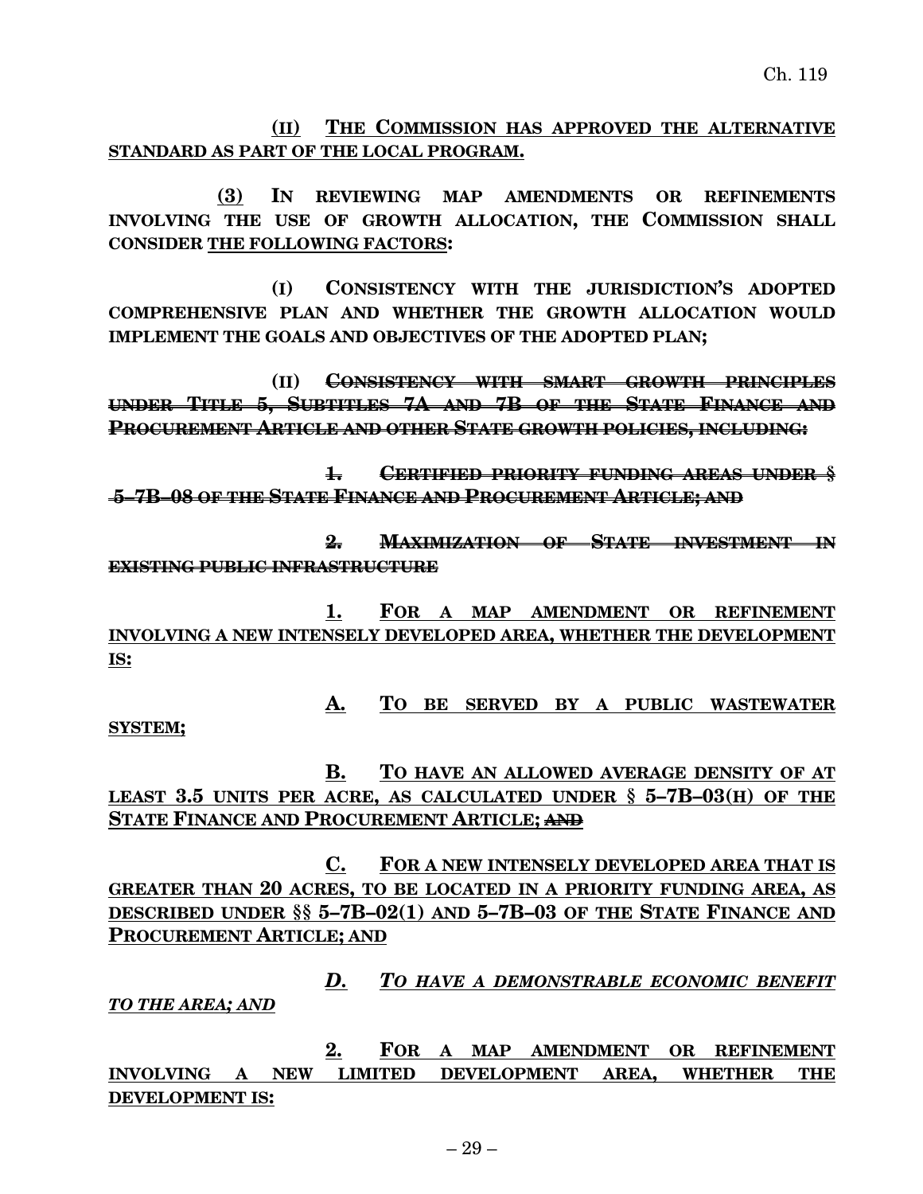(II) THE COMMISSION HAS APPROVED THE ALTERNATIVE STANDARD AS PART OF THE LOCAL PROGRAM.

(3) IN REVIEWING MAP AMENDMENTS OR REFINEMENTS INVOLVING THE USE OF GROWTH ALLOCATION, THE COMMISSION SHALL CONSIDER THE FOLLOWING FACTORS:

(I) CONSISTENCY WITH THE JURISDICTION'S ADOPTED COMPREHENSIVE PLAN AND WHETHER THE GROWTH ALLOCATION WOULD IMPLEMENT THE GOALS AND OBJECTIVES OF THE ADOPTED PLAN;

(II) ~~CONSISTENCY WITH SMART GROWTH PRINCIPLES UNDER TITLE 5, SUBTITLES 7A AND 7B OF THE STATE FINANCE AND PROCUREMENT ARTICLE AND OTHER STATE GROWTH POLICIES, INCLUDING:~~

~~1. CERTIFIED PRIORITY FUNDING AREAS UNDER § 5–7B–08 OF THE STATE FINANCE AND PROCUREMENT ARTICLE; AND~~

~~2. MAXIMIZATION OF STATE INVESTMENT IN EXISTING PUBLIC INFRASTRUCTURE~~

1. FOR A MAP AMENDMENT OR REFINEMENT INVOLVING A NEW INTENSELY DEVELOPED AREA, WHETHER THE DEVELOPMENT IS:

A. TO BE SERVED BY A PUBLIC WASTEWATER SYSTEM;

B. TO HAVE AN ALLOWED AVERAGE DENSITY OF AT LEAST 3.5 UNITS PER ACRE, AS CALCULATED UNDER § 5–7B–03(H) OF THE STATE FINANCE AND PROCUREMENT ARTICLE; ~~AND~~

C. FOR A NEW INTENSELY DEVELOPED AREA THAT IS GREATER THAN 20 ACRES, TO BE LOCATED IN A PRIORITY FUNDING AREA, AS DESCRIBED UNDER §§ 5–7B–02(1) AND 5–7B–03 OF THE STATE FINANCE AND PROCUREMENT ARTICLE; AND

*D. TO HAVE A DEMONSTRABLE ECONOMIC BENEFIT TO THE AREA; AND*

2. FOR A MAP AMENDMENT OR REFINEMENT INVOLVING A NEW LIMITED DEVELOPMENT AREA, WHETHER THE DEVELOPMENT IS: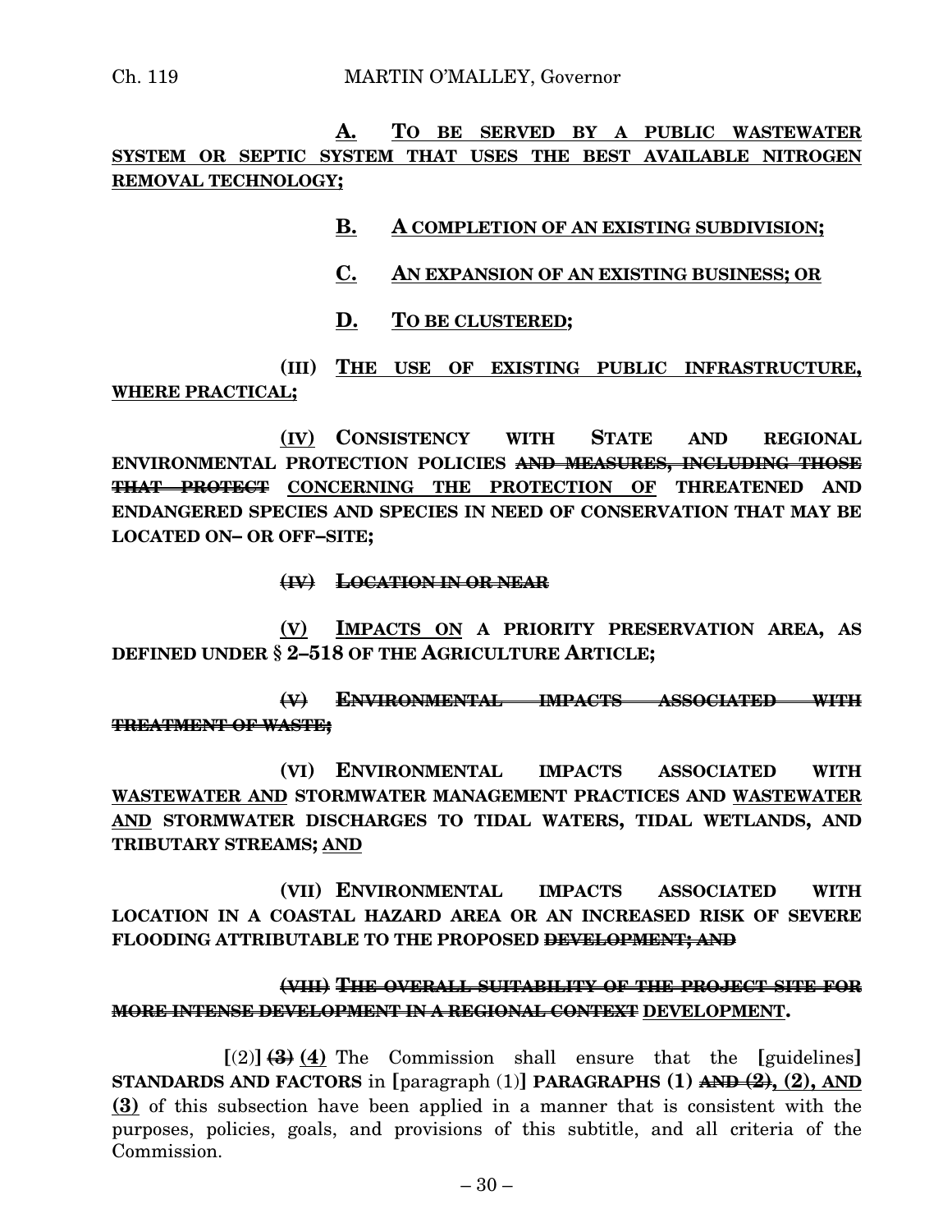**A. TO BE SERVED BY A PUBLIC WASTEWATER SYSTEM OR SEPTIC SYSTEM THAT USES THE BEST AVAILABLE NITROGEN REMOVAL TECHNOLOGY;**

**B. A COMPLETION OF AN EXISTING SUBDIVISION;**

**C. AN EXPANSION OF AN EXISTING BUSINESS; OR**

**D. TO BE CLUSTERED;**

**(III) THE USE OF EXISTING PUBLIC INFRASTRUCTURE, WHERE PRACTICAL;**

**(IV) CONSISTENCY WITH STATE AND REGIONAL ENVIRONMENTAL PROTECTION POLICIES ~~AND MEASURES, INCLUDING THOSE THAT PROTECT~~ CONCERNING THE PROTECTION OF THREATENED AND ENDANGERED SPECIES AND SPECIES IN NEED OF CONSERVATION THAT MAY BE LOCATED ON– OR OFF–SITE;**

~~**(IV) LOCATION IN OR NEAR**~~

**(V) IMPACTS ON A PRIORITY PRESERVATION AREA, AS DEFINED UNDER § 2–518 OF THE AGRICULTURE ARTICLE;**

~~**(V) ENVIRONMENTAL IMPACTS ASSOCIATED WITH TREATMENT OF WASTE;**~~

**(VI) ENVIRONMENTAL IMPACTS ASSOCIATED WITH WASTEWATER AND STORMWATER MANAGEMENT PRACTICES AND WASTEWATER AND STORMWATER DISCHARGES TO TIDAL WATERS, TIDAL WETLANDS, AND TRIBUTARY STREAMS; AND**

**(VII) ENVIRONMENTAL IMPACTS ASSOCIATED WITH LOCATION IN A COASTAL HAZARD AREA OR AN INCREASED RISK OF SEVERE FLOODING ATTRIBUTABLE TO THE PROPOSED ~~DEVELOPMENT; AND~~**

~~**(VIII) THE OVERALL SUITABILITY OF THE PROJECT SITE FOR MORE INTENSE DEVELOPMENT IN A REGIONAL CONTEXT**~~ **DEVELOPMENT.**

[(2)] ~~**(3)**~~ **(4)** The Commission shall ensure that the [guidelines] **STANDARDS AND FACTORS** in [paragraph (1)] **PARAGRAPHS (1) ~~AND (2)~~, (2), AND (3)** of this subsection have been applied in a manner that is consistent with the purposes, policies, goals, and provisions of this subtitle, and all criteria of the Commission.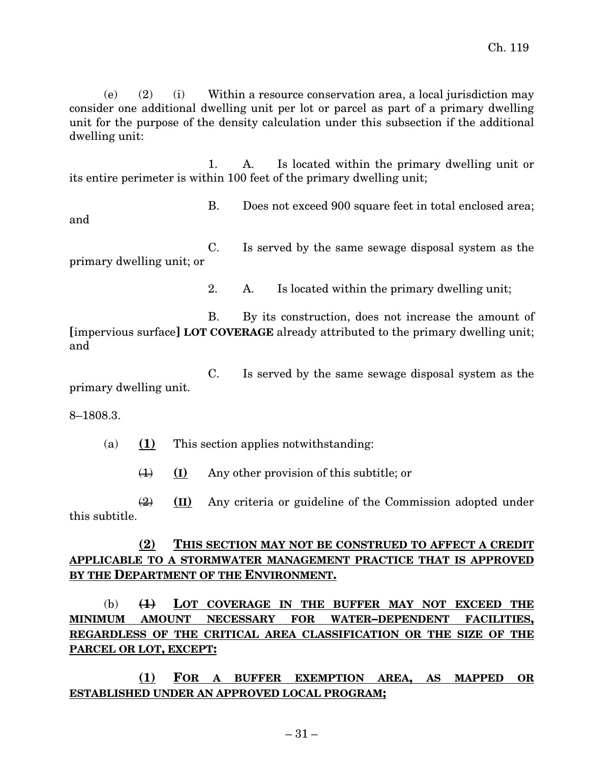(e) (2) (i) Within a resource conservation area, a local jurisdiction may consider one additional dwelling unit per lot or parcel as part of a primary dwelling unit for the purpose of the density calculation under this subsection if the additional dwelling unit:

1. A. Is located within the primary dwelling unit or its entire perimeter is within 100 feet of the primary dwelling unit;

B. Does not exceed 900 square feet in total enclosed area; and

C. Is served by the same sewage disposal system as the primary dwelling unit; or

2. A. Is located within the primary dwelling unit;

B. By its construction, does not increase the amount of **[**impervious surface**]** **LOT COVERAGE** already attributed to the primary dwelling unit; and

C. Is served by the same sewage disposal system as the primary dwelling unit.

8–1808.3.

(a) **(1)** This section applies notwithstanding:

~~(1)~~ **(I)** Any other provision of this subtitle; or

~~(2)~~ **(II)** Any criteria or guideline of the Commission adopted under this subtitle.

**(2) THIS SECTION MAY NOT BE CONSTRUED TO AFFECT A CREDIT APPLICABLE TO A STORMWATER MANAGEMENT PRACTICE THAT IS APPROVED BY THE DEPARTMENT OF THE ENVIRONMENT.**

(b) ~~**(1)**~~ **LOT COVERAGE IN THE BUFFER MAY NOT EXCEED THE MINIMUM AMOUNT NECESSARY FOR WATER–DEPENDENT FACILITIES, REGARDLESS OF THE CRITICAL AREA CLASSIFICATION OR THE SIZE OF THE PARCEL OR LOT, EXCEPT:**

**(1) FOR A BUFFER EXEMPTION AREA, AS MAPPED OR ESTABLISHED UNDER AN APPROVED LOCAL PROGRAM;**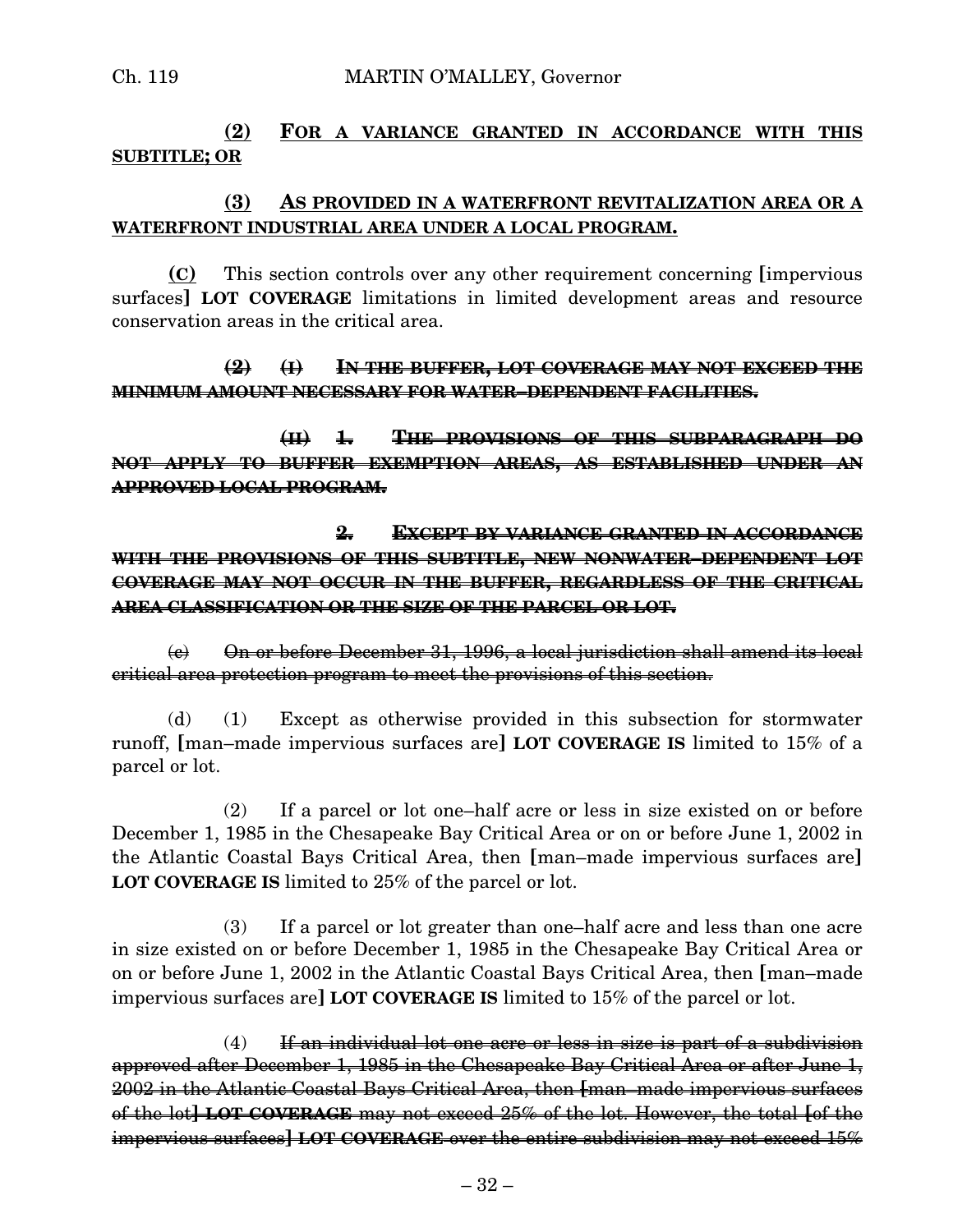**(2)** **FOR A VARIANCE GRANTED IN ACCORDANCE WITH THIS SUBTITLE; OR**

**(3)** **AS PROVIDED IN A WATERFRONT REVITALIZATION AREA OR A WATERFRONT INDUSTRIAL AREA UNDER A LOCAL PROGRAM.**

**(C)** This section controls over any other requirement concerning **[**impervious surfaces**]** **LOT COVERAGE** limitations in limited development areas and resource conservation areas in the critical area.

~~**(2)** **(I)** **IN THE BUFFER, LOT COVERAGE MAY NOT EXCEED THE MINIMUM AMOUNT NECESSARY FOR WATER–DEPENDENT FACILITIES.**~~

~~**(II)** **1.** **THE PROVISIONS OF THIS SUBPARAGRAPH DO NOT APPLY TO BUFFER EXEMPTION AREAS, AS ESTABLISHED UNDER AN APPROVED LOCAL PROGRAM.**~~

~~**2.** **EXCEPT BY VARIANCE GRANTED IN ACCORDANCE WITH THE PROVISIONS OF THIS SUBTITLE, NEW NONWATER–DEPENDENT LOT COVERAGE MAY NOT OCCUR IN THE BUFFER, REGARDLESS OF THE CRITICAL AREA CLASSIFICATION OR THE SIZE OF THE PARCEL OR LOT.**~~

~~(c) On or before December 31, 1996, a local jurisdiction shall amend its local critical area protection program to meet the provisions of this section.~~

(d) (1) Except as otherwise provided in this subsection for stormwater runoff, **[**man–made impervious surfaces are**]** **LOT COVERAGE IS** limited to 15% of a parcel or lot.

(2) If a parcel or lot one–half acre or less in size existed on or before December 1, 1985 in the Chesapeake Bay Critical Area or on or before June 1, 2002 in the Atlantic Coastal Bays Critical Area, then **[**man–made impervious surfaces are**]** **LOT COVERAGE IS** limited to 25% of the parcel or lot.

(3) If a parcel or lot greater than one–half acre and less than one acre in size existed on or before December 1, 1985 in the Chesapeake Bay Critical Area or on or before June 1, 2002 in the Atlantic Coastal Bays Critical Area, then **[**man–made impervious surfaces are**]** **LOT COVERAGE IS** limited to 15% of the parcel or lot.

(4) ~~If an individual lot one acre or less in size is part of a subdivision approved after December 1, 1985 in the Chesapeake Bay Critical Area or after June 1, 2002 in the Atlantic Coastal Bays Critical Area, then **[**man–made impervious surfaces of the lot**]** **LOT COVERAGE** may not exceed 25% of the lot. However, the total **[**of the impervious surfaces**]** **LOT COVERAGE** over the entire subdivision may not exceed 15%~~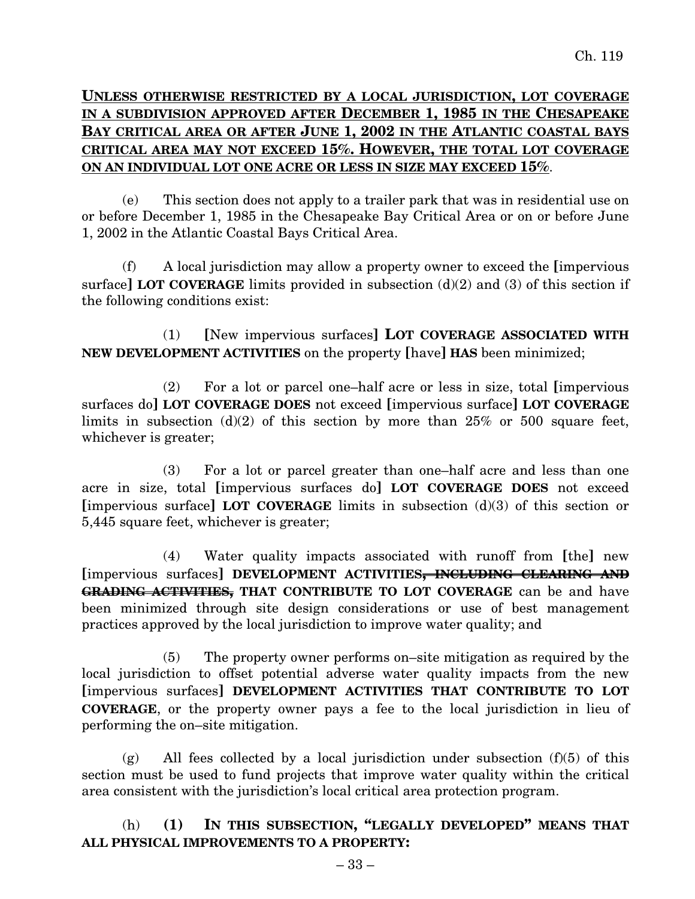<u>**UNLESS OTHERWISE RESTRICTED BY A LOCAL JURISDICTION, LOT COVERAGE IN A SUBDIVISION APPROVED AFTER DECEMBER 1, 1985 IN THE CHESAPEAKE BAY CRITICAL AREA OR AFTER JUNE 1, 2002 IN THE ATLANTIC COASTAL BAYS CRITICAL AREA MAY NOT EXCEED 15%. HOWEVER, THE TOTAL LOT COVERAGE ON AN INDIVIDUAL LOT ONE ACRE OR LESS IN SIZE MAY EXCEED 15%**</u>.

(e) This section does not apply to a trailer park that was in residential use on or before December 1, 1985 in the Chesapeake Bay Critical Area or on or before June 1, 2002 in the Atlantic Coastal Bays Critical Area.

(f) A local jurisdiction may allow a property owner to exceed the **[**impervious surface**]** **LOT COVERAGE** limits provided in subsection (d)(2) and (3) of this section if the following conditions exist:

(1) **[**New impervious surfaces**]** **LOT COVERAGE ASSOCIATED WITH NEW DEVELOPMENT ACTIVITIES** on the property **[**have**]** **HAS** been minimized;

(2) For a lot or parcel one–half acre or less in size, total **[**impervious surfaces do**]** **LOT COVERAGE DOES** not exceed **[**impervious surface**]** **LOT COVERAGE** limits in subsection (d)(2) of this section by more than 25% or 500 square feet, whichever is greater;

(3) For a lot or parcel greater than one–half acre and less than one acre in size, total **[**impervious surfaces do**]** **LOT COVERAGE DOES** not exceed **[**impervious surface**]** **LOT COVERAGE** limits in subsection (d)(3) of this section or 5,445 square feet, whichever is greater;

(4) Water quality impacts associated with runoff from **[**the**]** new **[**impervious surfaces**]** **DEVELOPMENT ACTIVITIES~~, INCLUDING CLEARING AND GRADING ACTIVITIES,~~ THAT CONTRIBUTE TO LOT COVERAGE** can be and have been minimized through site design considerations or use of best management practices approved by the local jurisdiction to improve water quality; and

(5) The property owner performs on–site mitigation as required by the local jurisdiction to offset potential adverse water quality impacts from the new **[**impervious surfaces**]** **DEVELOPMENT ACTIVITIES THAT CONTRIBUTE TO LOT COVERAGE**, or the property owner pays a fee to the local jurisdiction in lieu of performing the on–site mitigation.

(g) All fees collected by a local jurisdiction under subsection (f)(5) of this section must be used to fund projects that improve water quality within the critical area consistent with the jurisdiction's local critical area protection program.

(h) **(1) IN THIS SUBSECTION, "LEGALLY DEVELOPED" MEANS THAT ALL PHYSICAL IMPROVEMENTS TO A PROPERTY:**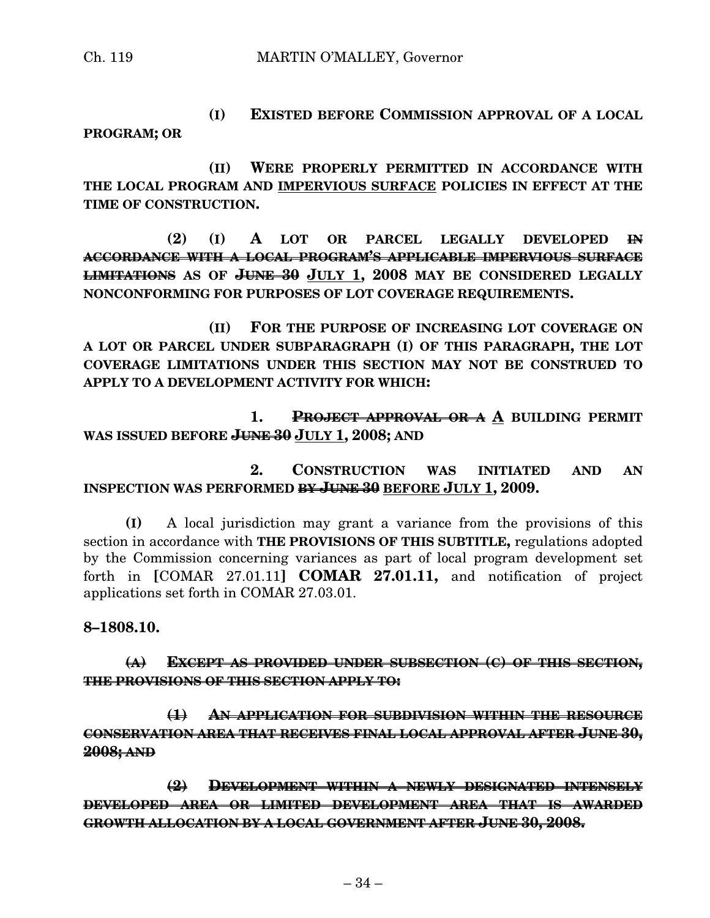**(I) EXISTED BEFORE COMMISSION APPROVAL OF A LOCAL PROGRAM; OR**

**(II) WERE PROPERLY PERMITTED IN ACCORDANCE WITH THE LOCAL PROGRAM AND IMPERVIOUS SURFACE POLICIES IN EFFECT AT THE TIME OF CONSTRUCTION.**

**(2) (I) A LOT OR PARCEL LEGALLY DEVELOPED ~~IN ACCORDANCE WITH A LOCAL PROGRAM'S APPLICABLE IMPERVIOUS SURFACE LIMITATIONS~~ AS OF ~~JUNE 30~~ JULY 1, 2008 MAY BE CONSIDERED LEGALLY NONCONFORMING FOR PURPOSES OF LOT COVERAGE REQUIREMENTS.**

**(II) FOR THE PURPOSE OF INCREASING LOT COVERAGE ON A LOT OR PARCEL UNDER SUBPARAGRAPH (I) OF THIS PARAGRAPH, THE LOT COVERAGE LIMITATIONS UNDER THIS SECTION MAY NOT BE CONSTRUED TO APPLY TO A DEVELOPMENT ACTIVITY FOR WHICH:**

**1. ~~PROJECT APPROVAL OR A~~ A BUILDING PERMIT WAS ISSUED BEFORE ~~JUNE 30~~ JULY 1, 2008; AND**

**2. CONSTRUCTION WAS INITIATED AND AN INSPECTION WAS PERFORMED ~~BY JUNE 30~~ BEFORE JULY 1, 2009.**

**(I)** A local jurisdiction may grant a variance from the provisions of this section in accordance with **THE PROVISIONS OF THIS SUBTITLE,** regulations adopted by the Commission concerning variances as part of local program development set forth in **[**COMAR 27.01.11**]** **COMAR 27.01.11,** and notification of project applications set forth in COMAR 27.03.01.

**8–1808.10.**

~~**(A) EXCEPT AS PROVIDED UNDER SUBSECTION (C) OF THIS SECTION, THE PROVISIONS OF THIS SECTION APPLY TO:**~~

~~**(1) AN APPLICATION FOR SUBDIVISION WITHIN THE RESOURCE CONSERVATION AREA THAT RECEIVES FINAL LOCAL APPROVAL AFTER JUNE 30, 2008; AND**~~

~~**(2) DEVELOPMENT WITHIN A NEWLY DESIGNATED INTENSELY DEVELOPED AREA OR LIMITED DEVELOPMENT AREA THAT IS AWARDED GROWTH ALLOCATION BY A LOCAL GOVERNMENT AFTER JUNE 30, 2008.**~~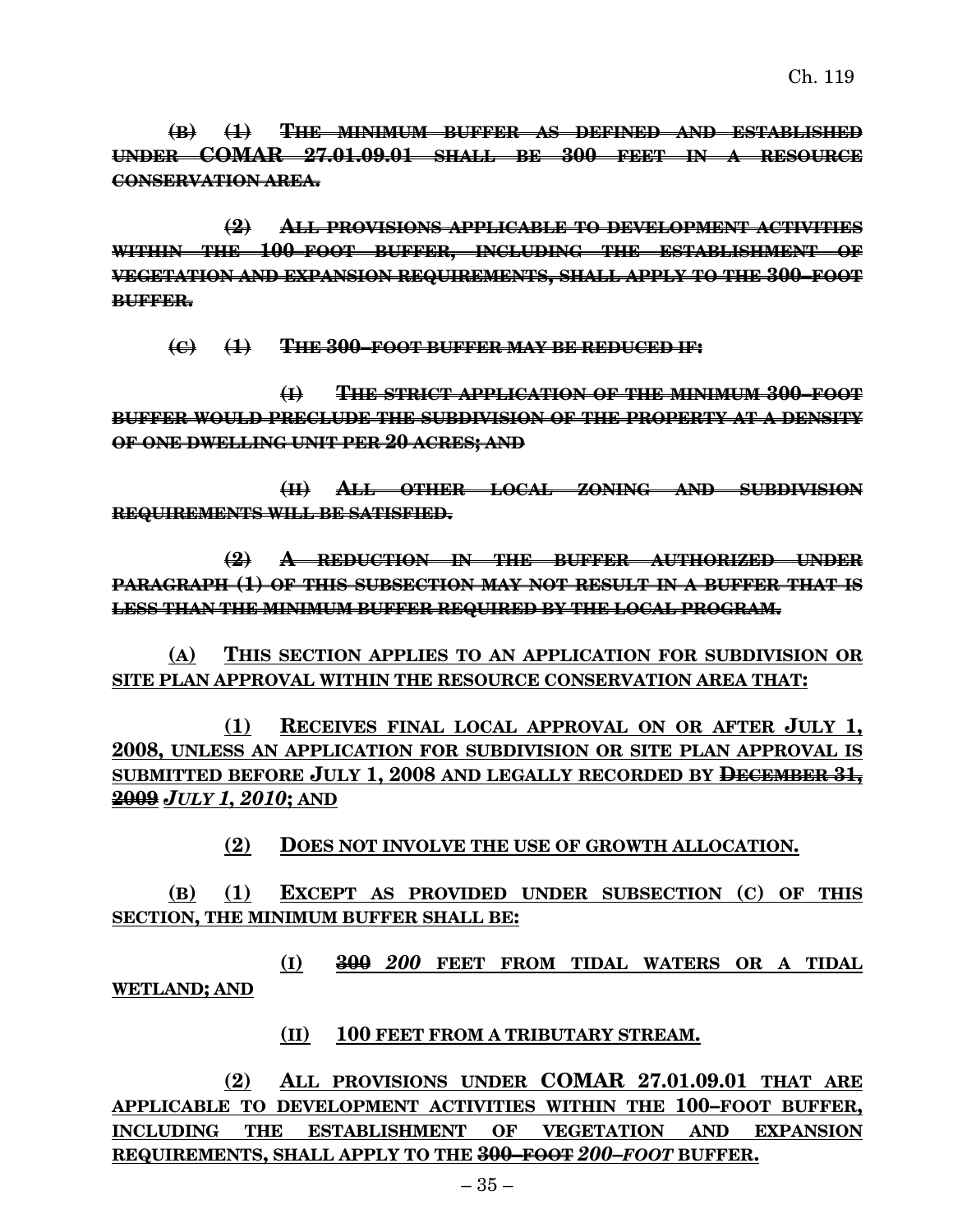~~**(B) (1) THE MINIMUM BUFFER AS DEFINED AND ESTABLISHED UNDER COMAR 27.01.09.01 SHALL BE 300 FEET IN A RESOURCE CONSERVATION AREA.**~~

~~**(2) ALL PROVISIONS APPLICABLE TO DEVELOPMENT ACTIVITIES WITHIN THE 100–FOOT BUFFER, INCLUDING THE ESTABLISHMENT OF VEGETATION AND EXPANSION REQUIREMENTS, SHALL APPLY TO THE 300–FOOT BUFFER.**~~

~~**(C) (1) THE 300–FOOT BUFFER MAY BE REDUCED IF:**~~

~~**(I) THE STRICT APPLICATION OF THE MINIMUM 300–FOOT BUFFER WOULD PRECLUDE THE SUBDIVISION OF THE PROPERTY AT A DENSITY OF ONE DWELLING UNIT PER 20 ACRES; AND**~~

~~**(II) ALL OTHER LOCAL ZONING AND SUBDIVISION REQUIREMENTS WILL BE SATISFIED.**~~

~~**(2) A REDUCTION IN THE BUFFER AUTHORIZED UNDER PARAGRAPH (1) OF THIS SUBSECTION MAY NOT RESULT IN A BUFFER THAT IS LESS THAN THE MINIMUM BUFFER REQUIRED BY THE LOCAL PROGRAM.**~~

<u>**(A) THIS SECTION APPLIES TO AN APPLICATION FOR SUBDIVISION OR SITE PLAN APPROVAL WITHIN THE RESOURCE CONSERVATION AREA THAT:**</u>

<u>**(1) RECEIVES FINAL LOCAL APPROVAL ON OR AFTER JULY 1, 2008, UNLESS AN APPLICATION FOR SUBDIVISION OR SITE PLAN APPROVAL IS SUBMITTED BEFORE JULY 1, 2008 AND LEGALLY RECORDED BY**</u> ~~**DECEMBER 31, 2009**~~ ***JULY 1, 2010*****; AND**

<u>**(2) DOES NOT INVOLVE THE USE OF GROWTH ALLOCATION.**</u>

<u>**(B) (1) EXCEPT AS PROVIDED UNDER SUBSECTION (C) OF THIS SECTION, THE MINIMUM BUFFER SHALL BE:**</u>

<u>**(I)**</u> ~~**300**~~ ***200*** <u>**FEET FROM TIDAL WATERS OR A TIDAL WETLAND; AND**</u>

<u>**(II) 100 FEET FROM A TRIBUTARY STREAM.**</u>

<u>**(2) ALL PROVISIONS UNDER COMAR 27.01.09.01 THAT ARE APPLICABLE TO DEVELOPMENT ACTIVITIES WITHIN THE 100–FOOT BUFFER, INCLUDING THE ESTABLISHMENT OF VEGETATION AND EXPANSION REQUIREMENTS, SHALL APPLY TO THE**</u> ~~**300–FOOT**~~ ***200–FOOT*** **BUFFER.**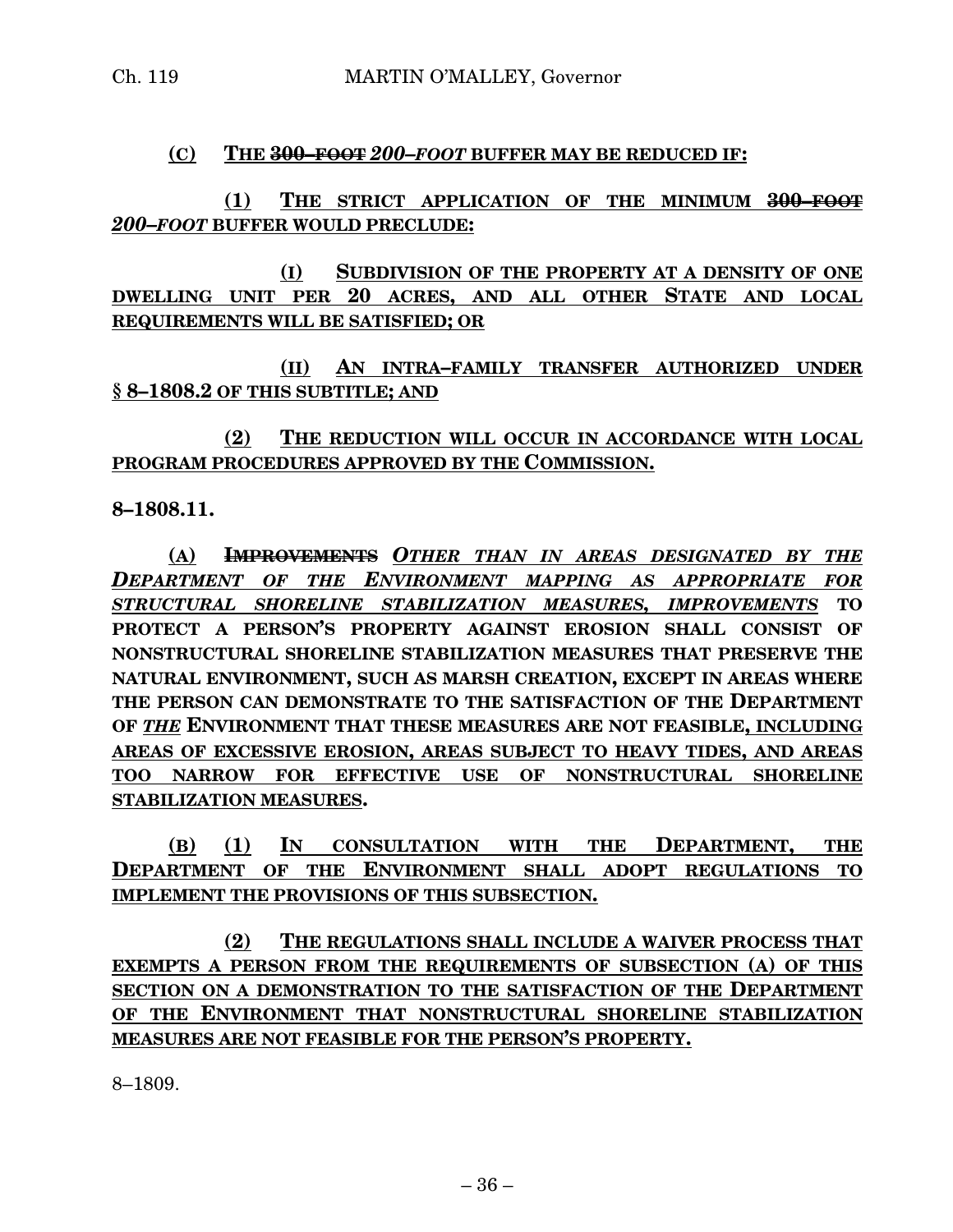**(C) THE ~~300–FOOT~~ *200–FOOT* BUFFER MAY BE REDUCED IF:**

**(1) THE STRICT APPLICATION OF THE MINIMUM ~~300–FOOT~~ *200–FOOT* BUFFER WOULD PRECLUDE:**

**(I) SUBDIVISION OF THE PROPERTY AT A DENSITY OF ONE DWELLING UNIT PER 20 ACRES, AND ALL OTHER STATE AND LOCAL REQUIREMENTS WILL BE SATISFIED; OR**

**(II) AN INTRA–FAMILY TRANSFER AUTHORIZED UNDER § 8–1808.2 OF THIS SUBTITLE; AND**

**(2) THE REDUCTION WILL OCCUR IN ACCORDANCE WITH LOCAL PROGRAM PROCEDURES APPROVED BY THE COMMISSION.**

**8–1808.11.**

**(A) ~~IMPROVEMENTS~~ *OTHER THAN IN AREAS DESIGNATED BY THE DEPARTMENT OF THE ENVIRONMENT MAPPING AS APPROPRIATE FOR STRUCTURAL SHORELINE STABILIZATION MEASURES, IMPROVEMENTS* TO PROTECT A PERSON'S PROPERTY AGAINST EROSION SHALL CONSIST OF NONSTRUCTURAL SHORELINE STABILIZATION MEASURES THAT PRESERVE THE NATURAL ENVIRONMENT, SUCH AS MARSH CREATION, EXCEPT IN AREAS WHERE THE PERSON CAN DEMONSTRATE TO THE SATISFACTION OF THE DEPARTMENT OF *THE* ENVIRONMENT THAT THESE MEASURES ARE NOT FEASIBLE, INCLUDING AREAS OF EXCESSIVE EROSION, AREAS SUBJECT TO HEAVY TIDES, AND AREAS TOO NARROW FOR EFFECTIVE USE OF NONSTRUCTURAL SHORELINE STABILIZATION MEASURES.**

**(B) (1) IN CONSULTATION WITH THE DEPARTMENT, THE DEPARTMENT OF THE ENVIRONMENT SHALL ADOPT REGULATIONS TO IMPLEMENT THE PROVISIONS OF THIS SUBSECTION.**

**(2) THE REGULATIONS SHALL INCLUDE A WAIVER PROCESS THAT EXEMPTS A PERSON FROM THE REQUIREMENTS OF SUBSECTION (A) OF THIS SECTION ON A DEMONSTRATION TO THE SATISFACTION OF THE DEPARTMENT OF THE ENVIRONMENT THAT NONSTRUCTURAL SHORELINE STABILIZATION MEASURES ARE NOT FEASIBLE FOR THE PERSON'S PROPERTY.**

8–1809.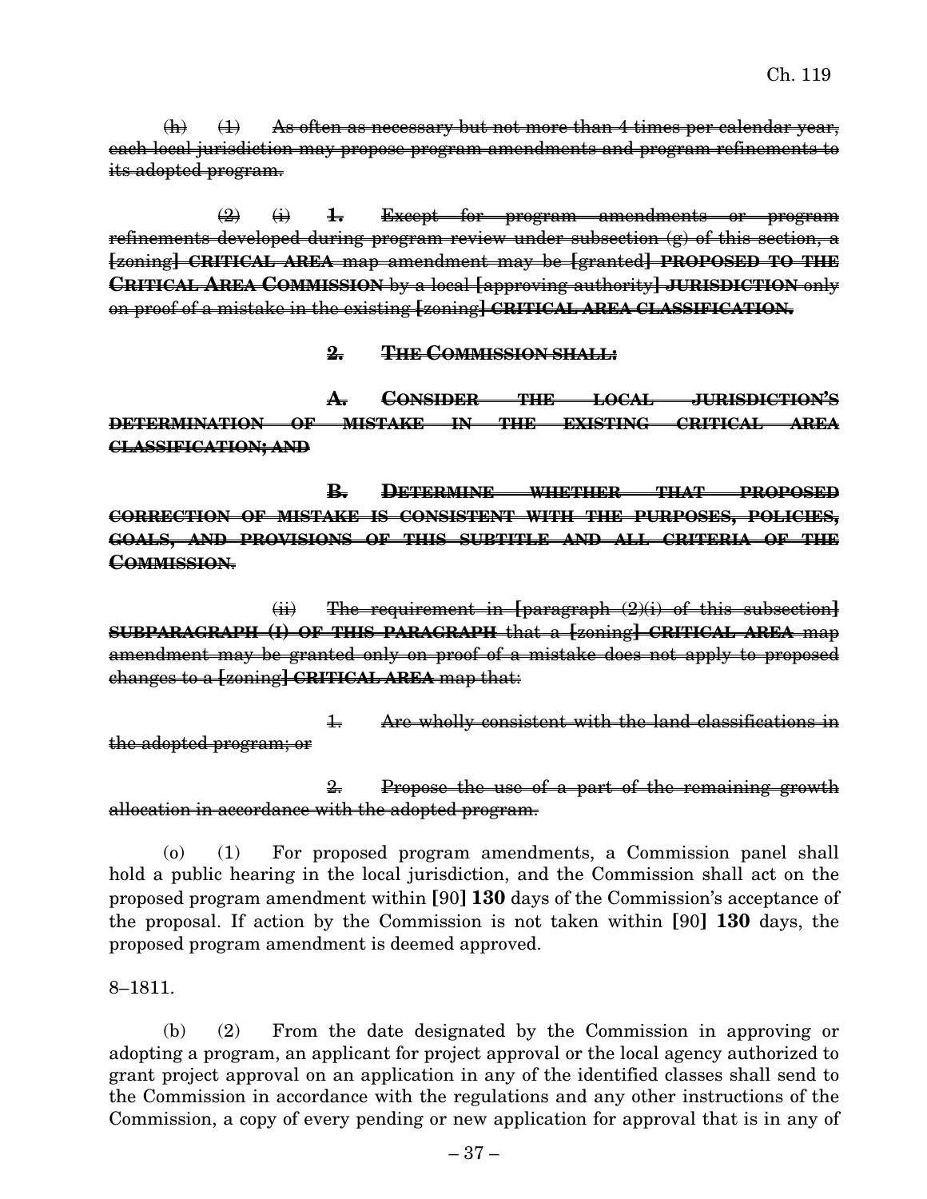~~(h) (1) As often as necessary but not more than 4 times per calendar year, each local jurisdiction may propose program amendments and program refinements to its adopted program.~~

~~(2) (i) **1.** Except for program amendments or program refinements developed during program review under subsection (g) of this section, a **[**zoning**]** **CRITICAL AREA** map amendment may be **[**granted**]** **PROPOSED TO THE CRITICAL AREA COMMISSION** by a local **[**approving authority**]** **JURISDICTION** only on proof of a mistake in the existing **[**zoning**]** **CRITICAL AREA CLASSIFICATION.**~~

~~**2. THE COMMISSION SHALL:**~~

~~**A. CONSIDER THE LOCAL JURISDICTION'S DETERMINATION OF MISTAKE IN THE EXISTING CRITICAL AREA CLASSIFICATION; AND**~~

~~**B. DETERMINE WHETHER THAT PROPOSED CORRECTION OF MISTAKE IS CONSISTENT WITH THE PURPOSES, POLICIES, GOALS, AND PROVISIONS OF THIS SUBTITLE AND ALL CRITERIA OF THE COMMISSION.**~~

~~(ii) The requirement in **[**paragraph (2)(i) of this subsection**]** **SUBPARAGRAPH (I) OF THIS PARAGRAPH** that a **[**zoning**]** **CRITICAL AREA** map amendment may be granted only on proof of a mistake does not apply to proposed changes to a **[**zoning**]** **CRITICAL AREA** map that:~~

~~1. Are wholly consistent with the land classifications in the adopted program; or~~

~~2. Propose the use of a part of the remaining growth allocation in accordance with the adopted program.~~

(o) (1) For proposed program amendments, a Commission panel shall hold a public hearing in the local jurisdiction, and the Commission shall act on the proposed program amendment within **[**90**]** **130** days of the Commission's acceptance of the proposal. If action by the Commission is not taken within **[**90**]** **130** days, the proposed program amendment is deemed approved.

8–1811.

(b) (2) From the date designated by the Commission in approving or adopting a program, an applicant for project approval or the local agency authorized to grant project approval on an application in any of the identified classes shall send to the Commission in accordance with the regulations and any other instructions of the Commission, a copy of every pending or new application for approval that is in any of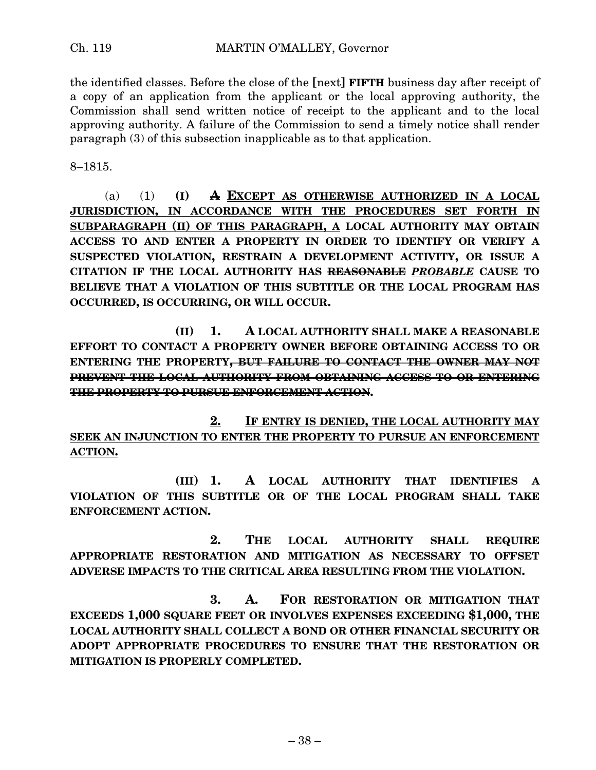the identified classes. Before the close of the [next] **FIFTH** business day after receipt of a copy of an application from the applicant or the local approving authority, the Commission shall send written notice of receipt to the applicant and to the local approving authority. A failure of the Commission to send a timely notice shall render paragraph (3) of this subsection inapplicable as to that application.

8–1815.

(a) (1) **(I) ~~A~~ <u>EXCEPT AS OTHERWISE AUTHORIZED IN A LOCAL JURISDICTION, IN ACCORDANCE WITH THE PROCEDURES SET FORTH IN SUBPARAGRAPH (II) OF THIS PARAGRAPH, A</u> LOCAL AUTHORITY MAY OBTAIN ACCESS TO AND ENTER A PROPERTY IN ORDER TO IDENTIFY OR VERIFY A SUSPECTED VIOLATION, RESTRAIN A DEVELOPMENT ACTIVITY, OR ISSUE A CITATION IF THE LOCAL AUTHORITY HAS ~~REASONABLE~~ *<u>PROBABLE</u>* CAUSE TO BELIEVE THAT A VIOLATION OF THIS SUBTITLE OR THE LOCAL PROGRAM HAS OCCURRED, IS OCCURRING, OR WILL OCCUR.**

**(II) <u>1.</u> A LOCAL AUTHORITY SHALL MAKE A REASONABLE EFFORT TO CONTACT A PROPERTY OWNER BEFORE OBTAINING ACCESS TO OR ENTERING THE PROPERTY~~, BUT FAILURE TO CONTACT THE OWNER MAY NOT PREVENT THE LOCAL AUTHORITY FROM OBTAINING ACCESS TO OR ENTERING THE PROPERTY TO PURSUE ENFORCEMENT ACTION~~.**

**<u>2. IF ENTRY IS DENIED, THE LOCAL AUTHORITY MAY SEEK AN INJUNCTION TO ENTER THE PROPERTY TO PURSUE AN ENFORCEMENT ACTION.</u>**

**(III) 1. A LOCAL AUTHORITY THAT IDENTIFIES A VIOLATION OF THIS SUBTITLE OR OF THE LOCAL PROGRAM SHALL TAKE ENFORCEMENT ACTION.**

**2. THE LOCAL AUTHORITY SHALL REQUIRE APPROPRIATE RESTORATION AND MITIGATION AS NECESSARY TO OFFSET ADVERSE IMPACTS TO THE CRITICAL AREA RESULTING FROM THE VIOLATION.**

**3. A. FOR RESTORATION OR MITIGATION THAT EXCEEDS 1,000 SQUARE FEET OR INVOLVES EXPENSES EXCEEDING $1,000, THE LOCAL AUTHORITY SHALL COLLECT A BOND OR OTHER FINANCIAL SECURITY OR ADOPT APPROPRIATE PROCEDURES TO ENSURE THAT THE RESTORATION OR MITIGATION IS PROPERLY COMPLETED.**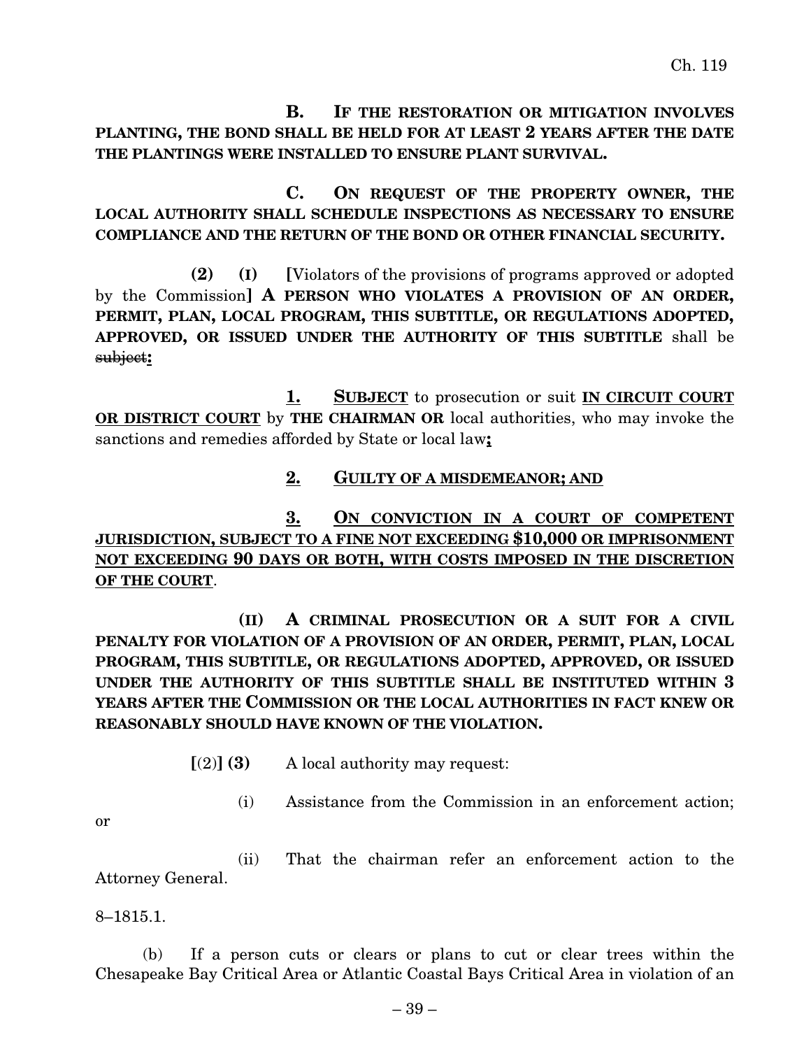B. **IF THE RESTORATION OR MITIGATION INVOLVES PLANTING, THE BOND SHALL BE HELD FOR AT LEAST 2 YEARS AFTER THE DATE THE PLANTINGS WERE INSTALLED TO ENSURE PLANT SURVIVAL.**

C. **ON REQUEST OF THE PROPERTY OWNER, THE LOCAL AUTHORITY SHALL SCHEDULE INSPECTIONS AS NECESSARY TO ENSURE COMPLIANCE AND THE RETURN OF THE BOND OR OTHER FINANCIAL SECURITY.**

**(2) (I)** [Violators of the provisions of programs approved or adopted by the Commission] **A PERSON WHO VIOLATES A PROVISION OF AN ORDER, PERMIT, PLAN, LOCAL PROGRAM, THIS SUBTITLE, OR REGULATIONS ADOPTED, APPROVED, OR ISSUED UNDER THE AUTHORITY OF THIS SUBTITLE** shall be ~~subject~~**:**

**1. SUBJECT** to prosecution or suit **IN CIRCUIT COURT OR DISTRICT COURT** by **THE CHAIRMAN OR** local authorities, who may invoke the sanctions and remedies afforded by State or local law**;**

**2. GUILTY OF A MISDEMEANOR; AND**

**3. ON CONVICTION IN A COURT OF COMPETENT JURISDICTION, SUBJECT TO A FINE NOT EXCEEDING $10,000 OR IMPRISONMENT NOT EXCEEDING 90 DAYS OR BOTH, WITH COSTS IMPOSED IN THE DISCRETION OF THE COURT**.

**(II) A CRIMINAL PROSECUTION OR A SUIT FOR A CIVIL PENALTY FOR VIOLATION OF A PROVISION OF AN ORDER, PERMIT, PLAN, LOCAL PROGRAM, THIS SUBTITLE, OR REGULATIONS ADOPTED, APPROVED, OR ISSUED UNDER THE AUTHORITY OF THIS SUBTITLE SHALL BE INSTITUTED WITHIN 3 YEARS AFTER THE COMMISSION OR THE LOCAL AUTHORITIES IN FACT KNEW OR REASONABLY SHOULD HAVE KNOWN OF THE VIOLATION.**

[(2)] **(3)** A local authority may request:

(i) Assistance from the Commission in an enforcement action; or

(ii) That the chairman refer an enforcement action to the Attorney General.

8–1815.1.

(b) If a person cuts or clears or plans to cut or clear trees within the Chesapeake Bay Critical Area or Atlantic Coastal Bays Critical Area in violation of an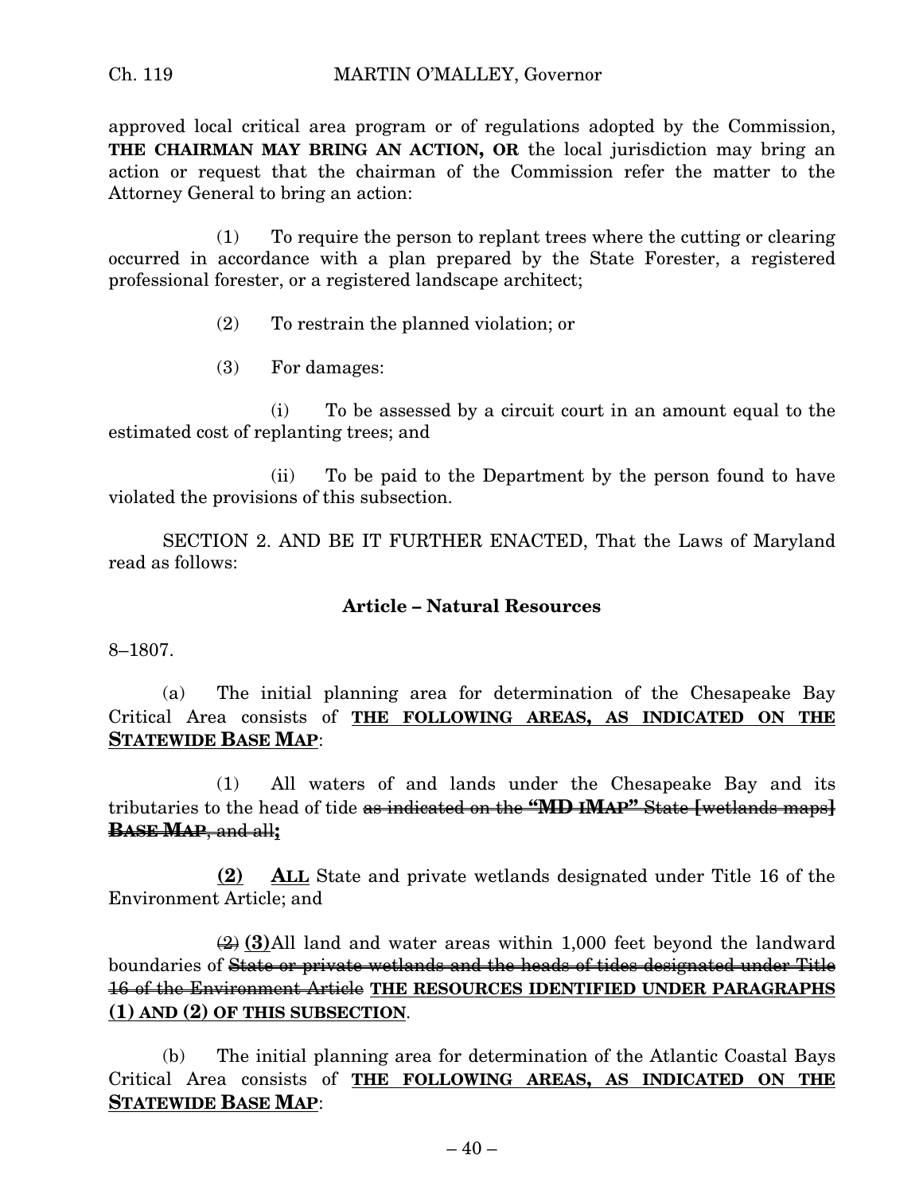approved local critical area program or of regulations adopted by the Commission, **THE CHAIRMAN MAY BRING AN ACTION, OR** the local jurisdiction may bring an action or request that the chairman of the Commission refer the matter to the Attorney General to bring an action:

(1) To require the person to replant trees where the cutting or clearing occurred in accordance with a plan prepared by the State Forester, a registered professional forester, or a registered landscape architect;

(2) To restrain the planned violation; or

(3) For damages:

(i) To be assessed by a circuit court in an amount equal to the estimated cost of replanting trees; and

(ii) To be paid to the Department by the person found to have violated the provisions of this subsection.

SECTION 2. AND BE IT FURTHER ENACTED, That the Laws of Maryland read as follows:

**Article – Natural Resources**

8–1807.

(a) The initial planning area for determination of the Chesapeake Bay Critical Area consists of **<u>THE FOLLOWING AREAS, AS INDICATED ON THE STATEWIDE BASE MAP</u>**:

(1) All waters of and lands under the Chesapeake Bay and its tributaries to the head of tide ~~as indicated on the **"MD IMAP"** State [wetlands maps] **BASE MAP**, and all~~**;**

**<u>(2)</u>** **<u>ALL</u>** State and private wetlands designated under Title 16 of the Environment Article; and

~~(2)~~ **(3)**All land and water areas within 1,000 feet beyond the landward boundaries of ~~State or private wetlands and the heads of tides designated under Title 16 of the Environment Article~~ **<u>THE RESOURCES IDENTIFIED UNDER PARAGRAPHS (1) AND (2) OF THIS SUBSECTION</u>**.

(b) The initial planning area for determination of the Atlantic Coastal Bays Critical Area consists of **<u>THE FOLLOWING AREAS, AS INDICATED ON THE STATEWIDE BASE MAP</u>**: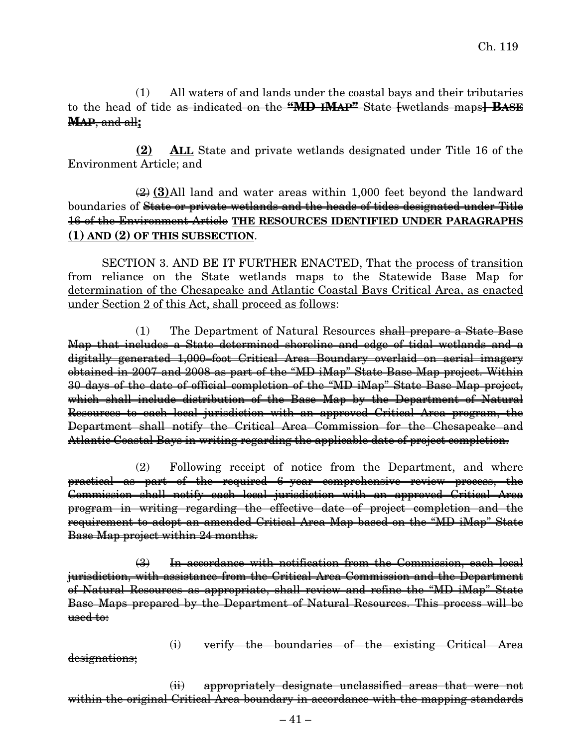(1) All waters of and lands under the coastal bays and their tributaries to the head of tide ~~as indicated on the **"MD IMAP"** State **[**wetlands maps**]** **BASE MAP**, and all~~**;**

<u>**(2)**</u> <u>**ALL**</u> State and private wetlands designated under Title 16 of the Environment Article; and

~~(2)~~ **(3)** All land and water areas within 1,000 feet beyond the landward boundaries of ~~State or private wetlands and the heads of tides designated under Title 16 of the Environment Article~~ <u>**THE RESOURCES IDENTIFIED UNDER PARAGRAPHS (1) AND (2) OF THIS SUBSECTION**</u>.

SECTION 3. AND BE IT FURTHER ENACTED, That <u>the process of transition from reliance on the State wetlands maps to the Statewide Base Map for determination of the Chesapeake and Atlantic Coastal Bays Critical Area, as enacted under Section 2 of this Act, shall proceed as follows</u>:

(1) The Department of Natural Resources ~~shall prepare a State Base Map that includes a State determined shoreline and edge of tidal wetlands and a digitally generated 1,000–foot Critical Area Boundary overlaid on aerial imagery obtained in 2007 and 2008 as part of the "MD iMap" State Base Map project. Within 30 days of the date of official completion of the "MD iMap" State Base Map project, which shall include distribution of the Base Map by the Department of Natural Resources to each local jurisdiction with an approved Critical Area program, the Department shall notify the Critical Area Commission for the Chesapeake and Atlantic Coastal Bays in writing regarding the applicable date of project completion.~~

~~(2) Following receipt of notice from the Department, and where practical as part of the required 6–year comprehensive review process, the Commission shall notify each local jurisdiction with an approved Critical Area program in writing regarding the effective date of project completion and the requirement to adopt an amended Critical Area Map based on the "MD iMap" State Base Map project within 24 months.~~

~~(3) In accordance with notification from the Commission, each local jurisdiction, with assistance from the Critical Area Commission and the Department of Natural Resources as appropriate, shall review and refine the "MD iMap" State Base Maps prepared by the Department of Natural Resources. This process will be used to:~~

~~(i) verify the boundaries of the existing Critical Area designations;~~

~~(ii) appropriately designate unclassified areas that were not within the original Critical Area boundary in accordance with the mapping standards~~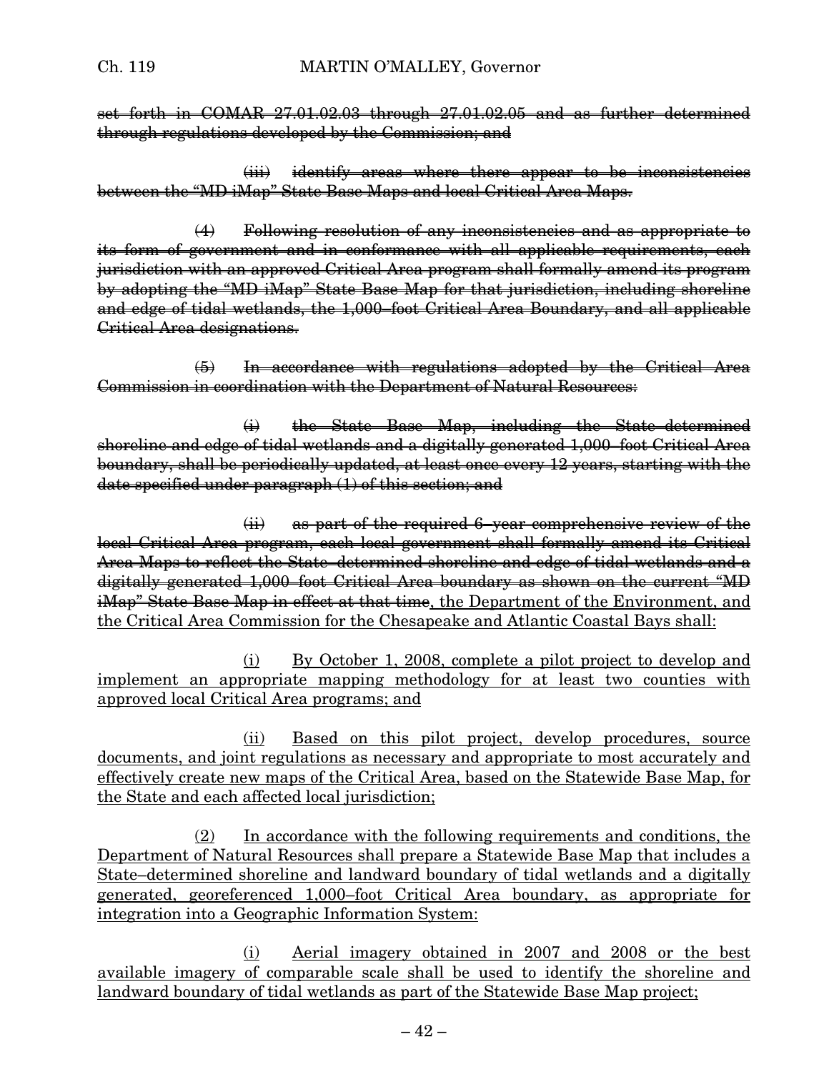~~set forth in COMAR 27.01.02.03 through 27.01.02.05 and as further determined through regulations developed by the Commission; and~~

~~(iii) identify areas where there appear to be inconsistencies between the "MD iMap" State Base Maps and local Critical Area Maps.~~

~~(4) Following resolution of any inconsistencies and as appropriate to its form of government and in conformance with all applicable requirements, each jurisdiction with an approved Critical Area program shall formally amend its program by adopting the "MD iMap" State Base Map for that jurisdiction, including shoreline and edge of tidal wetlands, the 1,000–foot Critical Area Boundary, and all applicable Critical Area designations.~~

~~(5) In accordance with regulations adopted by the Critical Area Commission in coordination with the Department of Natural Resources:~~

~~(i) the State Base Map, including the State–determined shoreline and edge of tidal wetlands and a digitally generated 1,000–foot Critical Area boundary, shall be periodically updated, at least once every 12 years, starting with the date specified under paragraph (1) of this section; and~~

~~(ii) as part of the required 6–year comprehensive review of the local Critical Area program, each local government shall formally amend its Critical Area Maps to reflect the State–determined shoreline and edge of tidal wetlands and a digitally generated 1,000–foot Critical Area boundary as shown on the current "MD iMap" State Base Map in effect at that time~~<u>, the Department of the Environment, and the Critical Area Commission for the Chesapeake and Atlantic Coastal Bays shall:</u>

<u>(i) By October 1, 2008, complete a pilot project to develop and implement an appropriate mapping methodology for at least two counties with approved local Critical Area programs; and</u>

<u>(ii) Based on this pilot project, develop procedures, source documents, and joint regulations as necessary and appropriate to most accurately and effectively create new maps of the Critical Area, based on the Statewide Base Map, for the State and each affected local jurisdiction;</u>

<u>(2) In accordance with the following requirements and conditions, the Department of Natural Resources shall prepare a Statewide Base Map that includes a State–determined shoreline and landward boundary of tidal wetlands and a digitally generated, georeferenced 1,000–foot Critical Area boundary, as appropriate for integration into a Geographic Information System:</u>

<u>(i) Aerial imagery obtained in 2007 and 2008 or the best available imagery of comparable scale shall be used to identify the shoreline and landward boundary of tidal wetlands as part of the Statewide Base Map project;</u>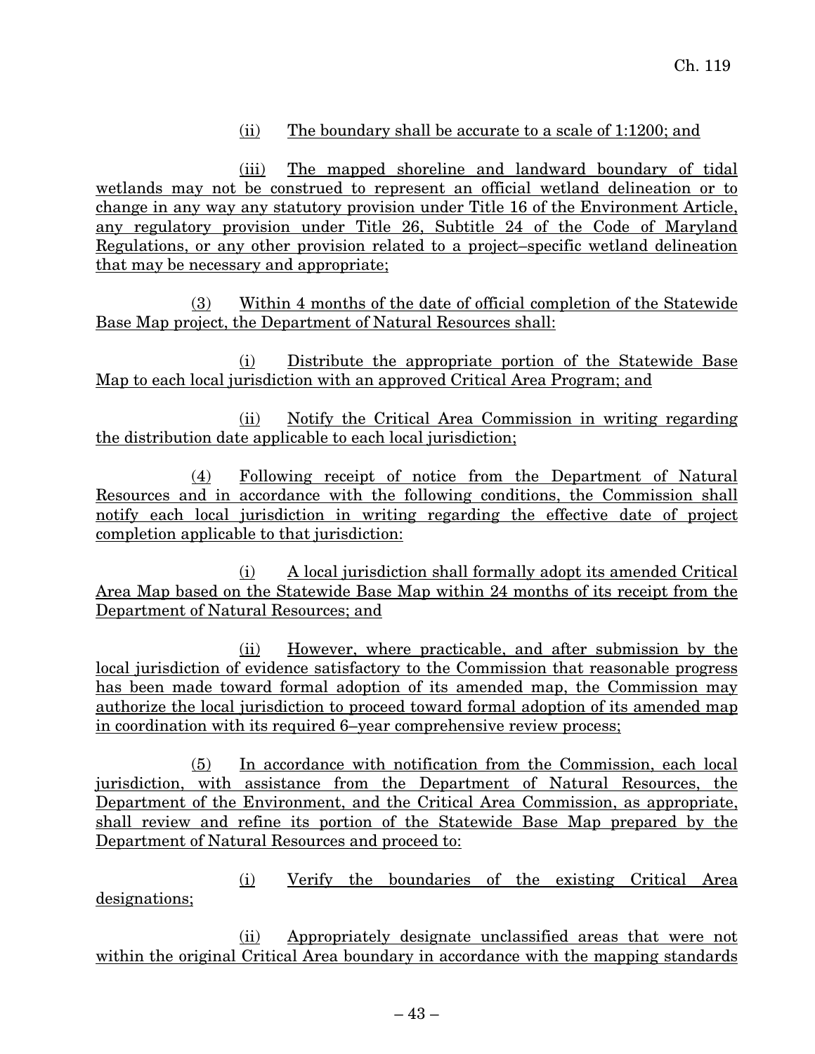(ii) The boundary shall be accurate to a scale of 1:1200; and

(iii) The mapped shoreline and landward boundary of tidal wetlands may not be construed to represent an official wetland delineation or to change in any way any statutory provision under Title 16 of the Environment Article, any regulatory provision under Title 26, Subtitle 24 of the Code of Maryland Regulations, or any other provision related to a project–specific wetland delineation that may be necessary and appropriate;

(3) Within 4 months of the date of official completion of the Statewide Base Map project, the Department of Natural Resources shall:

(i) Distribute the appropriate portion of the Statewide Base Map to each local jurisdiction with an approved Critical Area Program; and

(ii) Notify the Critical Area Commission in writing regarding the distribution date applicable to each local jurisdiction;

(4) Following receipt of notice from the Department of Natural Resources and in accordance with the following conditions, the Commission shall notify each local jurisdiction in writing regarding the effective date of project completion applicable to that jurisdiction:

(i) A local jurisdiction shall formally adopt its amended Critical Area Map based on the Statewide Base Map within 24 months of its receipt from the Department of Natural Resources; and

(ii) However, where practicable, and after submission by the local jurisdiction of evidence satisfactory to the Commission that reasonable progress has been made toward formal adoption of its amended map, the Commission may authorize the local jurisdiction to proceed toward formal adoption of its amended map in coordination with its required 6–year comprehensive review process;

(5) In accordance with notification from the Commission, each local jurisdiction, with assistance from the Department of Natural Resources, the Department of the Environment, and the Critical Area Commission, as appropriate, shall review and refine its portion of the Statewide Base Map prepared by the Department of Natural Resources and proceed to:

(i) Verify the boundaries of the existing Critical Area designations;

(ii) Appropriately designate unclassified areas that were not within the original Critical Area boundary in accordance with the mapping standards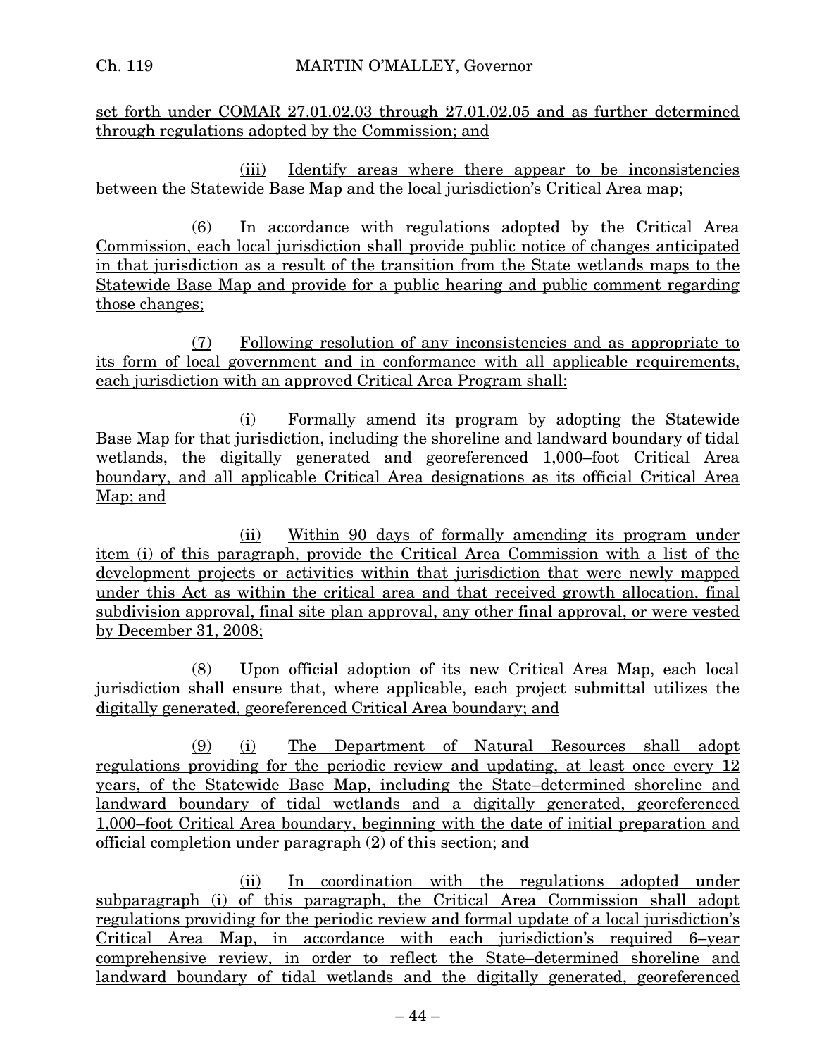set forth under COMAR 27.01.02.03 through 27.01.02.05 and as further determined through regulations adopted by the Commission; and

(iii) Identify areas where there appear to be inconsistencies between the Statewide Base Map and the local jurisdiction's Critical Area map;

(6) In accordance with regulations adopted by the Critical Area Commission, each local jurisdiction shall provide public notice of changes anticipated in that jurisdiction as a result of the transition from the State wetlands maps to the Statewide Base Map and provide for a public hearing and public comment regarding those changes;

(7) Following resolution of any inconsistencies and as appropriate to its form of local government and in conformance with all applicable requirements, each jurisdiction with an approved Critical Area Program shall:

(i) Formally amend its program by adopting the Statewide Base Map for that jurisdiction, including the shoreline and landward boundary of tidal wetlands, the digitally generated and georeferenced 1,000–foot Critical Area boundary, and all applicable Critical Area designations as its official Critical Area Map; and

(ii) Within 90 days of formally amending its program under item (i) of this paragraph, provide the Critical Area Commission with a list of the development projects or activities within that jurisdiction that were newly mapped under this Act as within the critical area and that received growth allocation, final subdivision approval, final site plan approval, any other final approval, or were vested by December 31, 2008;

(8) Upon official adoption of its new Critical Area Map, each local jurisdiction shall ensure that, where applicable, each project submittal utilizes the digitally generated, georeferenced Critical Area boundary; and

(9) (i) The Department of Natural Resources shall adopt regulations providing for the periodic review and updating, at least once every 12 years, of the Statewide Base Map, including the State–determined shoreline and landward boundary of tidal wetlands and a digitally generated, georeferenced 1,000–foot Critical Area boundary, beginning with the date of initial preparation and official completion under paragraph (2) of this section; and

(ii) In coordination with the regulations adopted under subparagraph (i) of this paragraph, the Critical Area Commission shall adopt regulations providing for the periodic review and formal update of a local jurisdiction's Critical Area Map, in accordance with each jurisdiction's required 6–year comprehensive review, in order to reflect the State–determined shoreline and landward boundary of tidal wetlands and the digitally generated, georeferenced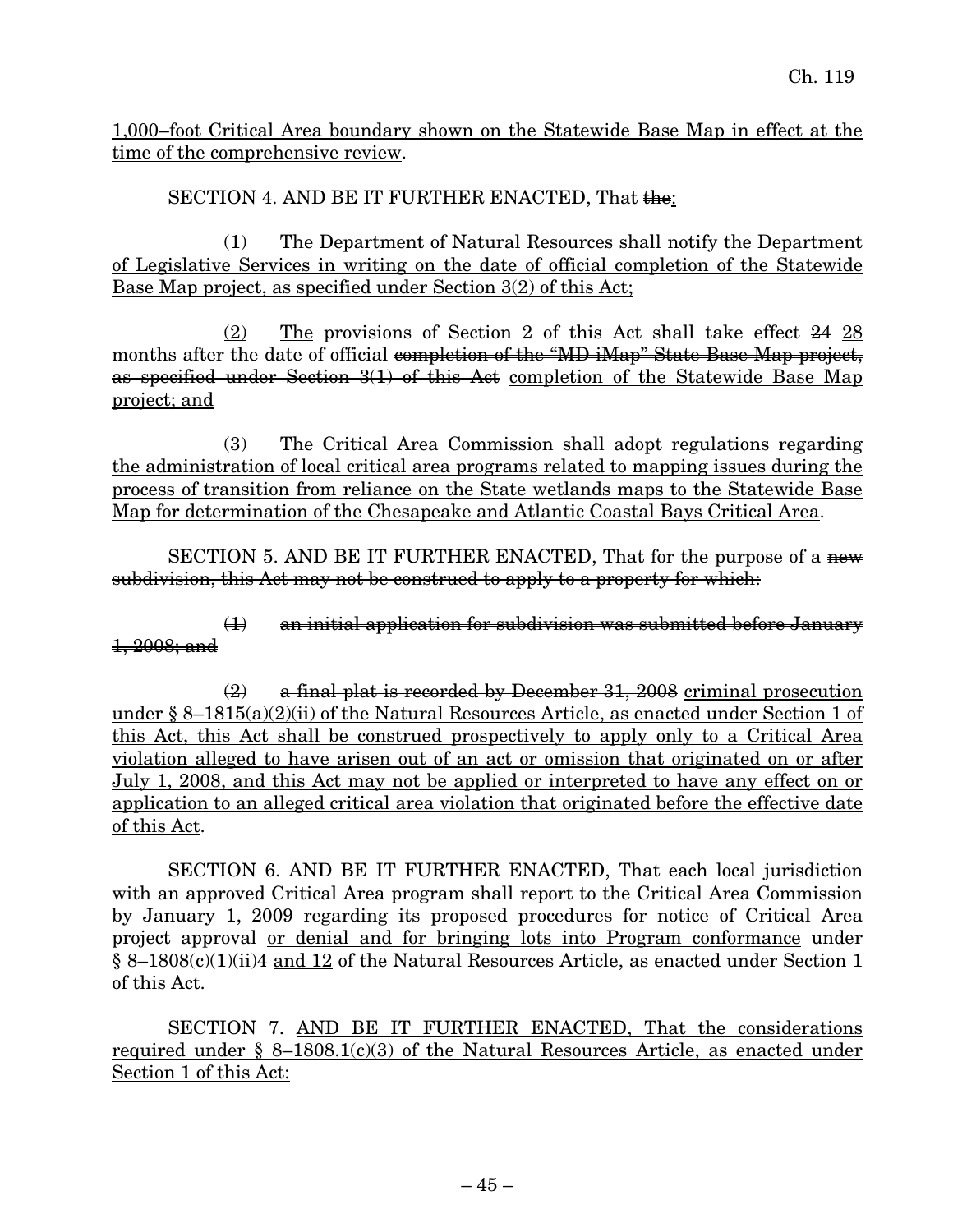<u>1,000–foot Critical Area boundary shown on the Statewide Base Map in effect at the time of the comprehensive review</u>.

SECTION 4. AND BE IT FURTHER ENACTED, That ~~the~~<u>:</u>

<u>(1)</u> <u>The Department of Natural Resources shall notify the Department of Legislative Services in writing on the date of official completion of the Statewide Base Map project, as specified under Section 3(2) of this Act;</u>

<u>(2)</u> <u>The</u> provisions of Section 2 of this Act shall take effect ~~24~~ <u>28</u> months after the date of official ~~completion of the "MD iMap" State Base Map project, as specified under Section 3(1) of this Act~~ <u>completion of the Statewide Base Map project; and</u>

<u>(3)</u> <u>The Critical Area Commission shall adopt regulations regarding the administration of local critical area programs related to mapping issues during the process of transition from reliance on the State wetlands maps to the Statewide Base Map for determination of the Chesapeake and Atlantic Coastal Bays Critical Area</u>.

SECTION 5. AND BE IT FURTHER ENACTED, That for the purpose of a ~~new subdivision, this Act may not be construed to apply to a property for which:~~

~~(1) an initial application for subdivision was submitted before January 1, 2008; and~~

~~(2) a final plat is recorded by December 31, 2008~~ <u>criminal prosecution under § 8–1815(a)(2)(ii) of the Natural Resources Article, as enacted under Section 1 of this Act, this Act shall be construed prospectively to apply only to a Critical Area violation alleged to have arisen out of an act or omission that originated on or after July 1, 2008, and this Act may not be applied or interpreted to have any effect on or application to an alleged critical area violation that originated before the effective date of this Act</u>.

SECTION 6. AND BE IT FURTHER ENACTED, That each local jurisdiction with an approved Critical Area program shall report to the Critical Area Commission by January 1, 2009 regarding its proposed procedures for notice of Critical Area project approval <u>or denial and for bringing lots into Program conformance</u> under § 8–1808(c)(1)(ii)4 <u>and 12</u> of the Natural Resources Article, as enacted under Section 1 of this Act.

SECTION 7. <u>AND BE IT FURTHER ENACTED, That the considerations required under § 8–1808.1(c)(3) of the Natural Resources Article, as enacted under Section 1 of this Act:</u>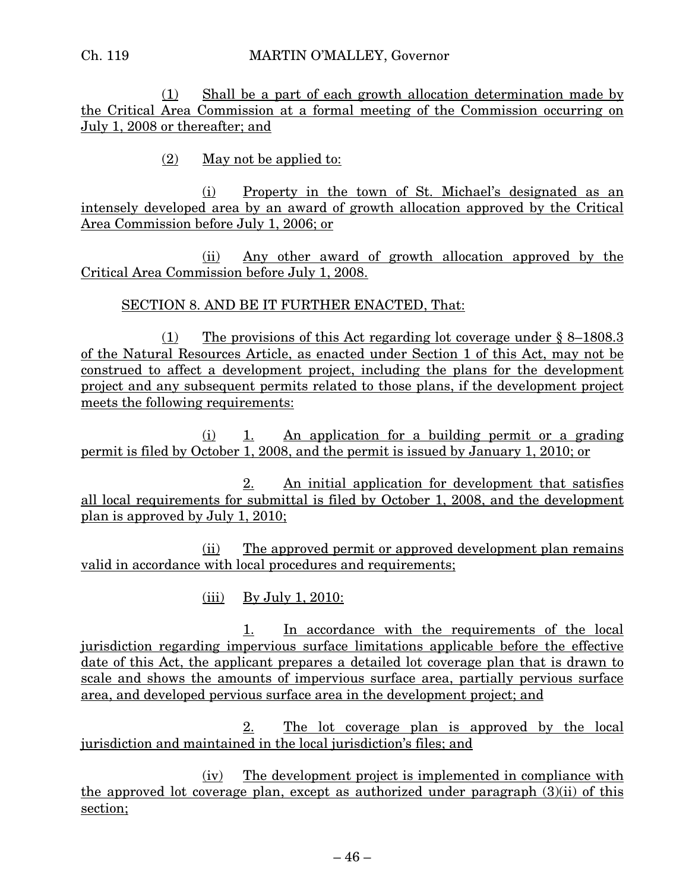(1) Shall be a part of each growth allocation determination made by the Critical Area Commission at a formal meeting of the Commission occurring on July 1, 2008 or thereafter; and

(2) May not be applied to:

(i) Property in the town of St. Michael's designated as an intensely developed area by an award of growth allocation approved by the Critical Area Commission before July 1, 2006; or

(ii) Any other award of growth allocation approved by the Critical Area Commission before July 1, 2008.

SECTION 8. AND BE IT FURTHER ENACTED, That:

(1) The provisions of this Act regarding lot coverage under § 8–1808.3 of the Natural Resources Article, as enacted under Section 1 of this Act, may not be construed to affect a development project, including the plans for the development project and any subsequent permits related to those plans, if the development project meets the following requirements:

(i) 1. An application for a building permit or a grading permit is filed by October 1, 2008, and the permit is issued by January 1, 2010; or

2. An initial application for development that satisfies all local requirements for submittal is filed by October 1, 2008, and the development plan is approved by July 1, 2010;

(ii) The approved permit or approved development plan remains valid in accordance with local procedures and requirements;

(iii) By July 1, 2010:

1. In accordance with the requirements of the local jurisdiction regarding impervious surface limitations applicable before the effective date of this Act, the applicant prepares a detailed lot coverage plan that is drawn to scale and shows the amounts of impervious surface area, partially pervious surface area, and developed pervious surface area in the development project; and

2. The lot coverage plan is approved by the local jurisdiction and maintained in the local jurisdiction's files; and

(iv) The development project is implemented in compliance with the approved lot coverage plan, except as authorized under paragraph (3)(ii) of this section;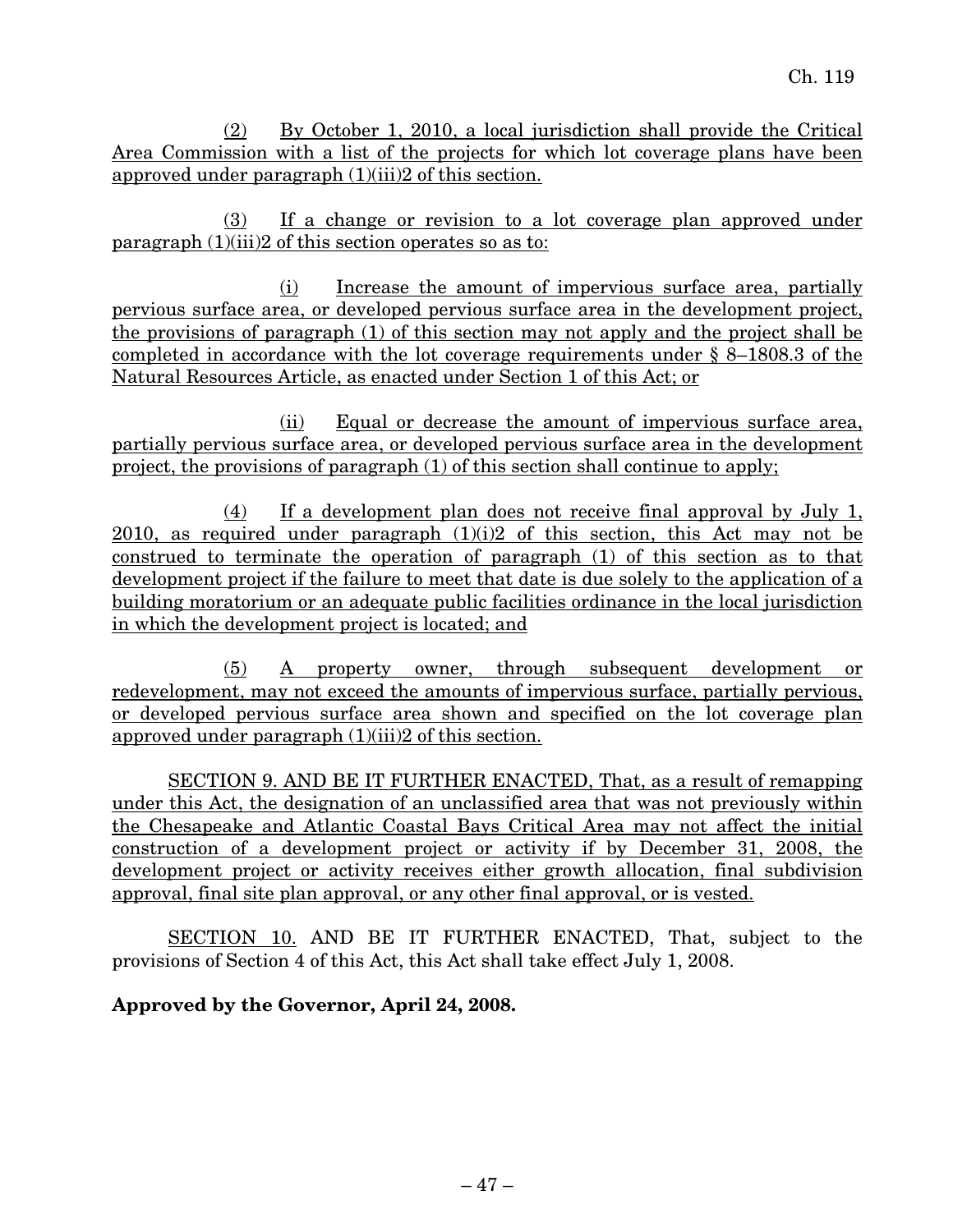(2) By October 1, 2010, a local jurisdiction shall provide the Critical Area Commission with a list of the projects for which lot coverage plans have been approved under paragraph (1)(iii)2 of this section.

(3) If a change or revision to a lot coverage plan approved under paragraph (1)(iii)2 of this section operates so as to:

(i) Increase the amount of impervious surface area, partially pervious surface area, or developed pervious surface area in the development project, the provisions of paragraph (1) of this section may not apply and the project shall be completed in accordance with the lot coverage requirements under § 8–1808.3 of the Natural Resources Article, as enacted under Section 1 of this Act; or

(ii) Equal or decrease the amount of impervious surface area, partially pervious surface area, or developed pervious surface area in the development project, the provisions of paragraph (1) of this section shall continue to apply;

(4) If a development plan does not receive final approval by July 1, 2010, as required under paragraph (1)(i)2 of this section, this Act may not be construed to terminate the operation of paragraph (1) of this section as to that development project if the failure to meet that date is due solely to the application of a building moratorium or an adequate public facilities ordinance in the local jurisdiction in which the development project is located; and

(5) A property owner, through subsequent development or redevelopment, may not exceed the amounts of impervious surface, partially pervious, or developed pervious surface area shown and specified on the lot coverage plan approved under paragraph (1)(iii)2 of this section.

SECTION 9. AND BE IT FURTHER ENACTED, That, as a result of remapping under this Act, the designation of an unclassified area that was not previously within the Chesapeake and Atlantic Coastal Bays Critical Area may not affect the initial construction of a development project or activity if by December 31, 2008, the development project or activity receives either growth allocation, final subdivision approval, final site plan approval, or any other final approval, or is vested.

SECTION 10. AND BE IT FURTHER ENACTED, That, subject to the provisions of Section 4 of this Act, this Act shall take effect July 1, 2008.

**Approved by the Governor, April 24, 2008.**